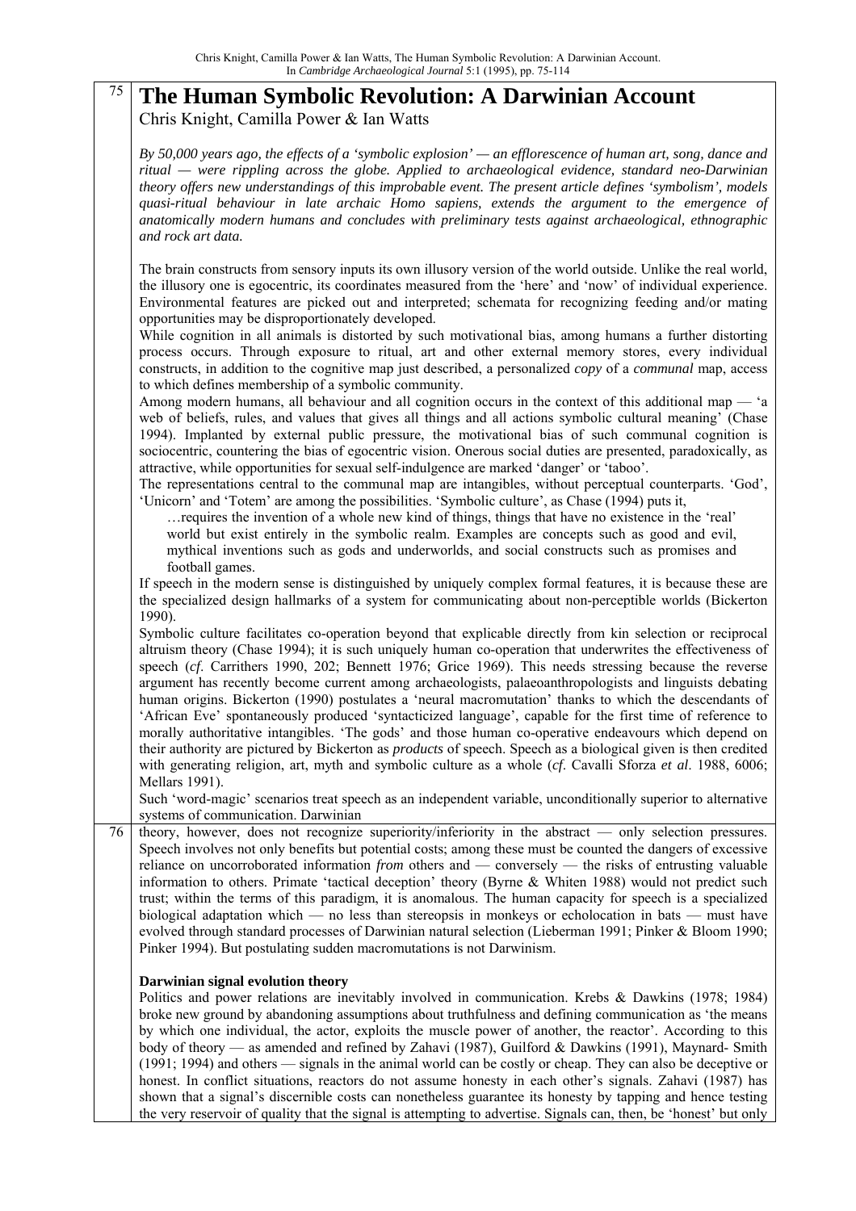# The Human Symbolic Revolution: A Darwinian Account

Chris Knight, Camilla Power & Ian Watts

*By 50,000 years ago, the effects of a 'symbolic explosion' — an efflorescence of human art, song, dance and ritual — were rippling across the globe. Applied to archaeological evidence, standard neo-Darwinian theory offers new understandings of this improbable event. The present article defines 'symbolism', models quasi-ritual behaviour in late archaic Homo sapiens, extends the argument to the emergence of anatomically modern humans and concludes with preliminary tests against archaeological, ethnographic and rock art data.*

The brain constructs from sensory inputs its own illusory version of the world outside. Unlike the real world, the illusory one is egocentric, its coordinates measured from the 'here' and 'now' of individual experience. Environmental features are picked out and interpreted; schemata for recognizing feeding and/or mating opportunities may be disproportionately developed.

While cognition in all animals is distorted by such motivational bias, among humans a further distorting process occurs. Through exposure to ritual, art and other external memory stores, every individual constructs, in addition to the cognitive map just described, a personalized *copy* of a *communal* map, access to which defines membership of a symbolic community.

Among modern humans, all behaviour and all cognition occurs in the context of this additional map — 'a web of beliefs, rules, and values that gives all things and all actions symbolic cultural meaning' (Chase 1994). Implanted by external public pressure, the motivational bias of such communal cognition is sociocentric, countering the bias of egocentric vision. Onerous social duties are presented, paradoxically, as attractive, while opportunities for sexual self-indulgence are marked 'danger' or 'taboo'.

The representations central to the communal map are intangibles, without perceptual counterparts. 'God', 'Unicorn' and 'Totem' are among the possibilities. 'Symbolic culture', as Chase (1994) puts it,

> …requires the invention of a whole new kind of things, things that have no existence in the 'real' world but exist entirely in the symbolic realm. Examples are concepts such as good and evil, mythical inventions such as gods and underworlds, and social constructs such as promises and football games.

If speech in the modern sense is distinguished by uniquely complex formal features, it is because these are the specialized design hallmarks of a system for communicating about non-perceptible worlds (Bickerton 1990).

Symbolic culture facilitates co-operation beyond that explicable directly from kin selection or reciprocal altruism theory (Chase 1994); it is such uniquely human co-operation that underwrites the effectiveness of speech (*cf*. Carrithers 1990, 202; Bennett 1976; Grice 1969). This needs stressing because the reverse argument has recently become current among archaeologists, palaeoanthropologists and linguists debating human origins. Bickerton (1990) postulates a 'neural macromutation' thanks to which the descendants of 'African Eve' spontaneously produced 'syntacticized language', capable for the first time of reference to morally authoritative intangibles. 'The gods' and those human co-operative endeavours which depend on their authority are pictured by Bickerton as *products* of speech. Speech as a biological given is then credited with generating religion, art, myth and symbolic culture as a whole (*cf*. Cavalli Sforza *et al*. 1988, 6006; Mellars 1991).

Such 'word-magic' scenarios treat speech as an independent variable, unconditionally superior to alternative systems of communication. Darwinian theory, however, does not recognize superiority/inferiority in the abstract — only selection pressures. Speech involves not only benefits but potential costs; among these must be counted the dangers of excessive reliance on uncorroborated information *from* others and — conversely — the risks of entrusting valuable information to others. Primate 'tactical deception' theory (Byrne & Whiten 1988) would not predict such trust; within the terms of this paradigm, it is anomalous. The human capacity for speech is a specialized biological adaptation which — no less than stereopsis in monkeys or echolocation in bats — must have evolved through standard processes of Darwinian natural selection (Lieberman 1991; Pinker & Bloom 1990; Pinker 1994). But postulating sudden macromutations is not Darwinism.

### Darwinian signal evolution theory

Politics and power relations are inevitably involved in communication. Krebs & Dawkins (1978; 1984) broke new ground by abandoning assumptions about truthfulness and defining communication as 'the means by which one individual, the actor, exploits the muscle power of another, the reactor'. According to this body of theory — as amended and refined by Zahavi (1987), Guilford & Dawkins (1991), Maynard- Smith (1991; 1994) and others — signals in the animal world can be costly or cheap. They can also be deceptive or honest. In conflict situations, reactors do not assume honesty in each other's signals. Zahavi (1987) has shown that a signal's discernible costs can nonetheless guarantee its honesty by tapping and hence testing the very reservoir of quality that the signal is attempting to advertise. Signals can, then, be 'honest' but only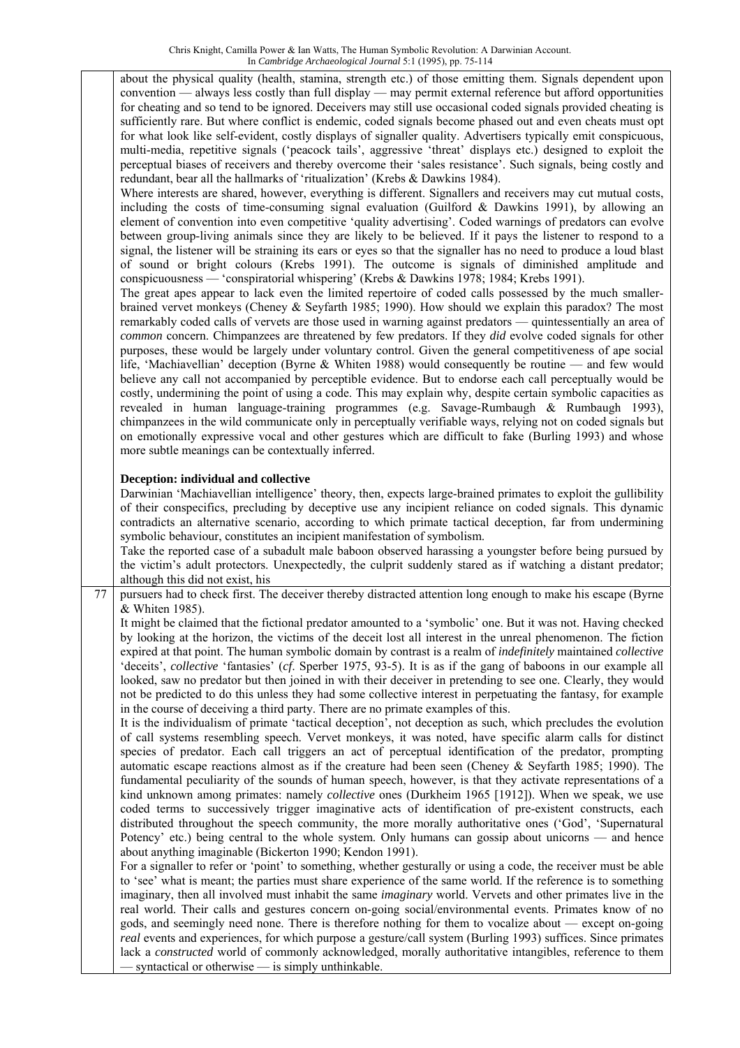about the physical quality (health, stamina, strength etc.) of those emitting them. Signals dependent upon convention — always less costly than full display — may permit external reference but afford opportunities for cheating and so tend to be ignored. Deceivers may still use occasional coded signals provided cheating is sufficiently rare. But where conflict is endemic, coded signals become phased out and even cheats must opt for what look like self-evident, costly displays of signaller quality. Advertisers typically emit conspicuous, multi-media, repetitive signals ('peacock tails', aggressive 'threat' displays etc.) designed to exploit the perceptual biases of receivers and thereby overcome their 'sales resistance'. Such signals, being costly and redundant, bear all the hallmarks of 'ritualization' (Krebs & Dawkins 1984).

Where interests are shared, however, everything is different. Signallers and receivers may cut mutual costs, including the costs of time-consuming signal evaluation (Guilford & Dawkins 1991), by allowing an element of convention into even competitive 'quality advertising'. Coded warnings of predators can evolve between group-living animals since they are likely to be believed. If it pays the listener to respond to a signal, the listener will be straining its ears or eyes so that the signaller has no need to produce a loud blast of sound or bright colours (Krebs 1991). The outcome is signals of diminished amplitude and conspicuousness — 'conspiratorial whispering' (Krebs & Dawkins 1978; 1984; Krebs 1991).

The great apes appear to lack even the limited repertoire of coded calls possessed by the much smaller-brained vervet monkeys (Cheney & Seyfarth 1985; 1990). How should we explain this paradox? The most remarkably coded calls of vervets are those used in warning against predators — quintessentially an area of *common* concern. Chimpanzees are threatened by few predators. If they *did* evolve coded signals for other purposes, these would be largely under voluntary control. Given the general competitiveness of ape social life, 'Machiavellian' deception (Byrne & Whiten 1988) would consequently be routine — and few would believe any call not accompanied by perceptible evidence. But to endorse each call perceptually would be costly, undermining the point of using a code. This may explain why, despite certain symbolic capacities as revealed in human language-training programmes (e.g. Savage-Rumbaugh & Rumbaugh 1993), chimpanzees in the wild communicate only in perceptually verifiable ways, relying not on coded signals but on emotionally expressive vocal and other gestures which are difficult to fake (Burling 1993) and whose more subtle meanings can be contextually inferred.

**Deception: individual and collective**

Darwinian 'Machiavellian intelligence' theory, then, expects large-brained primates to exploit the gullibility of their conspecifics, precluding by deceptive use any incipient reliance on coded signals. This dynamic contradicts an alternative scenario, according to which primate tactical deception, far from undermining symbolic behaviour, constitutes an incipient manifestation of symbolism.

Take the reported case of a subadult male baboon observed harassing a youngster before being pursued by the victim's adult protectors. Unexpectedly, the culprit suddenly stared as if watching a distant predator; although this did not exist, his pursuers had to check first. The deceiver thereby distracted attention long enough to make his escape (Byrne & Whiten 1985).

It might be claimed that the fictional predator amounted to a 'symbolic' one. But it was not. Having checked by looking at the horizon, the victims of the deceit lost all interest in the unreal phenomenon. The fiction expired at that point. The human symbolic domain by contrast is a realm of *indefinitely* maintained *collective* 'deceits', *collective* 'fantasies' (*cf*. Sperber 1975, 93-5). It is as if the gang of baboons in our example all looked, saw no predator but then joined in with their deceiver in pretending to see one. Clearly, they would not be predicted to do this unless they had some collective interest in perpetuating the fantasy, for example in the course of deceiving a third party. There are no primate examples of this.

It is the individualism of primate 'tactical deception', not deception as such, which precludes the evolution of call systems resembling speech. Vervet monkeys, it was noted, have specific alarm calls for distinct species of predator. Each call triggers an act of perceptual identification of the predator, prompting automatic escape reactions almost as if the creature had been seen (Cheney & Seyfarth 1985; 1990). The fundamental peculiarity of the sounds of human speech, however, is that they activate representations of a kind unknown among primates: namely *collective* ones (Durkheim 1965 [1912]). When we speak, we use coded terms to successively trigger imaginative acts of identification of pre-existent constructs, each distributed throughout the speech community, the more morally authoritative ones ('God', 'Supernatural Potency' etc.) being central to the whole system. Only humans can gossip about unicorns — and hence about anything imaginable (Bickerton 1990; Kendon 1991).

For a signaller to refer or 'point' to something, whether gesturally or using a code, the receiver must be able to 'see' what is meant; the parties must share experience of the same world. If the reference is to something imaginary, then all involved must inhabit the same *imaginary* world. Vervets and other primates live in the real world. Their calls and gestures concern on-going social/environmental events. Primates know of no gods, and seemingly need none. There is therefore nothing for them to vocalize about — except on-going *real* events and experiences, for which purpose a gesture/call system (Burling 1993) suffices. Since primates lack a *constructed* world of commonly acknowledged, morally authoritative intangibles, reference to them — syntactical or otherwise — is simply unthinkable.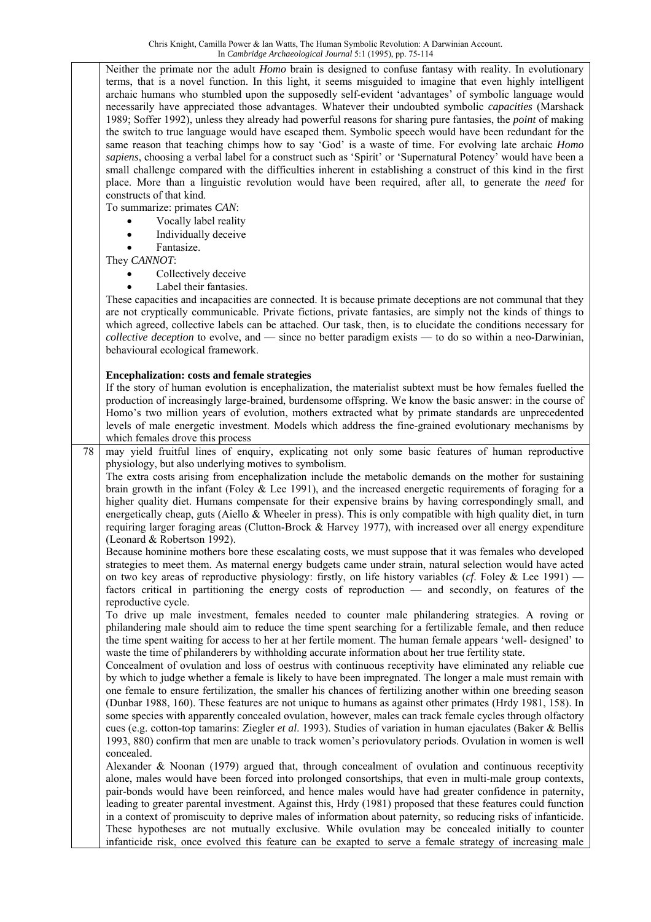Neither the primate nor the adult *Homo* brain is designed to confuse fantasy with reality. In evolutionary terms, that is a novel function. In this light, it seems misguided to imagine that even highly intelligent archaic humans who stumbled upon the supposedly self-evident 'advantages' of symbolic language would necessarily have appreciated those advantages. Whatever their undoubted symbolic *capacities* (Marshack 1989; Soffer 1992), unless they already had powerful reasons for sharing pure fantasies, the *point* of making the switch to true language would have escaped them. Symbolic speech would have been redundant for the same reason that teaching chimps how to say 'God' is a waste of time. For evolving late archaic *Homo sapiens*, choosing a verbal label for a construct such as 'Spirit' or 'Supernatural Potency' would have been a small challenge compared with the difficulties inherent in establishing a construct of this kind in the first place. More than a linguistic revolution would have been required, after all, to generate the *need* for constructs of that kind.

To summarize: primates *CAN*:

- Vocally label reality
- Individually deceive
- Fantasize.

They *CANNOT*:

- Collectively deceive
- Label their fantasies.

These capacities and incapacities are connected. It is because primate deceptions are not communal that they are not cryptically communicable. Private fictions, private fantasies, are simply not the kinds of things to which agreed, collective labels can be attached. Our task, then, is to elucidate the conditions necessary for *collective deception* to evolve, and — since no better paradigm exists — to do so within a neo-Darwinian, behavioural ecological framework.

**Encephalization: costs and female strategies**

If the story of human evolution is encephalization, the materialist subtext must be how females fuelled the production of increasingly large-brained, burdensome offspring. We know the basic answer: in the course of Homo's two million years of evolution, mothers extracted what by primate standards are unprecedented levels of male energetic investment. Models which address the fine-grained evolutionary mechanisms by which females drove this process may yield fruitful lines of enquiry, explicating not only some basic features of human reproductive physiology, but also underlying motives to symbolism.

The extra costs arising from encephalization include the metabolic demands on the mother for sustaining brain growth in the infant (Foley & Lee 1991), and the increased energetic requirements of foraging for a higher quality diet. Humans compensate for their expensive brains by having correspondingly small, and energetically cheap, guts (Aiello & Wheeler in press). This is only compatible with high quality diet, in turn requiring larger foraging areas (Clutton-Brock & Harvey 1977), with increased over all energy expenditure (Leonard & Robertson 1992).

Because hominine mothers bore these escalating costs, we must suppose that it was females who developed strategies to meet them. As maternal energy budgets came under strain, natural selection would have acted on two key areas of reproductive physiology: firstly, on life history variables (*cf*. Foley & Lee 1991) — factors critical in partitioning the energy costs of reproduction — and secondly, on features of the reproductive cycle.

To drive up male investment, females needed to counter male philandering strategies. A roving or philandering male should aim to reduce the time spent searching for a fertilizable female, and then reduce the time spent waiting for access to her at her fertile moment. The human female appears 'well- designed' to waste the time of philanderers by withholding accurate information about her true fertility state.

Concealment of ovulation and loss of oestrus with continuous receptivity have eliminated any reliable cue by which to judge whether a female is likely to have been impregnated. The longer a male must remain with one female to ensure fertilization, the smaller his chances of fertilizing another within one breeding season (Dunbar 1988, 160). These features are not unique to humans as against other primates (Hrdy 1981, 158). In some species with apparently concealed ovulation, however, males can track female cycles through olfactory cues (e.g. cotton-top tamarins: Ziegler *et al*. 1993). Studies of variation in human ejaculates (Baker & Bellis 1993, 880) confirm that men are unable to track women's periovulatory periods. Ovulation in women is well concealed.

Alexander & Noonan (1979) argued that, through concealment of ovulation and continuous receptivity alone, males would have been forced into prolonged consortships, that even in multi-male group contexts, pair-bonds would have been reinforced, and hence males would have had greater confidence in paternity, leading to greater parental investment. Against this, Hrdy (1981) proposed that these features could function in a context of promiscuity to deprive males of information about paternity, so reducing risks of infanticide. These hypotheses are not mutually exclusive. While ovulation may be concealed initially to counter infanticide risk, once evolved this feature can be exapted to serve a female strategy of increasing male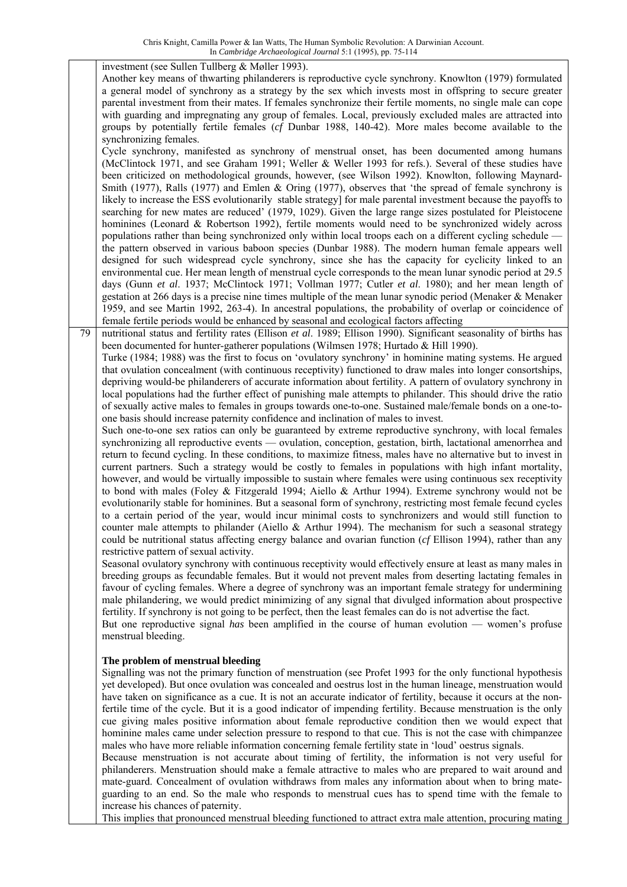investment (see Sullen Tullberg & Møller 1993).

Another key means of thwarting philanderers is reproductive cycle synchrony. Knowlton (1979) formulated a general model of synchrony as a strategy by the sex which invests most in offspring to secure greater parental investment from their mates. If females synchronize their fertile moments, no single male can cope with guarding and impregnating any group of females. Local, previously excluded males are attracted into groups by potentially fertile females (*cf* Dunbar 1988, 140-42). More males become available to the synchronizing females.

Cycle synchrony, manifested as synchrony of menstrual onset, has been documented among humans (McClintock 1971, and see Graham 1991; Weller & Weller 1993 for refs.). Several of these studies have been criticized on methodological grounds, however, (see Wilson 1992). Knowlton, following Maynard-Smith (1977), Ralls (1977) and Emlen & Oring (1977), observes that 'the spread of female synchrony is likely to increase the ESS evolutionarily stable strategy] for male parental investment because the payoffs to searching for new mates are reduced' (1979, 1029). Given the large range sizes postulated for Pleistocene hominines (Leonard & Robertson 1992), fertile moments would need to be synchronized widely across populations rather than being synchronized only within local troops each on a different cycling schedule — the pattern observed in various baboon species (Dunbar 1988). The modern human female appears well designed for such widespread cycle synchrony, since she has the capacity for cyclicity linked to an environmental cue. Her mean length of menstrual cycle corresponds to the mean lunar synodic period at 29.5 days (Gunn *et al*. 1937; McClintock 1971; Vollman 1977; Cutler *et al*. 1980); and her mean length of gestation at 266 days is a precise nine times multiple of the mean lunar synodic period (Menaker & Menaker 1959, and see Martin 1992, 263-4). In ancestral populations, the probability of overlap or coincidence of female fertile periods would be enhanced by seasonal and ecological factors affecting nutritional status and fertility rates (Ellison *et al*. 1989; Ellison 1990). Significant seasonality of births has been documented for hunter-gatherer populations (Wilmsen 1978; Hurtado & Hill 1990).

Turke (1984; 1988) was the first to focus on 'ovulatory synchrony' in hominine mating systems. He argued that ovulation concealment (with continuous receptivity) functioned to draw males into longer consortships, depriving would-be philanderers of accurate information about fertility. A pattern of ovulatory synchrony in local populations had the further effect of punishing male attempts to philander. This should drive the ratio of sexually active males to females in groups towards one-to-one. Sustained male/female bonds on a one-to-one basis should increase paternity confidence and inclination of males to invest.

Such one-to-one sex ratios can only be guaranteed by extreme reproductive synchrony, with local females synchronizing all reproductive events — ovulation, conception, gestation, birth, lactational amenorrhea and return to fecund cycling. In these conditions, to maximize fitness, males have no alternative but to invest in current partners. Such a strategy would be costly to females in populations with high infant mortality, however, and would be virtually impossible to sustain where females were using continuous sex receptivity to bond with males (Foley & Fitzgerald 1994; Aiello & Arthur 1994). Extreme synchrony would not be evolutionarily stable for hominines. But a seasonal form of synchrony, restricting most female fecund cycles to a certain period of the year, would incur minimal costs to synchronizers and would still function to counter male attempts to philander (Aiello & Arthur 1994). The mechanism for such a seasonal strategy could be nutritional status affecting energy balance and ovarian function (*cf* Ellison 1994), rather than any restrictive pattern of sexual activity.

Seasonal ovulatory synchrony with continuous receptivity would effectively ensure at least as many males in breeding groups as fecundable females. But it would not prevent males from deserting lactating females in favour of cycling females. Where a degree of synchrony was an important female strategy for undermining male philandering, we would predict minimizing of any signal that divulged information about prospective fertility. If synchrony is not going to be perfect, then the least females can do is not advertise the fact.

But one reproductive signal *has* been amplified in the course of human evolution — women's profuse menstrual bleeding.

**The problem of menstrual bleeding**

Signalling was not the primary function of menstruation (see Profet 1993 for the only functional hypothesis yet developed). But once ovulation was concealed and oestrus lost in the human lineage, menstruation would have taken on significance as a cue. It is not an accurate indicator of fertility, because it occurs at the non-fertile time of the cycle. But it is a good indicator of impending fertility. Because menstruation is the only cue giving males positive information about female reproductive condition then we would expect that hominine males came under selection pressure to respond to that cue. This is not the case with chimpanzee males who have more reliable information concerning female fertility state in 'loud' oestrus signals.

Because menstruation is not accurate about timing of fertility, the information is not very useful for philanderers. Menstruation should make a female attractive to males who are prepared to wait around and mate-guard. Concealment of ovulation withdraws from males any information about when to bring mate-guarding to an end. So the male who responds to menstrual cues has to spend time with the female to increase his chances of paternity.

This implies that pronounced menstrual bleeding functioned to attract extra male attention, procuring mating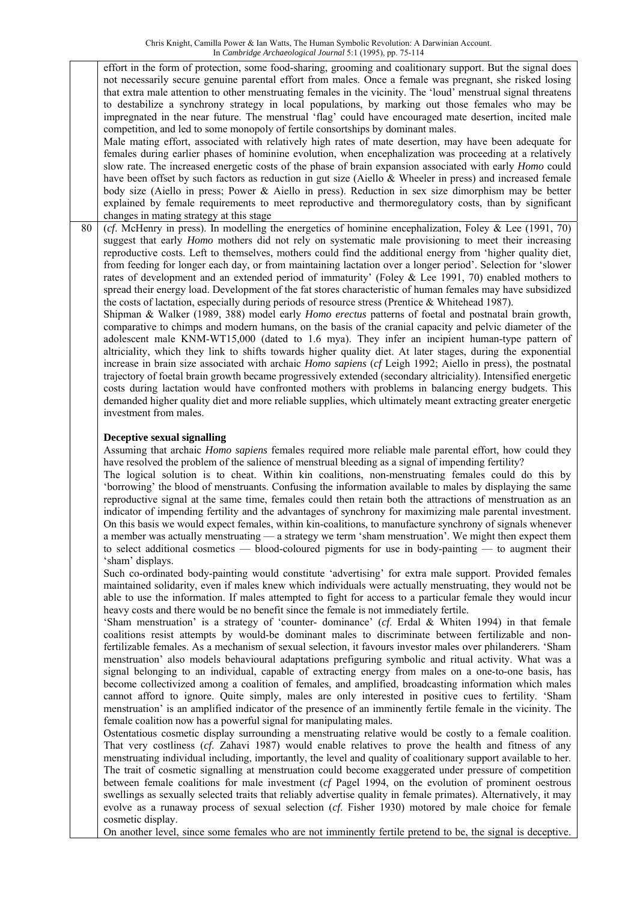effort in the form of protection, some food-sharing, grooming and coalitionary support. But the signal does not necessarily secure genuine parental effort from males. Once a female was pregnant, she risked losing that extra male attention to other menstruating females in the vicinity. The 'loud' menstrual signal threatens to destabilize a synchrony strategy in local populations, by marking out those females who may be impregnated in the near future. The menstrual 'flag' could have encouraged mate desertion, incited male competition, and led to some monopoly of fertile consortships by dominant males.

Male mating effort, associated with relatively high rates of mate desertion, may have been adequate for females during earlier phases of hominine evolution, when encephalization was proceeding at a relatively slow rate. The increased energetic costs of the phase of brain expansion associated with early *Homo* could have been offset by such factors as reduction in gut size (Aiello & Wheeler in press) and increased female body size (Aiello in press; Power & Aiello in press). Reduction in sex size dimorphism may be better explained by female requirements to meet reproductive and thermoregulatory costs, than by significant changes in mating strategy at this stage (*cf*. McHenry in press). In modelling the energetics of hominine encephalization, Foley & Lee (1991, 70) suggest that early *Homo* mothers did not rely on systematic male provisioning to meet their increasing reproductive costs. Left to themselves, mothers could find the additional energy from 'higher quality diet, from feeding for longer each day, or from maintaining lactation over a longer period'. Selection for 'slower rates of development and an extended period of immaturity' (Foley & Lee 1991, 70) enabled mothers to spread their energy load. Development of the fat stores characteristic of human females may have subsidized the costs of lactation, especially during periods of resource stress (Prentice & Whitehead 1987).

Shipman & Walker (1989, 388) model early *Homo erectus* patterns of foetal and postnatal brain growth, comparative to chimps and modern humans, on the basis of the cranial capacity and pelvic diameter of the adolescent male KNM-WT15,000 (dated to 1.6 mya). They infer an incipient human-type pattern of altriciality, which they link to shifts towards higher quality diet. At later stages, during the exponential increase in brain size associated with archaic *Homo sapiens* (*cf* Leigh 1992; Aiello in press), the postnatal trajectory of foetal brain growth became progressively extended (secondary altriciality). Intensified energetic costs during lactation would have confronted mothers with problems in balancing energy budgets. This demanded higher quality diet and more reliable supplies, which ultimately meant extracting greater energetic investment from males.

### Deceptive sexual signalling

Assuming that archaic *Homo sapiens* females required more reliable male parental effort, how could they have resolved the problem of the salience of menstrual bleeding as a signal of impending fertility?

The logical solution is to cheat. Within kin coalitions, non-menstruating females could do this by 'borrowing' the blood of menstruants. Confusing the information available to males by displaying the same reproductive signal at the same time, females could then retain both the attractions of menstruation as an indicator of impending fertility and the advantages of synchrony for maximizing male parental investment. On this basis we would expect females, within kin-coalitions, to manufacture synchrony of signals whenever a member was actually menstruating — a strategy we term 'sham menstruation'. We might then expect them to select additional cosmetics — blood-coloured pigments for use in body-painting — to augment their 'sham' displays.

Such co-ordinated body-painting would constitute 'advertising' for extra male support. Provided females maintained solidarity, even if males knew which individuals were actually menstruating, they would not be able to use the information. If males attempted to fight for access to a particular female they would incur heavy costs and there would be no benefit since the female is not immediately fertile.

'Sham menstruation' is a strategy of 'counter- dominance' (*cf*. Erdal & Whiten 1994) in that female coalitions resist attempts by would-be dominant males to discriminate between fertilizable and non-fertilizable females. As a mechanism of sexual selection, it favours investor males over philanderers. 'Sham menstruation' also models behavioural adaptations prefiguring symbolic and ritual activity. What was a signal belonging to an individual, capable of extracting energy from males on a one-to-one basis, has become collectivized among a coalition of females, and amplified, broadcasting information which males cannot afford to ignore. Quite simply, males are only interested in positive cues to fertility. 'Sham menstruation' is an amplified indicator of the presence of an imminently fertile female in the vicinity. The female coalition now has a powerful signal for manipulating males.

Ostentatious cosmetic display surrounding a menstruating relative would be costly to a female coalition. That very costliness (*cf*. Zahavi 1987) would enable relatives to prove the health and fitness of any menstruating individual including, importantly, the level and quality of coalitionary support available to her. The trait of cosmetic signalling at menstruation could become exaggerated under pressure of competition between female coalitions for male investment (*cf* Pagel 1994, on the evolution of prominent oestrous swellings as sexually selected traits that reliably advertise quality in female primates). Alternatively, it may evolve as a runaway process of sexual selection (*cf*. Fisher 1930) motored by male choice for female cosmetic display.

On another level, since some females who are not imminently fertile pretend to be, the signal is deceptive.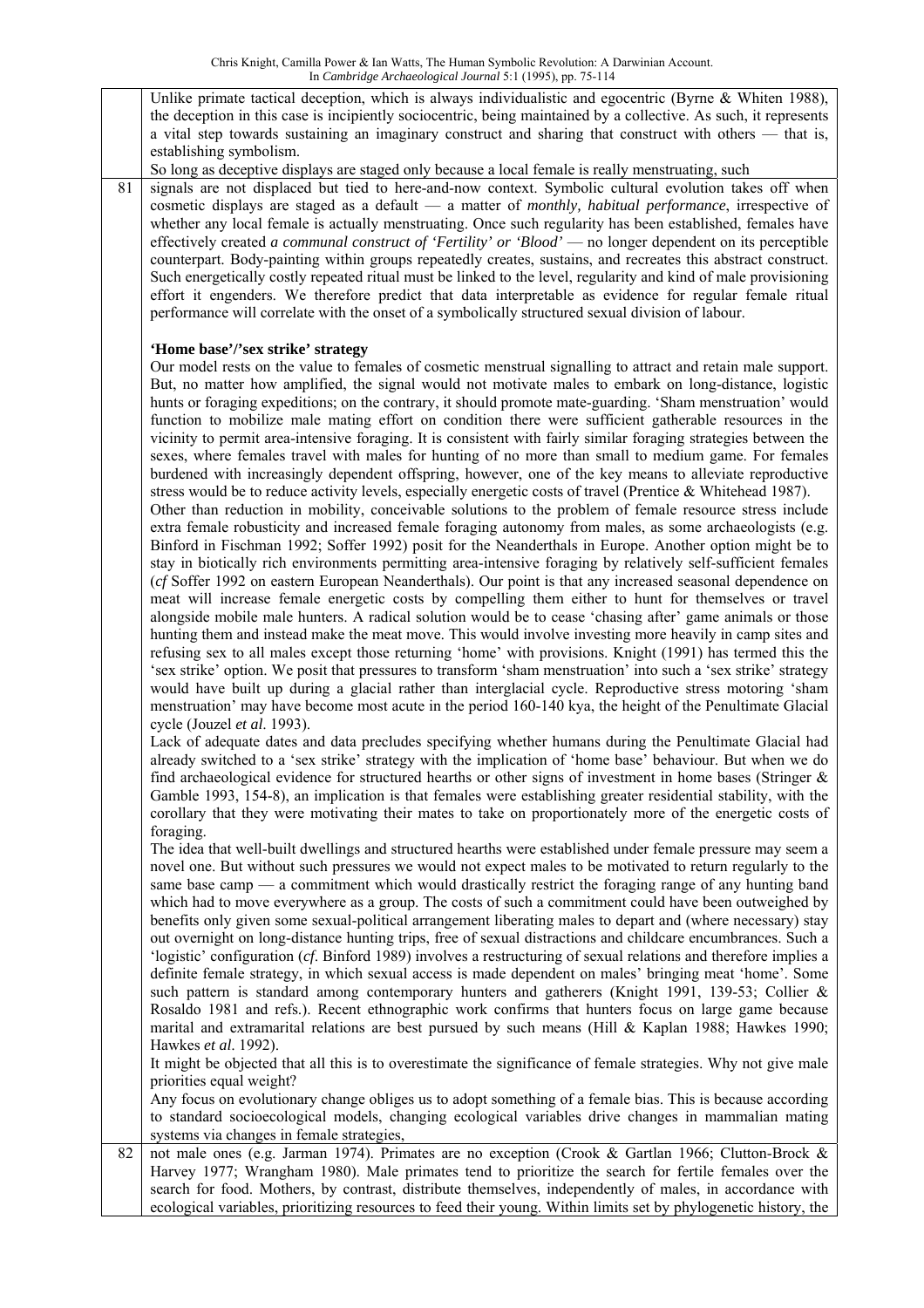Unlike primate tactical deception, which is always individualistic and egocentric (Byrne & Whiten 1988), the deception in this case is incipiently sociocentric, being maintained by a collective. As such, it represents a vital step towards sustaining an imaginary construct and sharing that construct with others — that is, establishing symbolism.

So long as deceptive displays are staged only because a local female is really menstruating, such signals are not displaced but tied to here-and-now context. Symbolic cultural evolution takes off when cosmetic displays are staged as a default — a matter of *monthly, habitual performance*, irrespective of whether any local female is actually menstruating. Once such regularity has been established, females have effectively created *a communal construct of 'Fertility' or 'Blood'* — no longer dependent on its perceptible counterpart. Body-painting within groups repeatedly creates, sustains, and recreates this abstract construct. Such energetically costly repeated ritual must be linked to the level, regularity and kind of male provisioning effort it engenders. We therefore predict that data interpretable as evidence for regular female ritual performance will correlate with the onset of a symbolically structured sexual division of labour.

## 'Home base'/'sex strike' strategy

Our model rests on the value to females of cosmetic menstrual signalling to attract and retain male support. But, no matter how amplified, the signal would not motivate males to embark on long-distance, logistic hunts or foraging expeditions; on the contrary, it should promote mate-guarding. 'Sham menstruation' would function to mobilize male mating effort on condition there were sufficient gatherable resources in the vicinity to permit area-intensive foraging. It is consistent with fairly similar foraging strategies between the sexes, where females travel with males for hunting of no more than small to medium game. For females burdened with increasingly dependent offspring, however, one of the key means to alleviate reproductive stress would be to reduce activity levels, especially energetic costs of travel (Prentice & Whitehead 1987).

Other than reduction in mobility, conceivable solutions to the problem of female resource stress include extra female robusticity and increased female foraging autonomy from males, as some archaeologists (e.g. Binford in Fischman 1992; Soffer 1992) posit for the Neanderthals in Europe. Another option might be to stay in biotically rich environments permitting area-intensive foraging by relatively self-sufficient females (*cf* Soffer 1992 on eastern European Neanderthals). Our point is that any increased seasonal dependence on meat will increase female energetic costs by compelling them either to hunt for themselves or travel alongside mobile male hunters. A radical solution would be to cease 'chasing after' game animals or those hunting them and instead make the meat move. This would involve investing more heavily in camp sites and refusing sex to all males except those returning 'home' with provisions. Knight (1991) has termed this the 'sex strike' option. We posit that pressures to transform 'sham menstruation' into such a 'sex strike' strategy would have built up during a glacial rather than interglacial cycle. Reproductive stress motoring 'sham menstruation' may have become most acute in the period 160-140 kya, the height of the Penultimate Glacial cycle (Jouzel *et al*. 1993).

Lack of adequate dates and data precludes specifying whether humans during the Penultimate Glacial had already switched to a 'sex strike' strategy with the implication of 'home base' behaviour. But when we do find archaeological evidence for structured hearths or other signs of investment in home bases (Stringer & Gamble 1993, 154-8), an implication is that females were establishing greater residential stability, with the corollary that they were motivating their mates to take on proportionately more of the energetic costs of foraging.

The idea that well-built dwellings and structured hearths were established under female pressure may seem a novel one. But without such pressures we would not expect males to be motivated to return regularly to the same base camp — a commitment which would drastically restrict the foraging range of any hunting band which had to move everywhere as a group. The costs of such a commitment could have been outweighed by benefits only given some sexual-political arrangement liberating males to depart and (where necessary) stay out overnight on long-distance hunting trips, free of sexual distractions and childcare encumbrances. Such a 'logistic' configuration (*cf*. Binford 1989) involves a restructuring of sexual relations and therefore implies a definite female strategy, in which sexual access is made dependent on males' bringing meat 'home'. Some such pattern is standard among contemporary hunters and gatherers (Knight 1991, 139-53; Collier & Rosaldo 1981 and refs.). Recent ethnographic work confirms that hunters focus on large game because marital and extramarital relations are best pursued by such means (Hill & Kaplan 1988; Hawkes 1990; Hawkes *et al*. 1992).

It might be objected that all this is to overestimate the significance of female strategies. Why not give male priorities equal weight?

Any focus on evolutionary change obliges us to adopt something of a female bias. This is because according to standard socioecological models, changing ecological variables drive changes in mammalian mating systems via changes in female strategies, not male ones (e.g. Jarman 1974). Primates are no exception (Crook & Gartlan 1966; Clutton-Brock & Harvey 1977; Wrangham 1980). Male primates tend to prioritize the search for fertile females over the search for food. Mothers, by contrast, distribute themselves, independently of males, in accordance with ecological variables, prioritizing resources to feed their young. Within limits set by phylogenetic history, the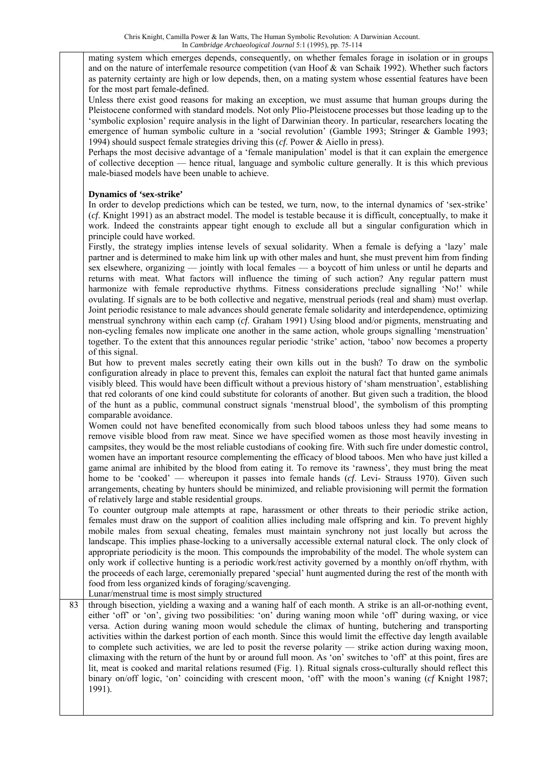mating system which emerges depends, consequently, on whether females forage in isolation or in groups and on the nature of interfemale resource competition (van Hoof & van Schaik 1992). Whether such factors as paternity certainty are high or low depends, then, on a mating system whose essential features have been for the most part female-defined.

Unless there exist good reasons for making an exception, we must assume that human groups during the Pleistocene conformed with standard models. Not only Plio-Pleistocene processes but those leading up to the 'symbolic explosion' require analysis in the light of Darwinian theory. In particular, researchers locating the emergence of human symbolic culture in a 'social revolution' (Gamble 1993; Stringer & Gamble 1993; 1994) should suspect female strategies driving this (*cf*. Power & Aiello in press).

Perhaps the most decisive advantage of a 'female manipulation' model is that it can explain the emergence of collective deception — hence ritual, language and symbolic culture generally. It is this which previous male-biased models have been unable to achieve.

**Dynamics of 'sex-strike'**

In order to develop predictions which can be tested, we turn, now, to the internal dynamics of 'sex-strike' (*cf*. Knight 1991) as an abstract model. The model is testable because it is difficult, conceptually, to make it work. Indeed the constraints appear tight enough to exclude all but a singular configuration which in principle could have worked.

Firstly, the strategy implies intense levels of sexual solidarity. When a female is defying a 'lazy' male partner and is determined to make him link up with other males and hunt, she must prevent him from finding sex elsewhere, organizing — jointly with local females — a boycott of him unless or until he departs and returns with meat. What factors will influence the timing of such action? Any regular pattern must harmonize with female reproductive rhythms. Fitness considerations preclude signalling 'No!' while ovulating. If signals are to be both collective and negative, menstrual periods (real and sham) must overlap. Joint periodic resistance to male advances should generate female solidarity and interdependence, optimizing menstrual synchrony within each camp (*cf*. Graham 1991) Using blood and/or pigments, menstruating and non-cycling females now implicate one another in the same action, whole groups signalling 'menstruation' together. To the extent that this announces regular periodic 'strike' action, 'taboo' now becomes a property of this signal.

But how to prevent males secretly eating their own kills out in the bush? To draw on the symbolic configuration already in place to prevent this, females can exploit the natural fact that hunted game animals visibly bleed. This would have been difficult without a previous history of 'sham menstruation', establishing that red colorants of one kind could substitute for colorants of another. But given such a tradition, the blood of the hunt as a public, communal construct signals 'menstrual blood', the symbolism of this prompting comparable avoidance.

Women could not have benefited economically from such blood taboos unless they had some means to remove visible blood from raw meat. Since we have specified women as those most heavily investing in campsites, they would be the most reliable custodians of cooking fire. With such fire under domestic control, women have an important resource complementing the efficacy of blood taboos. Men who have just killed a game animal are inhibited by the blood from eating it. To remove its 'rawness', they must bring the meat home to be 'cooked' — whereupon it passes into female hands (*cf*. Levi- Strauss 1970). Given such arrangements, cheating by hunters should be minimized, and reliable provisioning will permit the formation of relatively large and stable residential groups.

To counter outgroup male attempts at rape, harassment or other threats to their periodic strike action, females must draw on the support of coalition allies including male offspring and kin. To prevent highly mobile males from sexual cheating, females must maintain synchrony not just locally but across the landscape. This implies phase-locking to a universally accessible external natural clock. The only clock of appropriate periodicity is the moon. This compounds the improbability of the model. The whole system can only work if collective hunting is a periodic work/rest activity governed by a monthly on/off rhythm, with the proceeds of each large, ceremonially prepared 'special' hunt augmented during the rest of the month with food from less organized kinds of foraging/scavenging.

Lunar/menstrual time is most simply structured through bisection, yielding a waxing and a waning half of each month. A strike is an all-or-nothing event, either 'off' or 'on', giving two possibilities: 'on' during waning moon while 'off' during waxing, or vice versa. Action during waning moon would schedule the climax of hunting, butchering and transporting activities within the darkest portion of each month. Since this would limit the effective day length available to complete such activities, we are led to posit the reverse polarity — strike action during waxing moon, climaxing with the return of the hunt by or around full moon. As 'on' switches to 'off' at this point, fires are lit, meat is cooked and marital relations resumed (Fig. 1). Ritual signals cross-culturally should reflect this binary on/off logic, 'on' coinciding with crescent moon, 'off' with the moon's waning (*cf* Knight 1987; 1991).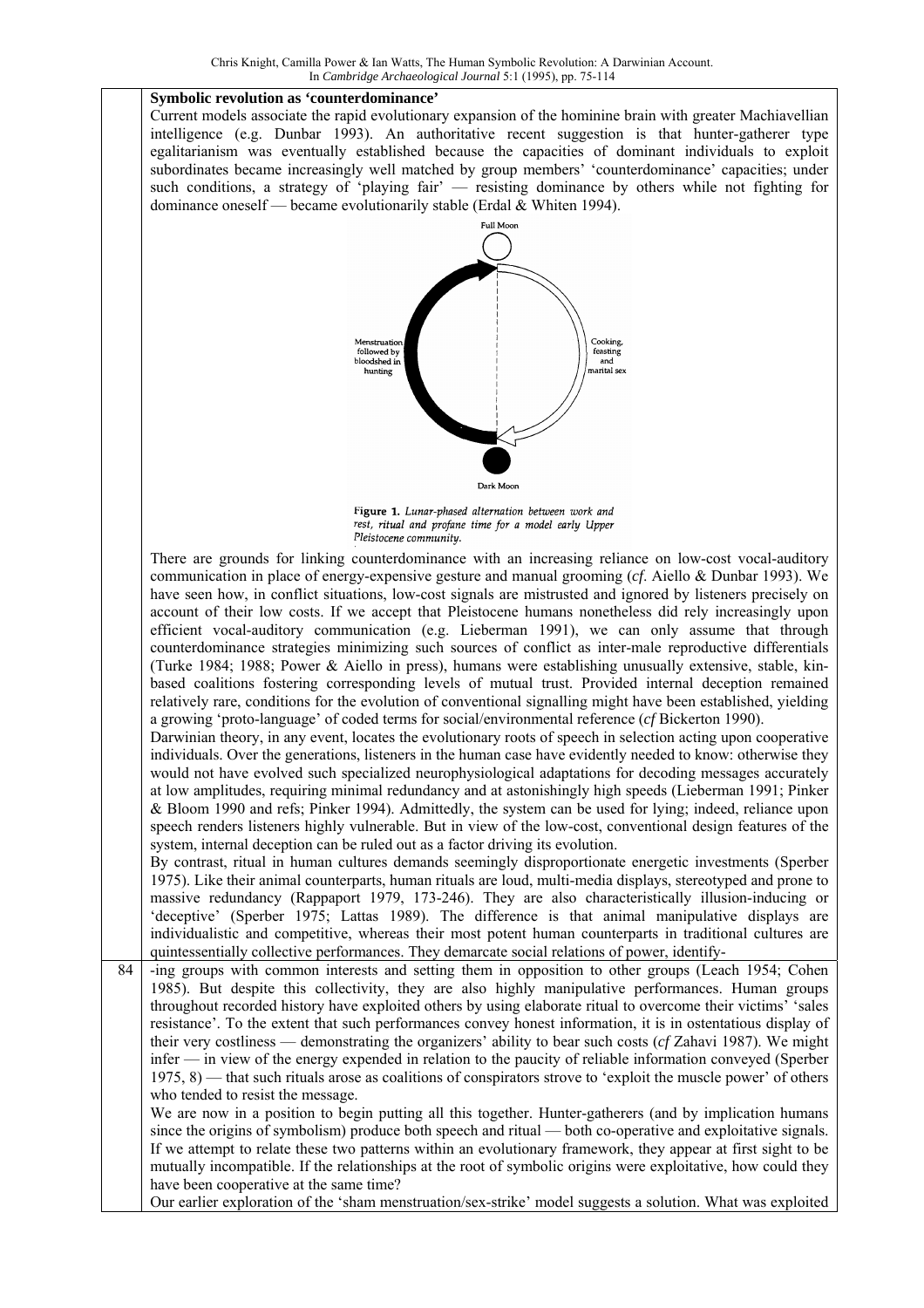**Symbolic revolution as 'counterdominance'**

Current models associate the rapid evolutionary expansion of the hominine brain with greater Machiavellian intelligence (e.g. Dunbar 1993). An authoritative recent suggestion is that hunter-gatherer type egalitarianism was eventually established because the capacities of dominant individuals to exploit subordinates became increasingly well matched by group members' 'counterdominance' capacities; under such conditions, a strategy of 'playing fair' — resisting dominance by others while not fighting for dominance oneself — became evolutionarily stable (Erdal & Whiten 1994).

Full Moon

Menstruation followed by bloodshed in hunting

Cooking, feasting and marital sex

Dark Moon

**Figure 1.** *Lunar-phased alternation between work and rest, ritual and profane time for a model early Upper Pleistocene community.*

There are grounds for linking counterdominance with an increasing reliance on low-cost vocal-auditory communication in place of energy-expensive gesture and manual grooming (*cf*. Aiello & Dunbar 1993). We have seen how, in conflict situations, low-cost signals are mistrusted and ignored by listeners precisely on account of their low costs. If we accept that Pleistocene humans nonetheless did rely increasingly upon efficient vocal-auditory communication (e.g. Lieberman 1991), we can only assume that through counterdominance strategies minimizing such sources of conflict as inter-male reproductive differentials (Turke 1984; 1988; Power & Aiello in press), humans were establishing unusually extensive, stable, kin-based coalitions fostering corresponding levels of mutual trust. Provided internal deception remained relatively rare, conditions for the evolution of conventional signalling might have been established, yielding a growing 'proto-language' of coded terms for social/environmental reference (*cf* Bickerton 1990).

Darwinian theory, in any event, locates the evolutionary roots of speech in selection acting upon cooperative individuals. Over the generations, listeners in the human case have evidently needed to know: otherwise they would not have evolved such specialized neurophysiological adaptations for decoding messages accurately at low amplitudes, requiring minimal redundancy and at astonishingly high speeds (Lieberman 1991; Pinker & Bloom 1990 and refs; Pinker 1994). Admittedly, the system can be used for lying; indeed, reliance upon speech renders listeners highly vulnerable. But in view of the low-cost, conventional design features of the system, internal deception can be ruled out as a factor driving its evolution.

By contrast, ritual in human cultures demands seemingly disproportionate energetic investments (Sperber 1975). Like their animal counterparts, human rituals are loud, multi-media displays, stereotyped and prone to massive redundancy (Rappaport 1979, 173-246). They are also characteristically illusion-inducing or 'deceptive' (Sperber 1975; Lattas 1989). The difference is that animal manipulative displays are individualistic and competitive, whereas their most potent human counterparts in traditional cultures are quintessentially collective performances. They demarcate social relations of power, identifying groups with common interests and setting them in opposition to other groups (Leach 1954; Cohen 1985). But despite this collectivity, they are also highly manipulative performances. Human groups throughout recorded history have exploited others by using elaborate ritual to overcome their victims' 'sales resistance'. To the extent that such performances convey honest information, it is in ostentatious display of their very costliness — demonstrating the organizers' ability to bear such costs (*cf* Zahavi 1987). We might infer — in view of the energy expended in relation to the paucity of reliable information conveyed (Sperber 1975, 8) — that such rituals arose as coalitions of conspirators strove to 'exploit the muscle power' of others who tended to resist the message.

We are now in a position to begin putting all this together. Hunter-gatherers (and by implication humans since the origins of symbolism) produce both speech and ritual — both co-operative and exploitative signals. If we attempt to relate these two patterns within an evolutionary framework, they appear at first sight to be mutually incompatible. If the relationships at the root of symbolic origins were exploitative, how could they have been cooperative at the same time?

Our earlier exploration of the 'sham menstruation/sex-strike' model suggests a solution. What was exploited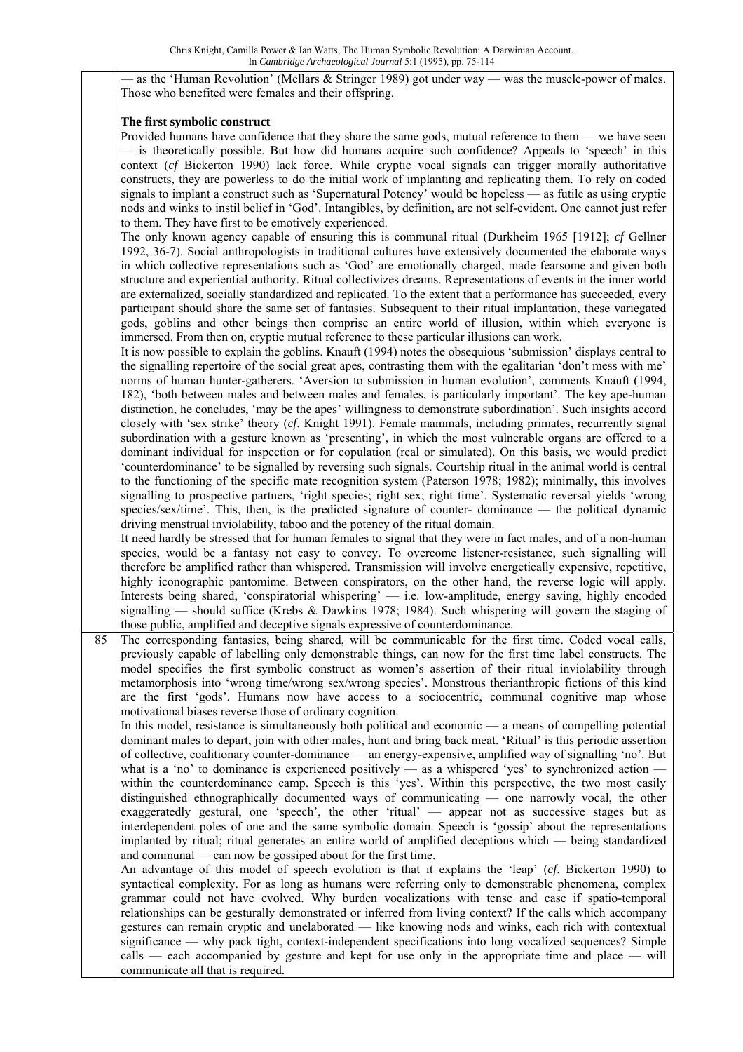— as the 'Human Revolution' (Mellars & Stringer 1989) got under way — was the muscle-power of males. Those who benefited were females and their offspring.

**The first symbolic construct**

Provided humans have confidence that they share the same gods, mutual reference to them — we have seen — is theoretically possible. But how did humans acquire such confidence? Appeals to 'speech' in this context (*cf* Bickerton 1990) lack force. While cryptic vocal signals can trigger morally authoritative constructs, they are powerless to do the initial work of implanting and replicating them. To rely on coded signals to implant a construct such as 'Supernatural Potency' would be hopeless — as futile as using cryptic nods and winks to instil belief in 'God'. Intangibles, by definition, are not self-evident. One cannot just refer to them. They have first to be emotively experienced.

The only known agency capable of ensuring this is communal ritual (Durkheim 1965 [1912]; *cf* Gellner 1992, 36-7). Social anthropologists in traditional cultures have extensively documented the elaborate ways in which collective representations such as 'God' are emotionally charged, made fearsome and given both structure and experiential authority. Ritual collectivizes dreams. Representations of events in the inner world are externalized, socially standardized and replicated. To the extent that a performance has succeeded, every participant should share the same set of fantasies. Subsequent to their ritual implantation, these variegated gods, goblins and other beings then comprise an entire world of illusion, within which everyone is immersed. From then on, cryptic mutual reference to these particular illusions can work.

It is now possible to explain the goblins. Knauft (1994) notes the obsequious 'submission' displays central to the signalling repertoire of the social great apes, contrasting them with the egalitarian 'don't mess with me' norms of human hunter-gatherers. 'Aversion to submission in human evolution', comments Knauft (1994, 182), 'both between males and between males and females, is particularly important'. The key ape-human distinction, he concludes, 'may be the apes' willingness to demonstrate subordination'. Such insights accord closely with 'sex strike' theory (*cf*. Knight 1991). Female mammals, including primates, recurrently signal subordination with a gesture known as 'presenting', in which the most vulnerable organs are offered to a dominant individual for inspection or for copulation (real or simulated). On this basis, we would predict 'counterdominance' to be signalled by reversing such signals. Courtship ritual in the animal world is central to the functioning of the specific mate recognition system (Paterson 1978; 1982); minimally, this involves signalling to prospective partners, 'right species; right sex; right time'. Systematic reversal yields 'wrong species/sex/time'. This, then, is the predicted signature of counter- dominance — the political dynamic driving menstrual inviolability, taboo and the potency of the ritual domain.

It need hardly be stressed that for human females to signal that they were in fact males, and of a non-human species, would be a fantasy not easy to convey. To overcome listener-resistance, such signalling will therefore be amplified rather than whispered. Transmission will involve energetically expensive, repetitive, highly iconographic pantomime. Between conspirators, on the other hand, the reverse logic will apply. Interests being shared, 'conspiratorial whispering' — i.e. low-amplitude, energy saving, highly encoded signalling — should suffice (Krebs & Dawkins 1978; 1984). Such whispering will govern the staging of those public, amplified and deceptive signals expressive of counterdominance.

The corresponding fantasies, being shared, will be communicable for the first time. Coded vocal calls, previously capable of labelling only demonstrable things, can now for the first time label constructs. The model specifies the first symbolic construct as women's assertion of their ritual inviolability through metamorphosis into 'wrong time/wrong sex/wrong species'. Monstrous therianthropic fictions of this kind are the first 'gods'. Humans now have access to a sociocentric, communal cognitive map whose motivational biases reverse those of ordinary cognition.

In this model, resistance is simultaneously both political and economic — a means of compelling potential dominant males to depart, join with other males, hunt and bring back meat. 'Ritual' is this periodic assertion of collective, coalitionary counter-dominance — an energy-expensive, amplified way of signalling 'no'. But what is a 'no' to dominance is experienced positively — as a whispered 'yes' to synchronized action — within the counterdominance camp. Speech is this 'yes'. Within this perspective, the two most easily distinguished ethnographically documented ways of communicating — one narrowly vocal, the other exaggeratedly gestural, one 'speech', the other 'ritual' — appear not as successive stages but as interdependent poles of one and the same symbolic domain. Speech is 'gossip' about the representations implanted by ritual; ritual generates an entire world of amplified deceptions which — being standardized and communal — can now be gossiped about for the first time.

An advantage of this model of speech evolution is that it explains the 'leap' (*cf*. Bickerton 1990) to syntactical complexity. For as long as humans were referring only to demonstrable phenomena, complex grammar could not have evolved. Why burden vocalizations with tense and case if spatio-temporal relationships can be gesturally demonstrated or inferred from living context? If the calls which accompany gestures can remain cryptic and unelaborated — like knowing nods and winks, each rich with contextual significance — why pack tight, context-independent specifications into long vocalized sequences? Simple calls — each accompanied by gesture and kept for use only in the appropriate time and place — will communicate all that is required.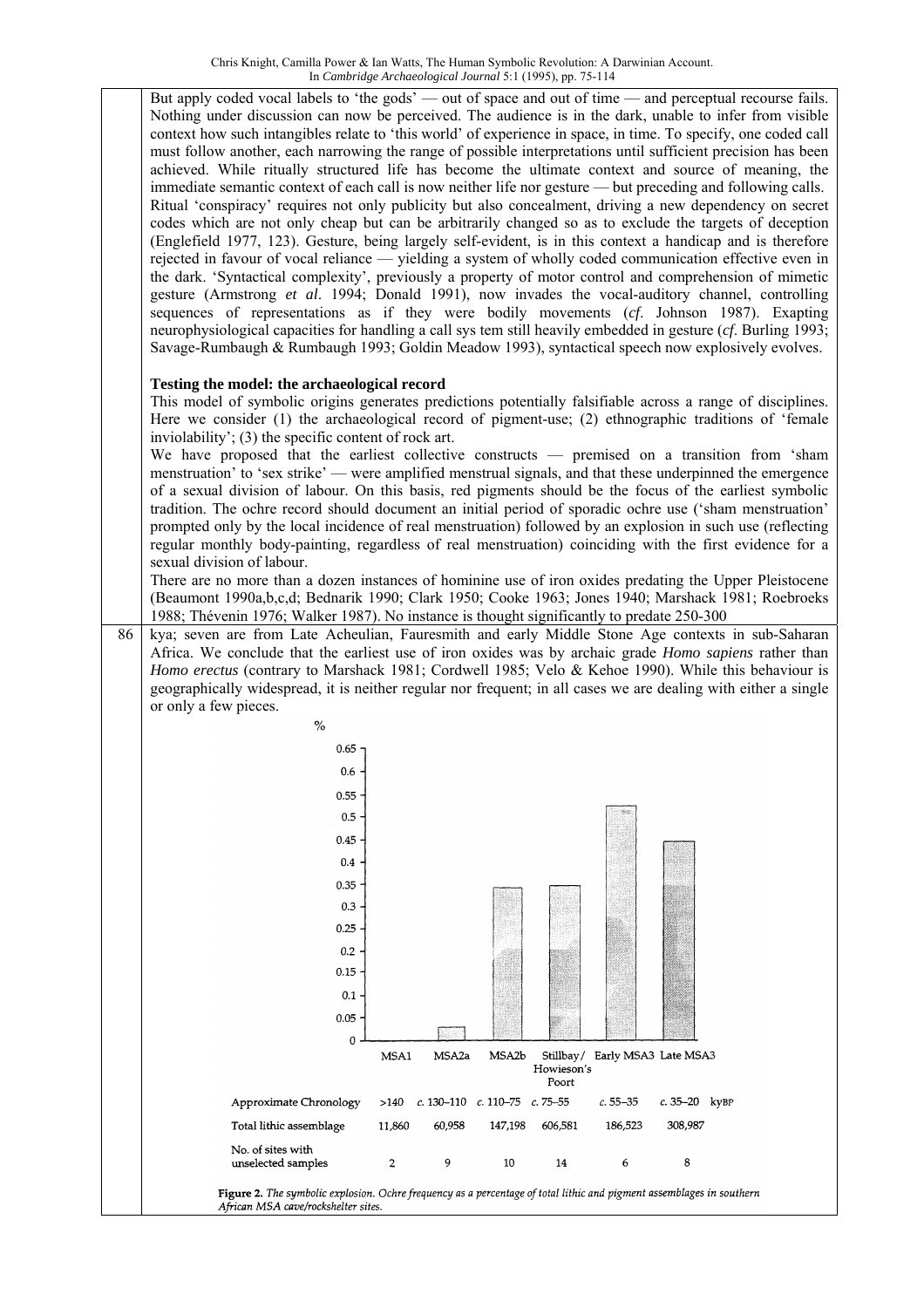But apply coded vocal labels to 'the gods' — out of space and out of time — and perceptual recourse fails. Nothing under discussion can now be perceived. The audience is in the dark, unable to infer from visible context how such intangibles relate to 'this world' of experience in space, in time. To specify, one coded call must follow another, each narrowing the range of possible interpretations until sufficient precision has been achieved. While ritually structured life has become the ultimate context and source of meaning, the immediate semantic context of each call is now neither life nor gesture — but preceding and following calls.

Ritual 'conspiracy' requires not only publicity but also concealment, driving a new dependency on secret codes which are not only cheap but can be arbitrarily changed so as to exclude the targets of deception (Englefield 1977, 123). Gesture, being largely self-evident, is in this context a handicap and is therefore rejected in favour of vocal reliance — yielding a system of wholly coded communication effective even in the dark. 'Syntactical complexity', previously a property of motor control and comprehension of mimetic gesture (Armstrong *et al*. 1994; Donald 1991), now invades the vocal-auditory channel, controlling sequences of representations as if they were bodily movements (*cf*. Johnson 1987). Exapting neurophysiological capacities for handling a call sys tem still heavily embedded in gesture (*cf*. Burling 1993; Savage-Rumbaugh & Rumbaugh 1993; Goldin Meadow 1993), syntactical speech now explosively evolves.

**Testing the model: the archaeological record**

This model of symbolic origins generates predictions potentially falsifiable across a range of disciplines. Here we consider (1) the archaeological record of pigment-use; (2) ethnographic traditions of 'female inviolability'; (3) the specific content of rock art.

We have proposed that the earliest collective constructs — premised on a transition from 'sham menstruation' to 'sex strike' — were amplified menstrual signals, and that these underpinned the emergence of a sexual division of labour. On this basis, red pigments should be the focus of the earliest symbolic tradition. The ochre record should document an initial period of sporadic ochre use ('sham menstruation' prompted only by the local incidence of real menstruation) followed by an explosion in such use (reflecting regular monthly body-painting, regardless of real menstruation) coinciding with the first evidence for a sexual division of labour.

There are no more than a dozen instances of hominine use of iron oxides predating the Upper Pleistocene (Beaumont 1990a,b,c,d; Bednarik 1990; Clark 1950; Cooke 1963; Jones 1940; Marshack 1981; Roebroeks 1988; Thévenin 1976; Walker 1987). No instance is thought significantly to predate 250-300 kya; seven are from Late Acheulian, Fauresmith and early Middle Stone Age contexts in sub-Saharan Africa. We conclude that the earliest use of iron oxides was by archaic grade *Homo sapiens* rather than *Homo erectus* (contrary to Marshack 1981; Cordwell 1985; Velo & Kehoe 1990). While this behaviour is geographically widespread, it is neither regular nor frequent; in all cases we are dealing with either a single or only a few pieces.

| | MSA1 | MSA2a | MSA2b | Stillbay/ Howieson's Poort | Early MSA3 | Late MSA3 |
|---|---|---|---|---|---|---|
| Approximate Chronology (kyBP) | >140 | c. 130–110 | c. 110–75 | c. 75–55 | c. 55–35 | c. 35–20 |
| Total lithic assemblage | 11,860 | 60,958 | 147,198 | 606,581 | 186,523 | 308,987 |
| No. of sites with unselected samples | 2 | 9 | 10 | 14 | 6 | 8 |

**Figure 2.** *The symbolic explosion. Ochre frequency as a percentage of total lithic and pigment assemblages in southern African MSA cave/rockshelter sites.*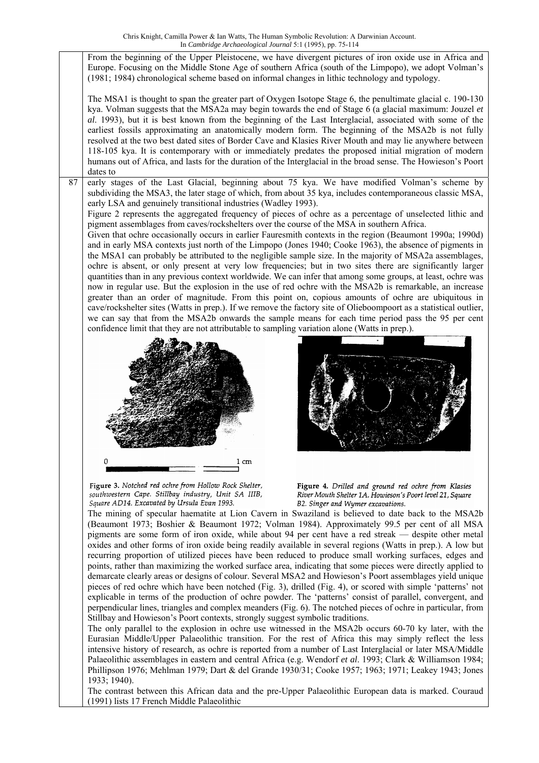From the beginning of the Upper Pleistocene, we have divergent pictures of iron oxide use in Africa and Europe. Focusing on the Middle Stone Age of southern Africa (south of the Limpopo), we adopt Volman's (1981; 1984) chronological scheme based on informal changes in lithic technology and typology.

The MSA1 is thought to span the greater part of Oxygen Isotope Stage 6, the penultimate glacial c. 190-130 kya. Volman suggests that the MSA2a may begin towards the end of Stage 6 (a glacial maximum: Jouzel *et al*. 1993), but it is best known from the beginning of the Last Interglacial, associated with some of the earliest fossils approximating an anatomically modern form. The beginning of the MSA2b is not fully resolved at the two best dated sites of Border Cave and Klasies River Mouth and may lie anywhere between 118-105 kya. It is contemporary with or immediately predates the proposed initial migration of modern humans out of Africa, and lasts for the duration of the Interglacial in the broad sense. The Howieson's Poort dates to early stages of the Last Glacial, beginning about 75 kya. We have modified Volman's scheme by subdividing the MSA3, the later stage of which, from about 35 kya, includes contemporaneous classic MSA, early LSA and genuinely transitional industries (Wadley 1993).

Figure 2 represents the aggregated frequency of pieces of ochre as a percentage of unselected lithic and pigment assemblages from caves/rockshelters over the course of the MSA in southern Africa.

Given that ochre occasionally occurs in earlier Fauresmith contexts in the region (Beaumont 1990a; 1990d) and in early MSA contexts just north of the Limpopo (Jones 1940; Cooke 1963), the absence of pigments in the MSA1 can probably be attributed to the negligible sample size. In the majority of MSA2a assemblages, ochre is absent, or only present at very low frequencies; but in two sites there are significantly larger quantities than in any previous context worldwide. We can infer that among some groups, at least, ochre was now in regular use. But the explosion in the use of red ochre with the MSA2b is remarkable, an increase greater than an order of magnitude. From this point on, copious amounts of ochre are ubiquitous in cave/rockshelter sites (Watts in prep.). If we remove the factory site of Olieboompoort as a statistical outlier, we can say that from the MSA2b onwards the sample means for each time period pass the 95 per cent confidence limit that they are not attributable to sampling variation alone (Watts in prep.).

*Figure 3. Notched red ochre from Hollow Rock Shelter, southwestern Cape. Stillbay industry, Unit SA IIIB, Square AD14. Excavated by Ursula Evan 1993.*

*Figure 4. Drilled and ground red ochre from Klasies River Mouth Shelter 1A. Howieson's Poort level 21, Square B2. Singer and Wymer excavations.*

The mining of specular haematite at Lion Cavern in Swaziland is believed to date back to the MSA2b (Beaumont 1973; Boshier & Beaumont 1972; Volman 1984). Approximately 99.5 per cent of all MSA pigments are some form of iron oxide, while about 94 per cent have a red streak — despite other metal oxides and other forms of iron oxide being readily available in several regions (Watts in prep.). A low but recurring proportion of utilized pieces have been reduced to produce small working surfaces, edges and points, rather than maximizing the worked surface area, indicating that some pieces were directly applied to demarcate clearly areas or designs of colour. Several MSA2 and Howieson's Poort assemblages yield unique pieces of red ochre which have been notched (Fig. 3), drilled (Fig. 4), or scored with simple 'patterns' not explicable in terms of the production of ochre powder. The 'patterns' consist of parallel, convergent, and perpendicular lines, triangles and complex meanders (Fig. 6). The notched pieces of ochre in particular, from Stillbay and Howieson's Poort contexts, strongly suggest symbolic traditions.

The only parallel to the explosion in ochre use witnessed in the MSA2b occurs 60-70 ky later, with the Eurasian Middle/Upper Palaeolithic transition. For the rest of Africa this may simply reflect the less intensive history of research, as ochre is reported from a number of Last Interglacial or later MSA/Middle Palaeolithic assemblages in eastern and central Africa (e.g. Wendorf *et al*. 1993; Clark & Williamson 1984; Phillipson 1976; Mehlman 1979; Dart & del Grande 1930/31; Cooke 1957; 1963; 1971; Leakey 1943; Jones 1933; 1940).

The contrast between this African data and the pre-Upper Palaeolithic European data is marked. Couraud (1991) lists 17 French Middle Palaeolithic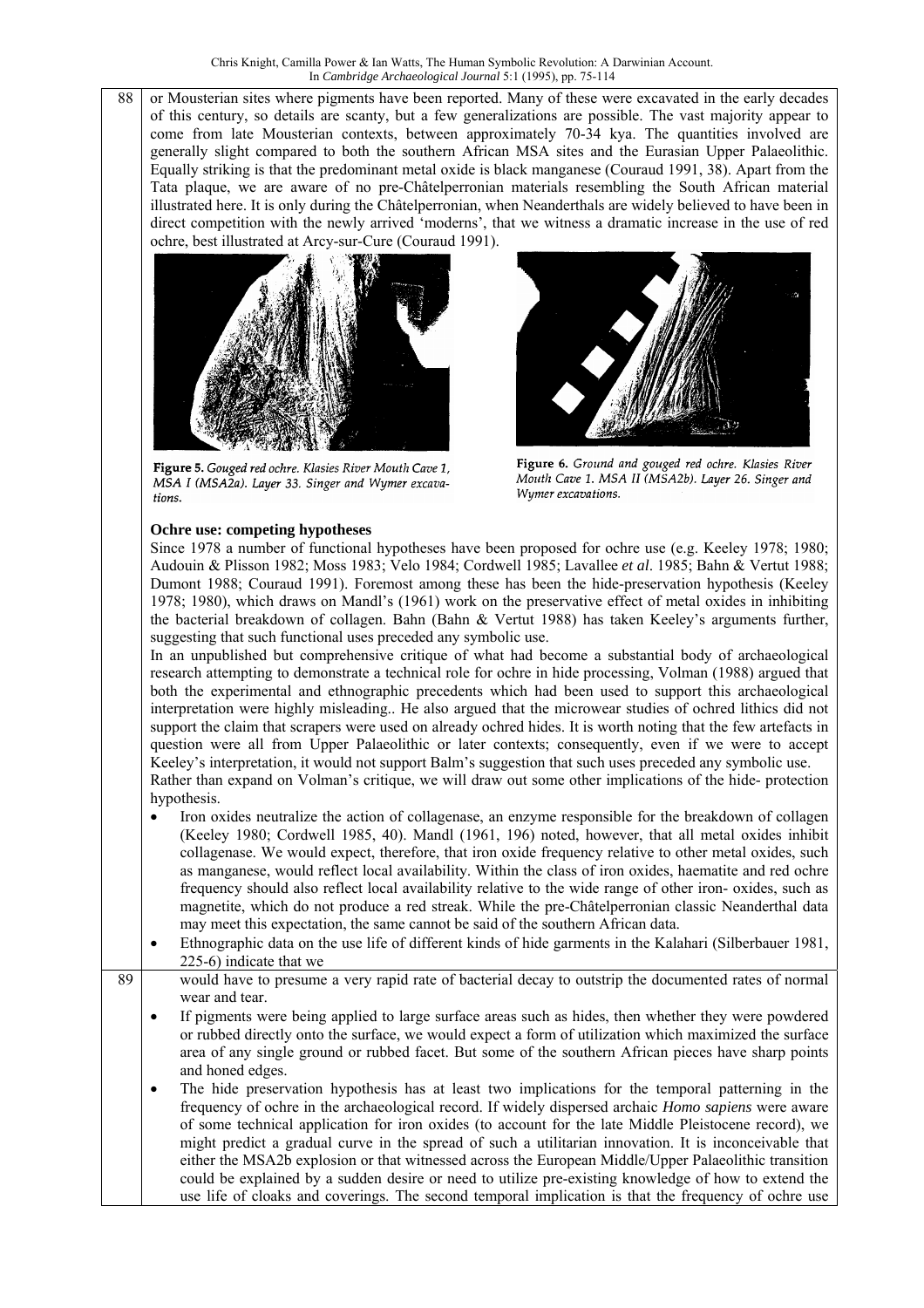or Mousterian sites where pigments have been reported. Many of these were excavated in the early decades of this century, so details are scanty, but a few generalizations are possible. The vast majority appear to come from late Mousterian contexts, between approximately 70-34 kya. The quantities involved are generally slight compared to both the southern African MSA sites and the Eurasian Upper Palaeolithic. Equally striking is that the predominant metal oxide is black manganese (Couraud 1991, 38). Apart from the Tata plaque, we are aware of no pre-Châtelperronian materials resembling the South African material illustrated here. It is only during the Châtelperronian, when Neanderthals are widely believed to have been in direct competition with the newly arrived 'moderns', that we witness a dramatic increase in the use of red ochre, best illustrated at Arcy-sur-Cure (Couraud 1991).

**Figure 5.** *Gouged red ochre. Klasies River Mouth Cave 1, MSA I (MSA2a). Layer 33. Singer and Wymer excavations.*

**Figure 6.** *Ground and gouged red ochre. Klasies River Mouth Cave 1. MSA II (MSA2b). Layer 26. Singer and Wymer excavations.*

### Ochre use: competing hypotheses

Since 1978 a number of functional hypotheses have been proposed for ochre use (e.g. Keeley 1978; 1980; Audouin & Plisson 1982; Moss 1983; Velo 1984; Cordwell 1985; Lavallee *et al*. 1985; Bahn & Vertut 1988; Dumont 1988; Couraud 1991). Foremost among these has been the hide-preservation hypothesis (Keeley 1978; 1980), which draws on Mandl's (1961) work on the preservative effect of metal oxides in inhibiting the bacterial breakdown of collagen. Bahn (Bahn & Vertut 1988) has taken Keeley's arguments further, suggesting that such functional uses preceded any symbolic use.

In an unpublished but comprehensive critique of what had become a substantial body of archaeological research attempting to demonstrate a technical role for ochre in hide processing, Volman (1988) argued that both the experimental and ethnographic precedents which had been used to support this archaeological interpretation were highly misleading.. He also argued that the microwear studies of ochred lithics did not support the claim that scrapers were used on already ochred hides. It is worth noting that the few artefacts in question were all from Upper Palaeolithic or later contexts; consequently, even if we were to accept Keeley's interpretation, it would not support Balm's suggestion that such uses preceded any symbolic use.

Rather than expand on Volman's critique, we will draw out some other implications of the hide- protection hypothesis.

- Iron oxides neutralize the action of collagenase, an enzyme responsible for the breakdown of collagen (Keeley 1980; Cordwell 1985, 40). Mandl (1961, 196) noted, however, that all metal oxides inhibit collagenase. We would expect, therefore, that iron oxide frequency relative to other metal oxides, such as manganese, would reflect local availability. Within the class of iron oxides, haematite and red ochre frequency should also reflect local availability relative to the wide range of other iron- oxides, such as magnetite, which do not produce a red streak. While the pre-Châtelperronian classic Neanderthal data may meet this expectation, the same cannot be said of the southern African data.
- Ethnographic data on the use life of different kinds of hide garments in the Kalahari (Silberbauer 1981, 225-6) indicate that we would have to presume a very rapid rate of bacterial decay to outstrip the documented rates of normal wear and tear.
- If pigments were being applied to large surface areas such as hides, then whether they were powdered or rubbed directly onto the surface, we would expect a form of utilization which maximized the surface area of any single ground or rubbed facet. But some of the southern African pieces have sharp points and honed edges.
- The hide preservation hypothesis has at least two implications for the temporal patterning in the frequency of ochre in the archaeological record. If widely dispersed archaic *Homo sapiens* were aware of some technical application for iron oxides (to account for the late Middle Pleistocene record), we might predict a gradual curve in the spread of such a utilitarian innovation. It is inconceivable that either the MSA2b explosion or that witnessed across the European Middle/Upper Palaeolithic transition could be explained by a sudden desire or need to utilize pre-existing knowledge of how to extend the use life of cloaks and coverings. The second temporal implication is that the frequency of ochre use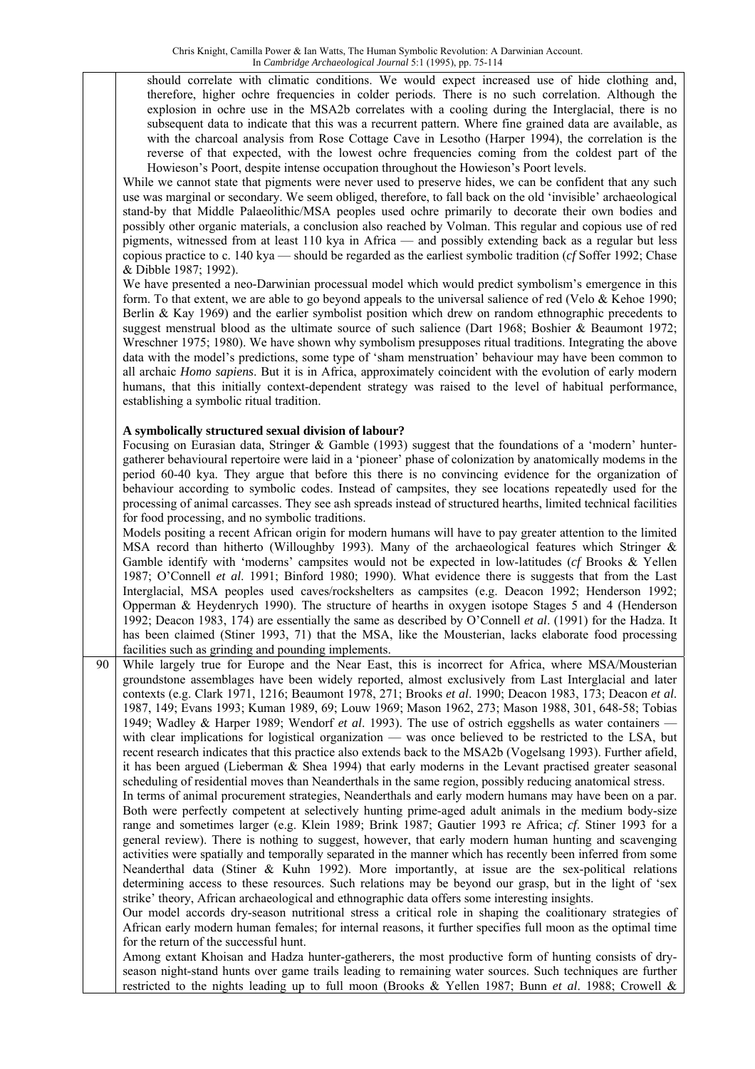should correlate with climatic conditions. We would expect increased use of hide clothing and, therefore, higher ochre frequencies in colder periods. There is no such correlation. Although the explosion in ochre use in the MSA2b correlates with a cooling during the Interglacial, there is no subsequent data to indicate that this was a recurrent pattern. Where fine grained data are available, as with the charcoal analysis from Rose Cottage Cave in Lesotho (Harper 1994), the correlation is the reverse of that expected, with the lowest ochre frequencies coming from the coldest part of the Howieson's Poort, despite intense occupation throughout the Howieson's Poort levels.

While we cannot state that pigments were never used to preserve hides, we can be confident that any such use was marginal or secondary. We seem obliged, therefore, to fall back on the old 'invisible' archaeological stand-by that Middle Palaeolithic/MSA peoples used ochre primarily to decorate their own bodies and possibly other organic materials, a conclusion also reached by Volman. This regular and copious use of red pigments, witnessed from at least 110 kya in Africa — and possibly extending back as a regular but less copious practice to c. 140 kya — should be regarded as the earliest symbolic tradition (*cf* Soffer 1992; Chase & Dibble 1987; 1992).

We have presented a neo-Darwinian processual model which would predict symbolism's emergence in this form. To that extent, we are able to go beyond appeals to the universal salience of red (Velo & Kehoe 1990; Berlin & Kay 1969) and the earlier symbolist position which drew on random ethnographic precedents to suggest menstrual blood as the ultimate source of such salience (Dart 1968; Boshier & Beaumont 1972; Wreschner 1975; 1980). We have shown why symbolism presupposes ritual traditions. Integrating the above data with the model's predictions, some type of 'sham menstruation' behaviour may have been common to all archaic *Homo sapiens*. But it is in Africa, approximately coincident with the evolution of early modern humans, that this initially context-dependent strategy was raised to the level of habitual performance, establishing a symbolic ritual tradition.

### A symbolically structured sexual division of labour?

Focusing on Eurasian data, Stringer & Gamble (1993) suggest that the foundations of a 'modern' hunter-gatherer behavioural repertoire were laid in a 'pioneer' phase of colonization by anatomically modems in the period 60-40 kya. They argue that before this there is no convincing evidence for the organization of behaviour according to symbolic codes. Instead of campsites, they see locations repeatedly used for the processing of animal carcasses. They see ash spreads instead of structured hearths, limited technical facilities for food processing, and no symbolic traditions.

Models positing a recent African origin for modern humans will have to pay greater attention to the limited MSA record than hitherto (Willoughby 1993). Many of the archaeological features which Stringer & Gamble identify with 'moderns' campsites would not be expected in low-latitudes (*cf* Brooks & Yellen 1987; O'Connell *et al.* 1991; Binford 1980; 1990). What evidence there is suggests that from the Last Interglacial, MSA peoples used caves/rockshelters as campsites (e.g. Deacon 1992; Henderson 1992; Opperman & Heydenrych 1990). The structure of hearths in oxygen isotope Stages 5 and 4 (Henderson 1992; Deacon 1983, 174) are essentially the same as described by O'Connell *et al*. (1991) for the Hadza. It has been claimed (Stiner 1993, 71) that the MSA, like the Mousterian, lacks elaborate food processing facilities such as grinding and pounding implements.

While largely true for Europe and the Near East, this is incorrect for Africa, where MSA/Mousterian groundstone assemblages have been widely reported, almost exclusively from Last Interglacial and later contexts (e.g. Clark 1971, 1216; Beaumont 1978, 271; Brooks *et al*. 1990; Deacon 1983, 173; Deacon *et al*. 1987, 149; Evans 1993; Kuman 1989, 69; Louw 1969; Mason 1962, 273; Mason 1988, 301, 648-58; Tobias 1949; Wadley & Harper 1989; Wendorf *et al*. 1993). The use of ostrich eggshells as water containers — with clear implications for logistical organization — was once believed to be restricted to the LSA, but recent research indicates that this practice also extends back to the MSA2b (Vogelsang 1993). Further afield, it has been argued (Lieberman & Shea 1994) that early moderns in the Levant practised greater seasonal scheduling of residential moves than Neanderthals in the same region, possibly reducing anatomical stress.

In terms of animal procurement strategies, Neanderthals and early modern humans may have been on a par. Both were perfectly competent at selectively hunting prime-aged adult animals in the medium body-size range and sometimes larger (e.g. Klein 1989; Brink 1987; Gautier 1993 re Africa; *cf*. Stiner 1993 for a general review). There is nothing to suggest, however, that early modern human hunting and scavenging activities were spatially and temporally separated in the manner which has recently been inferred from some Neanderthal data (Stiner & Kuhn 1992). More importantly, at issue are the sex-political relations determining access to these resources. Such relations may be beyond our grasp, but in the light of 'sex strike' theory, African archaeological and ethnographic data offers some interesting insights.

Our model accords dry-season nutritional stress a critical role in shaping the coalitionary strategies of African early modern human females; for internal reasons, it further specifies full moon as the optimal time for the return of the successful hunt.

Among extant Khoisan and Hadza hunter-gatherers, the most productive form of hunting consists of dry-season night-stand hunts over game trails leading to remaining water sources. Such techniques are further restricted to the nights leading up to full moon (Brooks & Yellen 1987; Bunn *et al*. 1988; Crowell &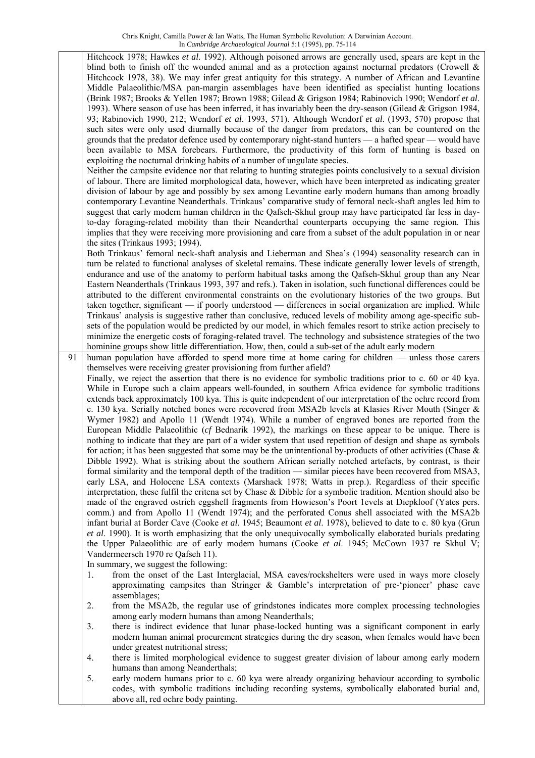Hitchcock 1978; Hawkes *et al*. 1992). Although poisoned arrows are generally used, spears are kept in the blind both to finish off the wounded animal and as a protection against nocturnal predators (Crowell & Hitchcock 1978, 38). We may infer great antiquity for this strategy. A number of African and Levantine Middle Palaeolithic/MSA pan-margin assemblages have been identified as specialist hunting locations (Brink 1987; Brooks & Yellen 1987; Brown 1988; Gilead & Grigson 1984; Rabinovich 1990; Wendorf *et al*. 1993). Where season of use has been inferred, it has invariably been the dry-season (Gilead & Grigson 1984, 93; Rabinovich 1990, 212; Wendorf *et al*. 1993, 571). Although Wendorf *et al*. (1993, 570) propose that such sites were only used diurnally because of the danger from predators, this can be countered on the grounds that the predator defence used by contemporary night-stand hunters — a hafted spear — would have been available to MSA forebears. Furthermore, the productivity of this form of hunting is based on exploiting the nocturnal drinking habits of a number of ungulate species.

Neither the campsite evidence nor that relating to hunting strategies points conclusively to a sexual division of labour. There are limited morphological data, however, which have been interpreted as indicating greater division of labour by age and possibly by sex among Levantine early modern humans than among broadly contemporary Levantine Neanderthals. Trinkaus' comparative study of femoral neck-shaft angles led him to suggest that early modern human children in the Qafseh-Skhul group may have participated far less in day-to-day foraging-related mobility than their Neanderthal counterparts occupying the same region. This implies that they were receiving more provisioning and care from a subset of the adult population in or near the sites (Trinkaus 1993; 1994).

Both Trinkaus' femoral neck-shaft analysis and Lieberman and Shea's (1994) seasonality research can in turn be related to functional analyses of skeletal remains. These indicate generally lower levels of strength, endurance and use of the anatomy to perform habitual tasks among the Qafseh-Skhul group than any Near Eastern Neanderthals (Trinkaus 1993, 397 and refs.). Taken in isolation, such functional differences could be attributed to the different environmental constraints on the evolutionary histories of the two groups. But taken together, significant — if poorly understood — differences in social organization are implied. While Trinkaus' analysis is suggestive rather than conclusive, reduced levels of mobility among age-specific sub-sets of the population would be predicted by our model, in which females resort to strike action precisely to minimize the energetic costs of foraging-related travel. The technology and subsistence strategies of the two hominine groups show little differentiation. How, then, could a sub-set of the adult early modern human population have afforded to spend more time at home caring for children — unless those carers themselves were receiving greater provisioning from further afield?

Finally, we reject the assertion that there is no evidence for symbolic traditions prior to c. 60 or 40 kya. While in Europe such a claim appears well-founded, in southern Africa evidence for symbolic traditions extends back approximately 100 kya. This is quite independent of our interpretation of the ochre record from c. 130 kya. Serially notched bones were recovered from MSA2b levels at Klasies River Mouth (Singer & Wymer 1982) and Apollo 11 (Wendt 1974). While a number of engraved bones are reported from the European Middle Palaeolithic (*cf* Bednarik 1992), the markings on these appear to be unique. There is nothing to indicate that they are part of a wider system that used repetition of design and shape as symbols for action; it has been suggested that some may be the unintentional by-products of other activities (Chase & Dibble 1992). What is striking about the southern African serially notched artefacts, by contrast, is their formal similarity and the temporal depth of the tradition — similar pieces have been recovered from MSA3, early LSA, and Holocene LSA contexts (Marshack 1978; Watts in prep.). Regardless of their specific interpretation, these fulfil the critena set by Chase & Dibble for a symbolic tradition. Mention should also be made of the engraved ostrich eggshell fragments from Howieson's Poort 1evels at Diepkloof (Yates pers. comm.) and from Apollo 11 (Wendt 1974); and the perforated Conus shell associated with the MSA2b infant burial at Border Cave (Cooke *et al*. 1945; Beaumont *et al*. 1978), believed to date to c. 80 kya (Grun *et al*. 1990). It is worth emphasizing that the only unequivocally symbolically elaborated burials predating the Upper Palaeolithic are of early modern humans (Cooke *et al*. 1945; McCown 1937 re Skhul V; Vandermeersch 1970 re Qafseh 11).

In summary, we suggest the following:

1. from the onset of the Last Interglacial, MSA caves/rockshelters were used in ways more closely approximating campsites than Stringer & Gamble's interpretation of pre-'pioneer' phase cave assemblages;
2. from the MSA2b, the regular use of grindstones indicates more complex processing technologies among early modern humans than among Neanderthals;
3. there is indirect evidence that lunar phase-locked hunting was a significant component in early modern human animal procurement strategies during the dry season, when females would have been under greatest nutritional stress;
4. there is limited morphological evidence to suggest greater division of labour among early modern humans than among Neanderthals;
5. early modern humans prior to c. 60 kya were already organizing behaviour according to symbolic codes, with symbolic traditions including recording systems, symbolically elaborated burial and, above all, red ochre body painting.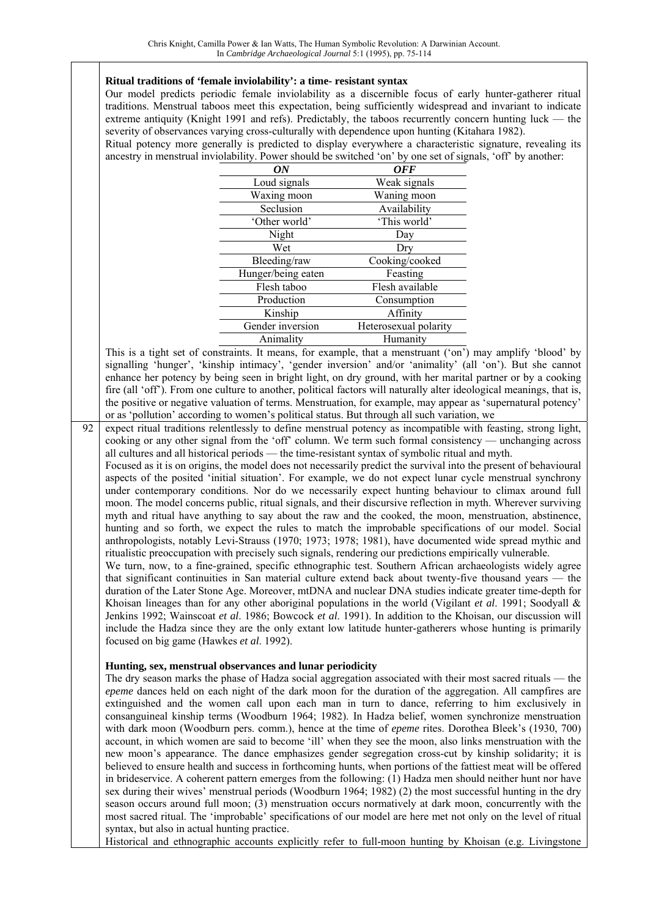### Ritual traditions of 'female inviolability': a time- resistant syntax

Our model predicts periodic female inviolability as a discernible focus of early hunter-gatherer ritual traditions. Menstrual taboos meet this expectation, being sufficiently widespread and invariant to indicate extreme antiquity (Knight 1991 and refs). Predictably, the taboos recurrently concern hunting luck — the severity of observances varying cross-culturally with dependence upon hunting (Kitahara 1982).

Ritual potency more generally is predicted to display everywhere a characteristic signature, revealing its ancestry in menstrual inviolability. Power should be switched 'on' by one set of signals, 'off' by another:

| ***ON*** | ***OFF*** |
|---|---|
| Loud signals | Weak signals |
| Waxing moon | Waning moon |
| Seclusion | Availability |
| 'Other world' | 'This world' |
| Night | Day |
| Wet | Dry |
| Bleeding/raw | Cooking/cooked |
| Hunger/being eaten | Feasting |
| Flesh taboo | Flesh available |
| Production | Consumption |
| Kinship | Affinity |
| Gender inversion | Heterosexual polarity |
| Animality | Humanity |

This is a tight set of constraints. It means, for example, that a menstruant ('on') may amplify 'blood' by signalling 'hunger', 'kinship intimacy', 'gender inversion' and/or 'animality' (all 'on'). But she cannot enhance her potency by being seen in bright light, on dry ground, with her marital partner or by a cooking fire (all 'off'). From one culture to another, political factors will naturally alter ideological meanings, that is, the positive or negative valuation of terms. Menstruation, for example, may appear as 'supernatural potency' or as 'pollution' according to women's political status. But through all such variation, we expect ritual traditions relentlessly to define menstrual potency as incompatible with feasting, strong light, cooking or any other signal from the 'off' column. We term such formal consistency — unchanging across all cultures and all historical periods — the time-resistant syntax of symbolic ritual and myth.

Focused as it is on origins, the model does not necessarily predict the survival into the present of behavioural aspects of the posited 'initial situation'. For example, we do not expect lunar cycle menstrual synchrony under contemporary conditions. Nor do we necessarily expect hunting behaviour to climax around full moon. The model concerns public, ritual signals, and their discursive reflection in myth. Wherever surviving myth and ritual have anything to say about the raw and the cooked, the moon, menstruation, abstinence, hunting and so forth, we expect the rules to match the improbable specifications of our model. Social anthropologists, notably Levi-Strauss (1970; 1973; 1978; 1981), have documented wide spread mythic and ritualistic preoccupation with precisely such signals, rendering our predictions empirically vulnerable.

We turn, now, to a fine-grained, specific ethnographic test. Southern African archaeologists widely agree that significant continuities in San material culture extend back about twenty-five thousand years — the duration of the Later Stone Age. Moreover, mtDNA and nuclear DNA studies indicate greater time-depth for Khoisan lineages than for any other aboriginal populations in the world (Vigilant *et al*. 1991; Soodyall & Jenkins 1992; Wainscoat *et al*. 1986; Bowcock *et al*. 1991). In addition to the Khoisan, our discussion will include the Hadza since they are the only extant low latitude hunter-gatherers whose hunting is primarily focused on big game (Hawkes *et al*. 1992).

### Hunting, sex, menstrual observances and lunar periodicity

The dry season marks the phase of Hadza social aggregation associated with their most sacred rituals — the *epeme* dances held on each night of the dark moon for the duration of the aggregation. All campfires are extinguished and the women call upon each man in turn to dance, referring to him exclusively in consanguineal kinship terms (Woodburn 1964; 1982). In Hadza belief, women synchronize menstruation with dark moon (Woodburn pers. comm.), hence at the time of *epeme* rites. Dorothea Bleek's (1930, 700) account, in which women are said to become 'ill' when they see the moon, also links menstruation with the new moon's appearance. The dance emphasizes gender segregation cross-cut by kinship solidarity; it is believed to ensure health and success in forthcoming hunts, when portions of the fattiest meat will be offered in brideservice. A coherent pattern emerges from the following: (1) Hadza men should neither hunt nor have sex during their wives' menstrual periods (Woodburn 1964; 1982) (2) the most successful hunting in the dry season occurs around full moon; (3) menstruation occurs normatively at dark moon, concurrently with the most sacred ritual. The 'improbable' specifications of our model are here met not only on the level of ritual syntax, but also in actual hunting practice.

Historical and ethnographic accounts explicitly refer to full-moon hunting by Khoisan (e.g. Livingstone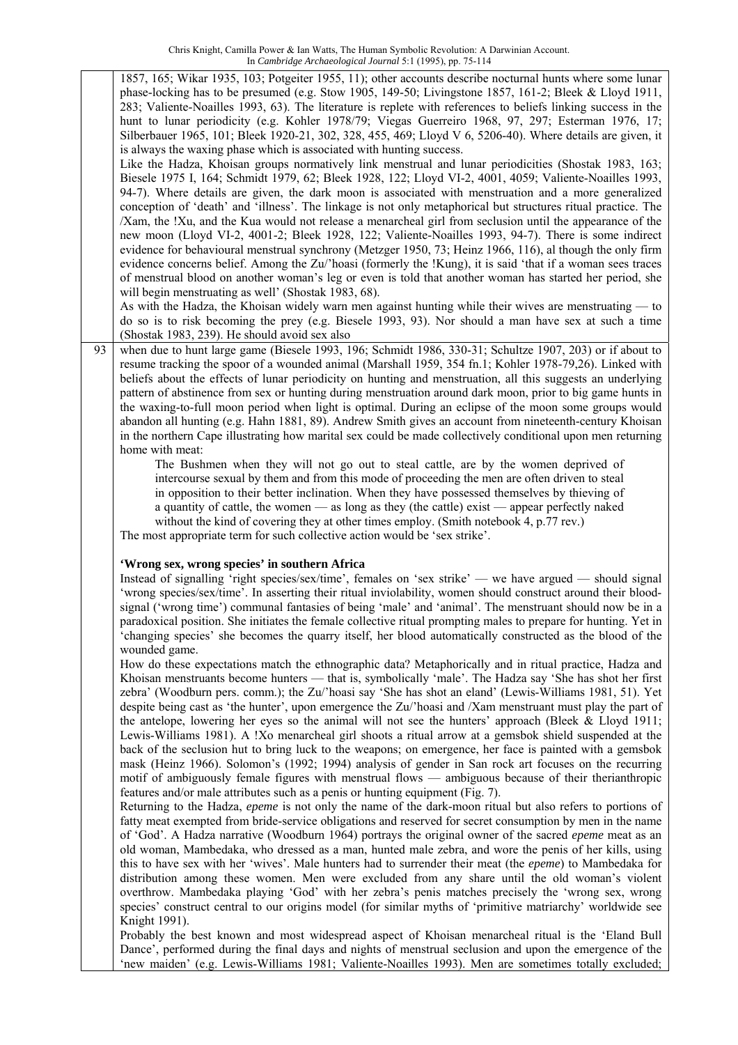1857, 165; Wikar 1935, 103; Potgeiter 1955, 11); other accounts describe nocturnal hunts where some lunar phase-locking has to be presumed (e.g. Stow 1905, 149-50; Livingstone 1857, 161-2; Bleek & Lloyd 1911, 283; Valiente-Noailles 1993, 63). The literature is replete with references to beliefs linking success in the hunt to lunar periodicity (e.g. Kohler 1978/79; Viegas Guerreiro 1968, 97, 297; Esterman 1976, 17; Silberbauer 1965, 101; Bleek 1920-21, 302, 328, 455, 469; Lloyd V 6, 5206-40). Where details are given, it is always the waxing phase which is associated with hunting success.

Like the Hadza, Khoisan groups normatively link menstrual and lunar periodicities (Shostak 1983, 163; Biesele 1975 I, 164; Schmidt 1979, 62; Bleek 1928, 122; Lloyd VI-2, 4001, 4059; Valiente-Noailles 1993, 94-7). Where details are given, the dark moon is associated with menstruation and a more generalized conception of 'death' and 'illness'. The linkage is not only metaphorical but structures ritual practice. The /Xam, the !Xu, and the Kua would not release a menarcheal girl from seclusion until the appearance of the new moon (Lloyd VI-2, 4001-2; Bleek 1928, 122; Valiente-Noailles 1993, 94-7). There is some indirect evidence for behavioural menstrual synchrony (Metzger 1950, 73; Heinz 1966, 116), al though the only firm evidence concerns belief. Among the Zu/'hoasi (formerly the !Kung), it is said 'that if a woman sees traces of menstrual blood on another woman's leg or even is told that another woman has started her period, she will begin menstruating as well' (Shostak 1983, 68).

As with the Hadza, the Khoisan widely warn men against hunting while their wives are menstruating — to do so is to risk becoming the prey (e.g. Biesele 1993, 93). Nor should a man have sex at such a time (Shostak 1983, 239). He should avoid sex also when due to hunt large game (Biesele 1993, 196; Schmidt 1986, 330-31; Schultze 1907, 203) or if about to resume tracking the spoor of a wounded animal (Marshall 1959, 354 fn.1; Kohler 1978-79,26). Linked with beliefs about the effects of lunar periodicity on hunting and menstruation, all this suggests an underlying pattern of abstinence from sex or hunting during menstruation around dark moon, prior to big game hunts in the waxing-to-full moon period when light is optimal. During an eclipse of the moon some groups would abandon all hunting (e.g. Hahn 1881, 89). Andrew Smith gives an account from nineteenth-century Khoisan in the northern Cape illustrating how marital sex could be made collectively conditional upon men returning home with meat:

> The Bushmen when they will not go out to steal cattle, are by the women deprived of intercourse sexual by them and from this mode of proceeding the men are often driven to steal in opposition to their better inclination. When they have possessed themselves by thieving of a quantity of cattle, the women — as long as they (the cattle) exist — appear perfectly naked without the kind of covering they at other times employ. (Smith notebook 4, p.77 rev.)

The most appropriate term for such collective action would be 'sex strike'.

### 'Wrong sex, wrong species' in southern Africa

Instead of signalling 'right species/sex/time', females on 'sex strike' — we have argued — should signal 'wrong species/sex/time'. In asserting their ritual inviolability, women should construct around their blood-signal ('wrong time') communal fantasies of being 'male' and 'animal'. The menstruant should now be in a paradoxical position. She initiates the female collective ritual prompting males to prepare for hunting. Yet in 'changing species' she becomes the quarry itself, her blood automatically constructed as the blood of the wounded game.

How do these expectations match the ethnographic data? Metaphorically and in ritual practice, Hadza and Khoisan menstruants become hunters — that is, symbolically 'male'. The Hadza say 'She has shot her first zebra' (Woodburn pers. comm.); the Zu/'hoasi say 'She has shot an eland' (Lewis-Williams 1981, 51). Yet despite being cast as 'the hunter', upon emergence the Zu/'hoasi and /Xam menstruant must play the part of the antelope, lowering her eyes so the animal will not see the hunters' approach (Bleek & Lloyd 1911; Lewis-Williams 1981). A !Xo menarcheal girl shoots a ritual arrow at a gemsbok shield suspended at the back of the seclusion hut to bring luck to the weapons; on emergence, her face is painted with a gemsbok mask (Heinz 1966). Solomon's (1992; 1994) analysis of gender in San rock art focuses on the recurring motif of ambiguously female figures with menstrual flows — ambiguous because of their therianthropic features and/or male attributes such as a penis or hunting equipment (Fig. 7).

Returning to the Hadza, *epeme* is not only the name of the dark-moon ritual but also refers to portions of fatty meat exempted from bride-service obligations and reserved for secret consumption by men in the name of 'God'. A Hadza narrative (Woodburn 1964) portrays the original owner of the sacred *epeme* meat as an old woman, Mambedaka, who dressed as a man, hunted male zebra, and wore the penis of her kills, using this to have sex with her 'wives'. Male hunters had to surrender their meat (the *epeme*) to Mambedaka for distribution among these women. Men were excluded from any share until the old woman's violent overthrow. Mambedaka playing 'God' with her zebra's penis matches precisely the 'wrong sex, wrong species' construct central to our origins model (for similar myths of 'primitive matriarchy' worldwide see Knight 1991).

Probably the best known and most widespread aspect of Khoisan menarcheal ritual is the 'Eland Bull Dance', performed during the final days and nights of menstrual seclusion and upon the emergence of the 'new maiden' (e.g. Lewis-Williams 1981; Valiente-Noailles 1993). Men are sometimes totally excluded;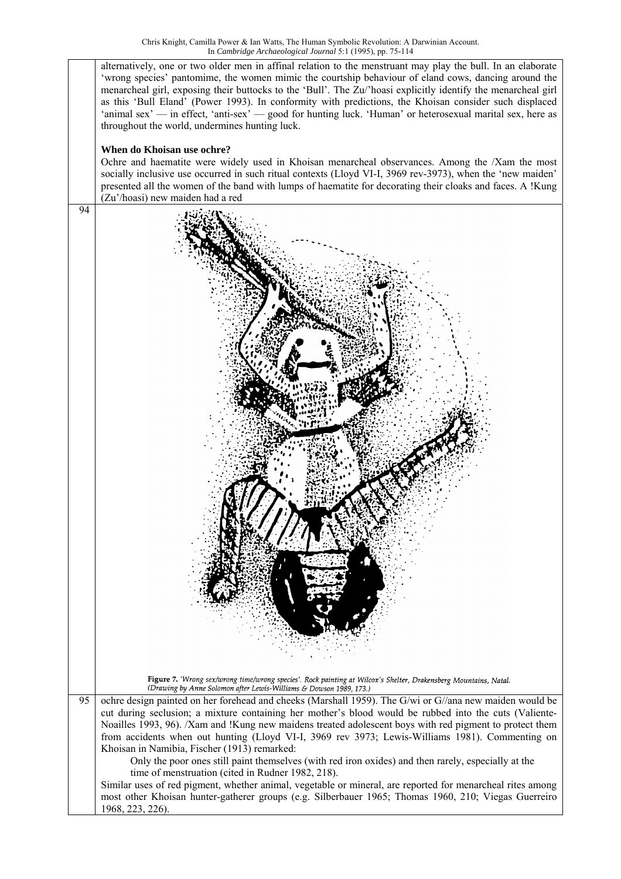alternatively, one or two older men in affinal relation to the menstruant may play the bull. In an elaborate 'wrong species' pantomime, the women mimic the courtship behaviour of eland cows, dancing around the menarcheal girl, exposing their buttocks to the 'Bull'. The Zu/'hoasi explicitly identify the menarcheal girl as this 'Bull Eland' (Power 1993). In conformity with predictions, the Khoisan consider such displaced 'animal sex' — in effect, 'anti-sex' — good for hunting luck. 'Human' or heterosexual marital sex, here as throughout the world, undermines hunting luck.

**When do Khoisan use ochre?**

Ochre and haematite were widely used in Khoisan menarcheal observances. Among the /Xam the most socially inclusive use occurred in such ritual contexts (Lloyd VI-I, 3969 rev-3973), when the 'new maiden' presented all the women of the band with lumps of haematite for decorating their cloaks and faces. A !Kung (Zu'/hoasi) new maiden had a red

**Figure 7.** *'Wrong sex/wrong time/wrong species'. Rock painting at Wilcox's Shelter, Drakensberg Mountains, Natal. (Drawing by Anne Solomon after Lewis-Williams & Dowson 1989, 173.)*

ochre design painted on her forehead and cheeks (Marshall 1959). The G/wi or G//ana new maiden would be cut during seclusion; a mixture containing her mother's blood would be rubbed into the cuts (Valiente-Noailles 1993, 96). /Xam and !Kung new maidens treated adolescent boys with red pigment to protect them from accidents when out hunting (Lloyd VI-I, 3969 rev 3973; Lewis-Williams 1981). Commenting on Khoisan in Namibia, Fischer (1913) remarked:

> Only the poor ones still paint themselves (with red iron oxides) and then rarely, especially at the time of menstruation (cited in Rudner 1982, 218).

Similar uses of red pigment, whether animal, vegetable or mineral, are reported for menarcheal rites among most other Khoisan hunter-gatherer groups (e.g. Silberbauer 1965; Thomas 1960, 210; Viegas Guerreiro 1968, 223, 226).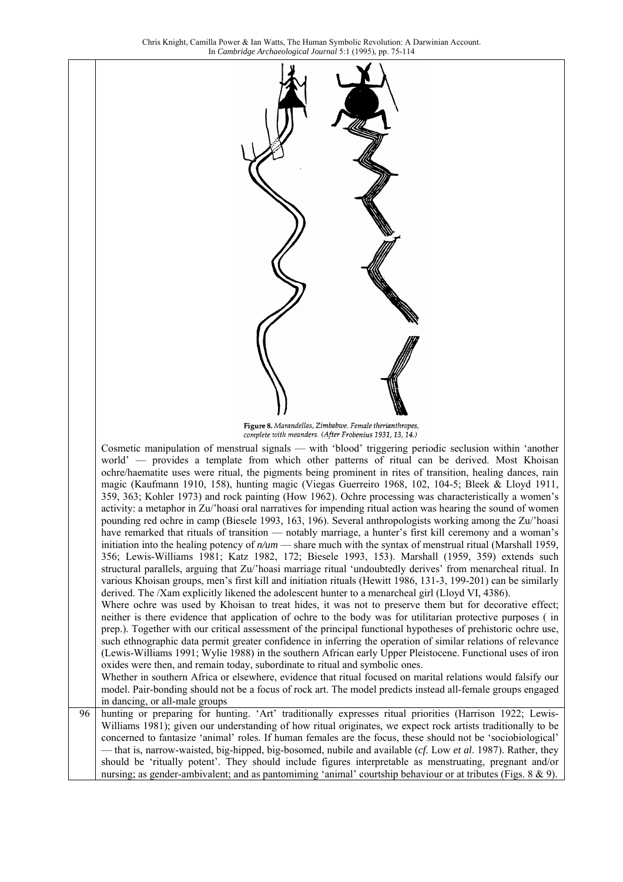Figure 8. *Marandellas, Zimbabwe. Female therianthropes, complete with meanders. (After Frobenius 1931, 13, 14.)*

Cosmetic manipulation of menstrual signals — with 'blood' triggering periodic seclusion within 'another world' — provides a template from which other patterns of ritual can be derived. Most Khoisan ochre/haematite uses were ritual, the pigments being prominent in rites of transition, healing dances, rain magic (Kaufmann 1910, 158), hunting magic (Viegas Guerreiro 1968, 102, 104-5; Bleek & Lloyd 1911, 359, 363; Kohler 1973) and rock painting (How 1962). Ochre processing was characteristically a women's activity: a metaphor in Zu/'hoasi oral narratives for impending ritual action was hearing the sound of women pounding red ochre in camp (Biesele 1993, 163, 196). Several anthropologists working among the Zu/'hoasi have remarked that rituals of transition — notably marriage, a hunter's first kill ceremony and a woman's initiation into the healing potency of *n/um* — share much with the syntax of menstrual ritual (Marshall 1959, 356; Lewis-Williams 1981; Katz 1982, 172; Biesele 1993, 153). Marshall (1959, 359) extends such structural parallels, arguing that Zu/'hoasi marriage ritual 'undoubtedly derives' from menarcheal ritual. In various Khoisan groups, men's first kill and initiation rituals (Hewitt 1986, 131-3, 199-201) can be similarly derived. The /Xam explicitly likened the adolescent hunter to a menarcheal girl (Lloyd VI, 4386).

Where ochre was used by Khoisan to treat hides, it was not to preserve them but for decorative effect; neither is there evidence that application of ochre to the body was for utilitarian protective purposes ( in prep.). Together with our critical assessment of the principal functional hypotheses of prehistoric ochre use, such ethnographic data permit greater confidence in inferring the operation of similar relations of relevance (Lewis-Williams 1991; Wylie 1988) in the southern African early Upper Pleistocene. Functional uses of iron oxides were then, and remain today, subordinate to ritual and symbolic ones.

Whether in southern Africa or elsewhere, evidence that ritual focused on marital relations would falsify our model. Pair-bonding should not be a focus of rock art. The model predicts instead all-female groups engaged in dancing, or all-male groups hunting or preparing for hunting. 'Art' traditionally expresses ritual priorities (Harrison 1922; Lewis-Williams 1981); given our understanding of how ritual originates, we expect rock artists traditionally to be concerned to fantasize 'animal' roles. If human females are the focus, these should not be 'sociobiological' — that is, narrow-waisted, big-hipped, big-bosomed, nubile and available (*cf*. Low *et al*. 1987). Rather, they should be 'ritually potent'. They should include figures interpretable as menstruating, pregnant and/or nursing; as gender-ambivalent; and as pantomiming 'animal' courtship behaviour or at tributes (Figs. 8 & 9).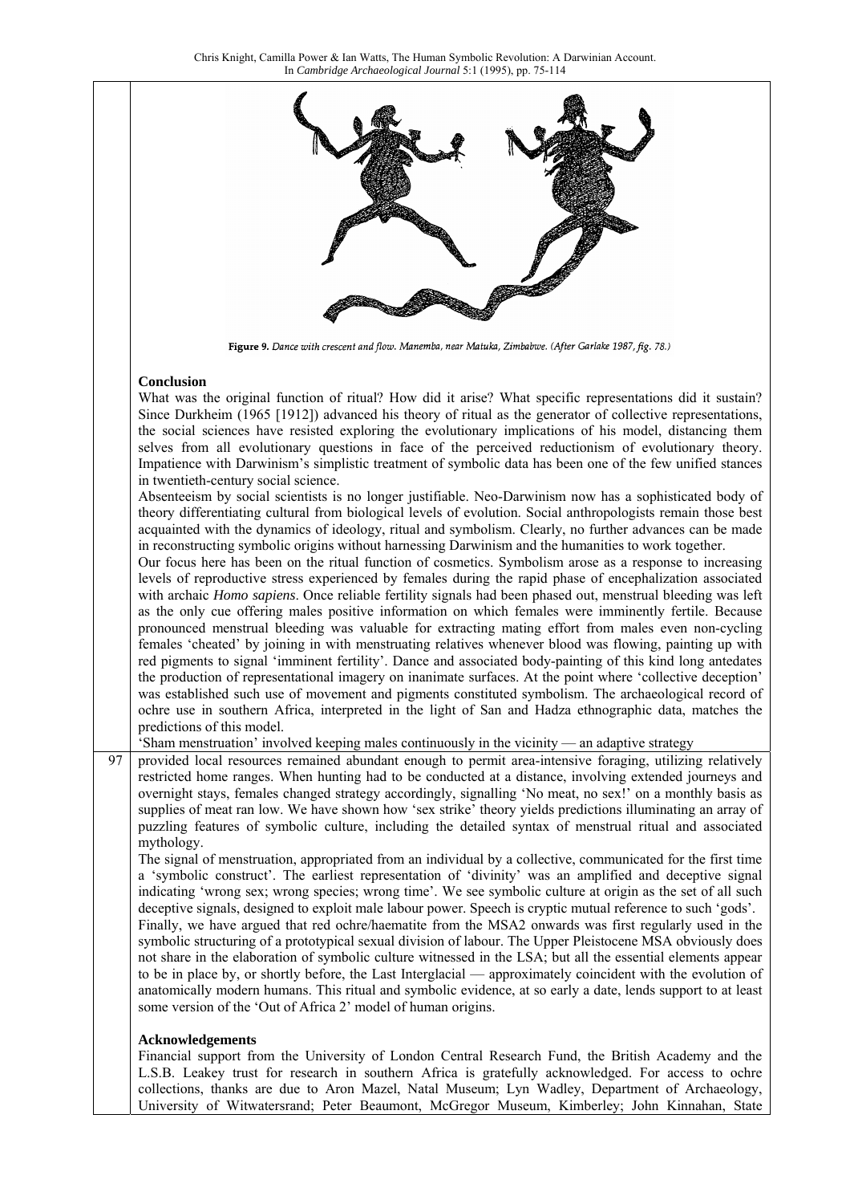Figure 9. *Dance with crescent and flow. Manemba, near Matuka, Zimbabwe. (After Garlake 1987, fig. 78.)*

## Conclusion

What was the original function of ritual? How did it arise? What specific representations did it sustain? Since Durkheim (1965 [1912]) advanced his theory of ritual as the generator of collective representations, the social sciences have resisted exploring the evolutionary implications of his model, distancing them selves from all evolutionary questions in face of the perceived reductionism of evolutionary theory. Impatience with Darwinism's simplistic treatment of symbolic data has been one of the few unified stances in twentieth-century social science.

Absenteeism by social scientists is no longer justifiable. Neo-Darwinism now has a sophisticated body of theory differentiating cultural from biological levels of evolution. Social anthropologists remain those best acquainted with the dynamics of ideology, ritual and symbolism. Clearly, no further advances can be made in reconstructing symbolic origins without harnessing Darwinism and the humanities to work together.

Our focus here has been on the ritual function of cosmetics. Symbolism arose as a response to increasing levels of reproductive stress experienced by females during the rapid phase of encephalization associated with archaic *Homo sapiens*. Once reliable fertility signals had been phased out, menstrual bleeding was left as the only cue offering males positive information on which females were imminently fertile. Because pronounced menstrual bleeding was valuable for extracting mating effort from males even non-cycling females 'cheated' by joining in with menstruating relatives whenever blood was flowing, painting up with red pigments to signal 'imminent fertility'. Dance and associated body-painting of this kind long antedates the production of representational imagery on inanimate surfaces. At the point where 'collective deception' was established such use of movement and pigments constituted symbolism. The archaeological record of ochre use in southern Africa, interpreted in the light of San and Hadza ethnographic data, matches the predictions of this model.

'Sham menstruation' involved keeping males continuously in the vicinity — an adaptive strategy provided local resources remained abundant enough to permit area-intensive foraging, utilizing relatively restricted home ranges. When hunting had to be conducted at a distance, involving extended journeys and overnight stays, females changed strategy accordingly, signalling 'No meat, no sex!' on a monthly basis as supplies of meat ran low. We have shown how 'sex strike' theory yields predictions illuminating an array of puzzling features of symbolic culture, including the detailed syntax of menstrual ritual and associated mythology.

The signal of menstruation, appropriated from an individual by a collective, communicated for the first time a 'symbolic construct'. The earliest representation of 'divinity' was an amplified and deceptive signal indicating 'wrong sex; wrong species; wrong time'. We see symbolic culture at origin as the set of all such deceptive signals, designed to exploit male labour power. Speech is cryptic mutual reference to such 'gods'.

Finally, we have argued that red ochre/haematite from the MSA2 onwards was first regularly used in the symbolic structuring of a prototypical sexual division of labour. The Upper Pleistocene MSA obviously does not share in the elaboration of symbolic culture witnessed in the LSA; but all the essential elements appear to be in place by, or shortly before, the Last Interglacial — approximately coincident with the evolution of anatomically modern humans. This ritual and symbolic evidence, at so early a date, lends support to at least some version of the 'Out of Africa 2' model of human origins.

## Acknowledgements

Financial support from the University of London Central Research Fund, the British Academy and the L.S.B. Leakey trust for research in southern Africa is gratefully acknowledged. For access to ochre collections, thanks are due to Aron Mazel, Natal Museum; Lyn Wadley, Department of Archaeology, University of Witwatersrand; Peter Beaumont, McGregor Museum, Kimberley; John Kinnahan, State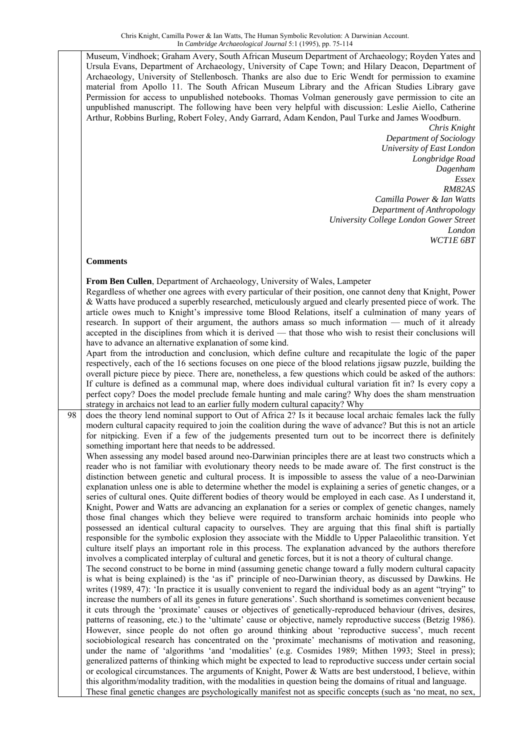Museum, Vindhoek; Graham Avery, South African Museum Department of Archaeology; Royden Yates and Ursula Evans, Department of Archaeology, University of Cape Town; and Hilary Deacon, Department of Archaeology, University of Stellenbosch. Thanks are also due to Eric Wendt for permission to examine material from Apollo 11. The South African Museum Library and the African Studies Library gave Permission for access to unpublished notebooks. Thomas Volman generously gave permission to cite an unpublished manuscript. The following have been very helpful with discussion: Leslie Aiello, Catherine Arthur, Robbins Burling, Robert Foley, Andy Garrard, Adam Kendon, Paul Turke and James Woodburn.

*Chris Knight*
*Department of Sociology*
*University of East London*
*Longbridge Road*
*Dagenham*
*Essex*
*RM82AS*

*Camilla Power & Ian Watts*
*Department of Anthropology*
*University College London Gower Street*
*London*
*WCT1E 6BT*

## Comments

**From Ben Cullen**, Department of Archaeology, University of Wales, Lampeter

Regardless of whether one agrees with every particular of their position, one cannot deny that Knight, Power & Watts have produced a superbly researched, meticulously argued and clearly presented piece of work. The article owes much to Knight's impressive tome Blood Relations, itself a culmination of many years of research. In support of their argument, the authors amass so much information — much of it already accepted in the disciplines from which it is derived — that those who wish to resist their conclusions will have to advance an alternative explanation of some kind.

Apart from the introduction and conclusion, which define culture and recapitulate the logic of the paper respectively, each of the 16 sections focuses on one piece of the blood relations jigsaw puzzle, building the overall picture piece by piece. There are, nonetheless, a few questions which could be asked of the authors: If culture is defined as a communal map, where does individual cultural variation fit in? Is every copy a perfect copy? Does the model preclude female hunting and male caring? Why does the sham menstruation strategy in archaics not lead to an earlier fully modern cultural capacity? Why does the theory lend nominal support to Out of Africa 2? Is it because local archaic females lack the fully modern cultural capacity required to join the coalition during the wave of advance? But this is not an article for nitpicking. Even if a few of the judgements presented turn out to be incorrect there is definitely something important here that needs to be addressed.

When assessing any model based around neo-Darwinian principles there are at least two constructs which a reader who is not familiar with evolutionary theory needs to be made aware of. The first construct is the distinction between genetic and cultural process. It is impossible to assess the value of a neo-Darwinian explanation unless one is able to determine whether the model is explaining a series of genetic changes, or a series of cultural ones. Quite different bodies of theory would be employed in each case. As I understand it, Knight, Power and Watts are advancing an explanation for a series or complex of genetic changes, namely those final changes which they believe were required to transform archaic hominids into people who possessed an identical cultural capacity to ourselves. They are arguing that this final shift is partially responsible for the symbolic explosion they associate with the Middle to Upper Palaeolithic transition. Yet culture itself plays an important role in this process. The explanation advanced by the authors therefore involves a complicated interplay of cultural and genetic forces, but it is not a theory of cultural change.

The second construct to be borne in mind (assuming genetic change toward a fully modern cultural capacity is what is being explained) is the 'as if' principle of neo-Darwinian theory, as discussed by Dawkins. He writes (1989, 47): 'In practice it is usually convenient to regard the individual body as an agent "trying" to increase the numbers of all its genes in future generations'. Such shorthand is sometimes convenient because it cuts through the 'proximate' causes or objectives of genetically-reproduced behaviour (drives, desires, patterns of reasoning, etc.) to the 'ultimate' cause or objective, namely reproductive success (Betzig 1986). However, since people do not often go around thinking about 'reproductive success', much recent sociobiological research has concentrated on the 'proximate' mechanisms of motivation and reasoning, under the name of 'algorithms 'and 'modalities' (e.g. Cosmides 1989; Mithen 1993; Steel in press); generalized patterns of thinking which might be expected to lead to reproductive success under certain social or ecological circumstances. The arguments of Knight, Power & Watts are best understood, I believe, within this algorithm/modality tradition, with the modalities in question being the domains of ritual and language.

These final genetic changes are psychologically manifest not as specific concepts (such as 'no meat, no sex,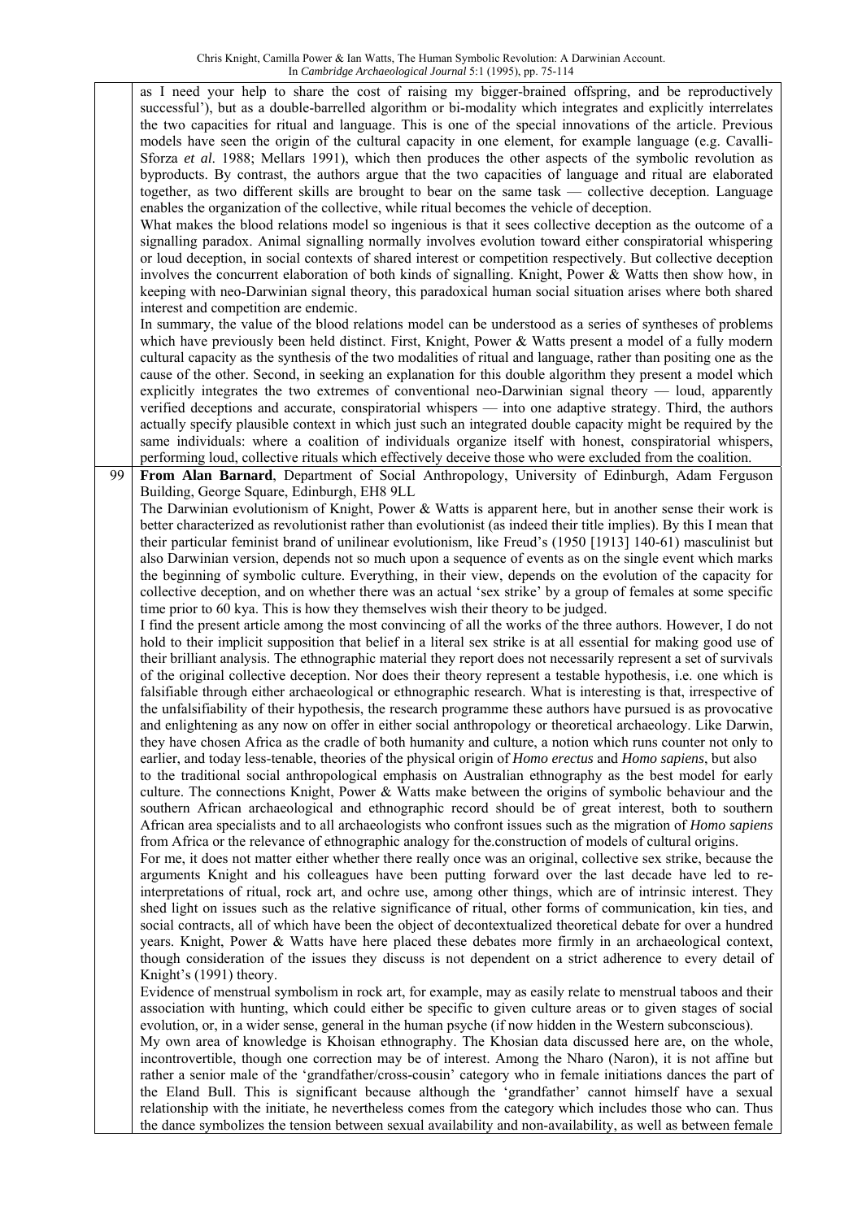as I need your help to share the cost of raising my bigger-brained offspring, and be reproductively successful'), but as a double-barrelled algorithm or bi-modality which integrates and explicitly interrelates the two capacities for ritual and language. This is one of the special innovations of the article. Previous models have seen the origin of the cultural capacity in one element, for example language (e.g. Cavalli-Sforza *et al*. 1988; Mellars 1991), which then produces the other aspects of the symbolic revolution as byproducts. By contrast, the authors argue that the two capacities of language and ritual are elaborated together, as two different skills are brought to bear on the same task — collective deception. Language enables the organization of the collective, while ritual becomes the vehicle of deception.

What makes the blood relations model so ingenious is that it sees collective deception as the outcome of a signalling paradox. Animal signalling normally involves evolution toward either conspiratorial whispering or loud deception, in social contexts of shared interest or competition respectively. But collective deception involves the concurrent elaboration of both kinds of signalling. Knight, Power & Watts then show how, in keeping with neo-Darwinian signal theory, this paradoxical human social situation arises where both shared interest and competition are endemic.

In summary, the value of the blood relations model can be understood as a series of syntheses of problems which have previously been held distinct. First, Knight, Power & Watts present a model of a fully modern cultural capacity as the synthesis of the two modalities of ritual and language, rather than positing one as the cause of the other. Second, in seeking an explanation for this double algorithm they present a model which explicitly integrates the two extremes of conventional neo-Darwinian signal theory — loud, apparently verified deceptions and accurate, conspiratorial whispers — into one adaptive strategy. Third, the authors actually specify plausible context in which just such an integrated double capacity might be required by the same individuals: where a coalition of individuals organize itself with honest, conspiratorial whispers, performing loud, collective rituals which effectively deceive those who were excluded from the coalition.

99 **From Alan Barnard**, Department of Social Anthropology, University of Edinburgh, Adam Ferguson Building, George Square, Edinburgh, EH8 9LL

The Darwinian evolutionism of Knight, Power & Watts is apparent here, but in another sense their work is better characterized as revolutionist rather than evolutionist (as indeed their title implies). By this I mean that their particular feminist brand of unilinear evolutionism, like Freud's (1950 [1913] 140-61) masculinist but also Darwinian version, depends not so much upon a sequence of events as on the single event which marks the beginning of symbolic culture. Everything, in their view, depends on the evolution of the capacity for collective deception, and on whether there was an actual 'sex strike' by a group of females at some specific time prior to 60 kya. This is how they themselves wish their theory to be judged.

I find the present article among the most convincing of all the works of the three authors. However, I do not hold to their implicit supposition that belief in a literal sex strike is at all essential for making good use of their brilliant analysis. The ethnographic material they report does not necessarily represent a set of survivals of the original collective deception. Nor does their theory represent a testable hypothesis, i.e. one which is falsifiable through either archaeological or ethnographic research. What is interesting is that, irrespective of the unfalsifiability of their hypothesis, the research programme these authors have pursued is as provocative and enlightening as any now on offer in either social anthropology or theoretical archaeology. Like Darwin, they have chosen Africa as the cradle of both humanity and culture, a notion which runs counter not only to earlier, and today less-tenable, theories of the physical origin of *Homo erectus* and *Homo sapiens*, but also to the traditional social anthropological emphasis on Australian ethnography as the best model for early culture. The connections Knight, Power & Watts make between the origins of symbolic behaviour and the southern African archaeological and ethnographic record should be of great interest, both to southern African area specialists and to all archaeologists who confront issues such as the migration of *Homo sapiens* from Africa or the relevance of ethnographic analogy for the.construction of models of cultural origins.

For me, it does not matter either whether there really once was an original, collective sex strike, because the arguments Knight and his colleagues have been putting forward over the last decade have led to re-interpretations of ritual, rock art, and ochre use, among other things, which are of intrinsic interest. They shed light on issues such as the relative significance of ritual, other forms of communication, kin ties, and social contracts, all of which have been the object of decontextualized theoretical debate for over a hundred years. Knight, Power & Watts have here placed these debates more firmly in an archaeological context, though consideration of the issues they discuss is not dependent on a strict adherence to every detail of Knight's (1991) theory.

Evidence of menstrual symbolism in rock art, for example, may as easily relate to menstrual taboos and their association with hunting, which could either be specific to given culture areas or to given stages of social evolution, or, in a wider sense, general in the human psyche (if now hidden in the Western subconscious).

My own area of knowledge is Khoisan ethnography. The Khosian data discussed here are, on the whole, incontrovertible, though one correction may be of interest. Among the Nharo (Naron), it is not affine but rather a senior male of the 'grandfather/cross-cousin' category who in female initiations dances the part of the Eland Bull. This is significant because although the 'grandfather' cannot himself have a sexual relationship with the initiate, he nevertheless comes from the category which includes those who can. Thus the dance symbolizes the tension between sexual availability and non-availability, as well as between female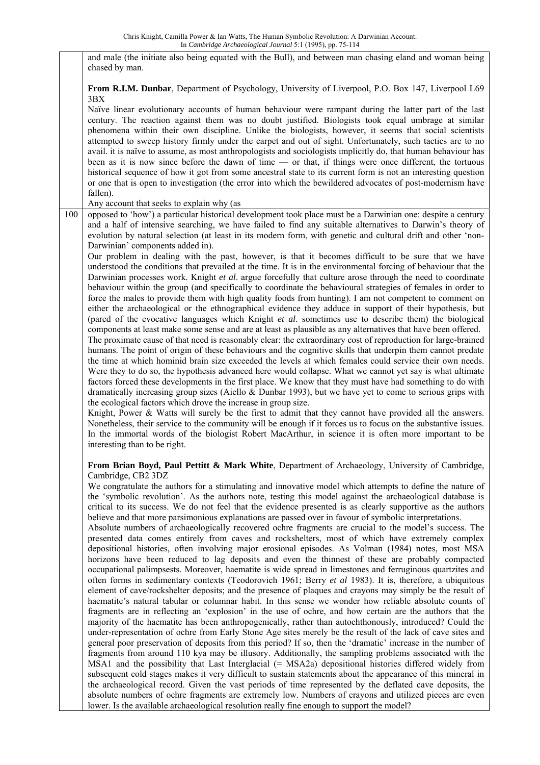and male (the initiate also being equated with the Bull), and between man chasing eland and woman being chased by man.

**From R.I.M. Dunbar**, Department of Psychology, University of Liverpool, P.O. Box 147, Liverpool L69 3BX

Naïve linear evolutionary accounts of human behaviour were rampant during the latter part of the last century. The reaction against them was no doubt justified. Biologists took equal umbrage at similar phenomena within their own discipline. Unlike the biologists, however, it seems that social scientists attempted to sweep history firmly under the carpet and out of sight. Unfortunately, such tactics are to no avail. it is naïve to assume, as most anthropologists and sociologists implicitly do, that human behaviour has been as it is now since before the dawn of time — or that, if things were once different, the tortuous historical sequence of how it got from some ancestral state to its current form is not an interesting question or one that is open to investigation (the error into which the bewildered advocates of post-modernism have fallen).

Any account that seeks to explain why (as opposed to 'how') a particular historical development took place must be a Darwinian one: despite a century and a half of intensive searching, we have failed to find any suitable alternatives to Darwin's theory of evolution by natural selection (at least in its modern form, with genetic and cultural drift and other 'non-Darwinian' components added in).

Our problem in dealing with the past, however, is that it becomes difficult to be sure that we have understood the conditions that prevailed at the time. It is in the environmental forcing of behaviour that the Darwinian processes work. Knight *et al*. argue forcefully that culture arose through the need to coordinate behaviour within the group (and specifically to coordinate the behavioural strategies of females in order to force the males to provide them with high quality foods from hunting). I am not competent to comment on either the archaeological or the ethnographical evidence they adduce in support of their hypothesis, but (pared of the evocative languages which Knight *et al*. sometimes use to describe them) the biological components at least make some sense and are at least as plausible as any alternatives that have been offered.

The proximate cause of that need is reasonably clear: the extraordinary cost of reproduction for large-brained humans. The point of origin of these behaviours and the cognitive skills that underpin them cannot predate the time at which hominid brain size exceeded the levels at which females could service their own needs. Were they to do so, the hypothesis advanced here would collapse. What we cannot yet say is what ultimate factors forced these developments in the first place. We know that they must have had something to do with dramatically increasing group sizes (Aiello & Dunbar 1993), but we have yet to come to serious grips with the ecological factors which drove the increase in group size.

Knight, Power & Watts will surely be the first to admit that they cannot have provided all the answers. Nonetheless, their service to the community will be enough if it forces us to focus on the substantive issues. In the immortal words of the biologist Robert MacArthur, in science it is often more important to be interesting than to be right.

**From Brian Boyd, Paul Pettitt & Mark White**, Department of Archaeology, University of Cambridge, Cambridge, CB2 3DZ

We congratulate the authors for a stimulating and innovative model which attempts to define the nature of the 'symbolic revolution'. As the authors note, testing this model against the archaeological database is critical to its success. We do not feel that the evidence presented is as clearly supportive as the authors believe and that more parsimonious explanations are passed over in favour of symbolic interpretations.

Absolute numbers of archaeologically recovered ochre fragments are crucial to the model's success. The presented data comes entirely from caves and rockshelters, most of which have extremely complex depositional histories, often involving major erosional episodes. As Volman (1984) notes, most MSA horizons have been reduced to lag deposits and even the thinnest of these are probably compacted occupational palimpsests. Moreover, haematite is wide spread in limestones and ferruginous quartzites and often forms in sedimentary contexts (Teodorovich 1961; Berry *et al* 1983). It is, therefore, a ubiquitous element of cave/rockshelter deposits; and the presence of plaques and crayons may simply be the result of haematite's natural tabular or columnar habit. In this sense we wonder how reliable absolute counts of fragments are in reflecting an 'explosion' in the use of ochre, and how certain are the authors that the majority of the haematite has been anthropogenically, rather than autochthonously, introduced? Could the under-representation of ochre from Early Stone Age sites merely be the result of the lack of cave sites and general poor preservation of deposits from this period? If so, then the 'dramatic' increase in the number of fragments from around 110 kya may be illusory. Additionally, the sampling problems associated with the MSA1 and the possibility that Last Interglacial (= MSA2a) depositional histories differed widely from subsequent cold stages makes it very difficult to sustain statements about the appearance of this mineral in the archaeological record. Given the vast periods of time represented by the deflated cave deposits, the absolute numbers of ochre fragments are extremely low. Numbers of crayons and utilized pieces are even lower. Is the available archaeological resolution really fine enough to support the model?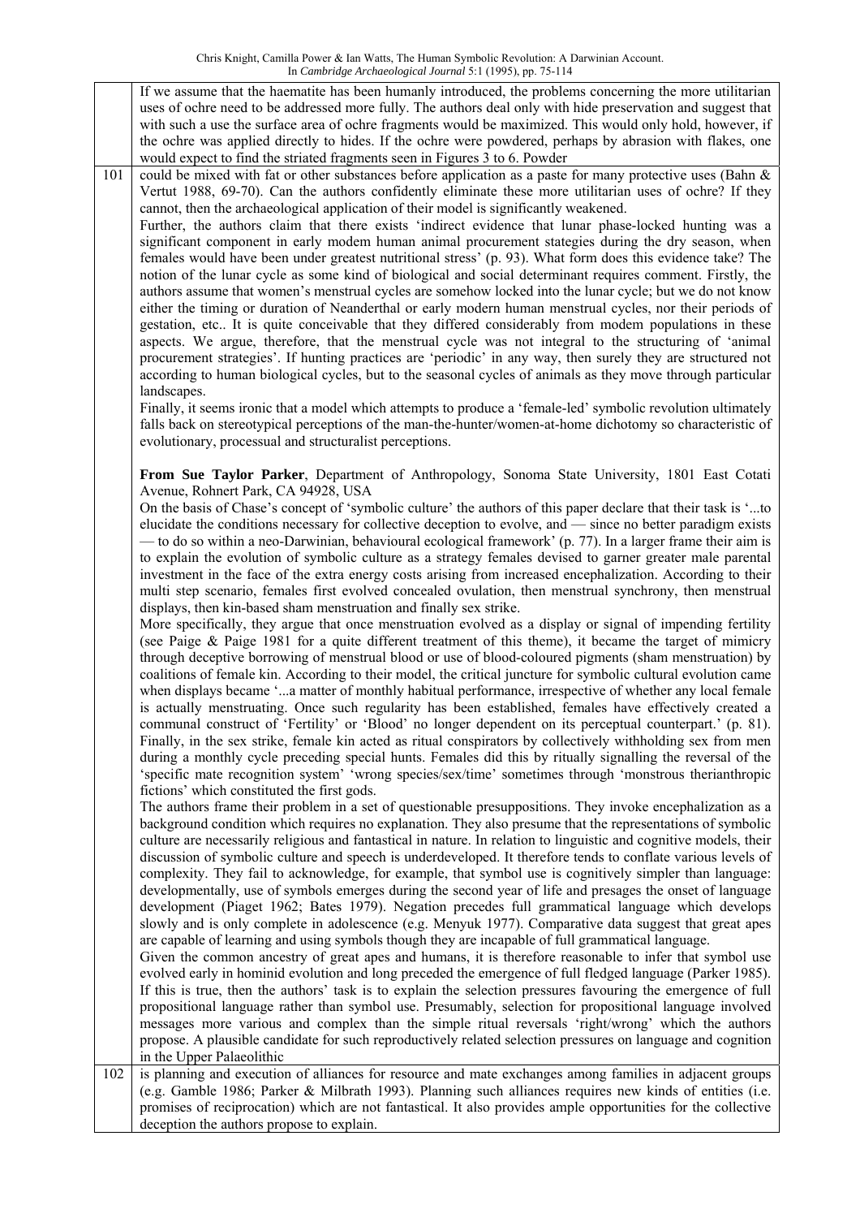If we assume that the haematite has been humanly introduced, the problems concerning the more utilitarian uses of ochre need to be addressed more fully. The authors deal only with hide preservation and suggest that with such a use the surface area of ochre fragments would be maximized. This would only hold, however, if the ochre was applied directly to hides. If the ochre were powdered, perhaps by abrasion with flakes, one would expect to find the striated fragments seen in Figures 3 to 6. Powder could be mixed with fat or other substances before application as a paste for many protective uses (Bahn & Vertut 1988, 69-70). Can the authors confidently eliminate these more utilitarian uses of ochre? If they cannot, then the archaeological application of their model is significantly weakened.

Further, the authors claim that there exists 'indirect evidence that lunar phase-locked hunting was a significant component in early modem human animal procurement stategies during the dry season, when females would have been under greatest nutritional stress' (p. 93). What form does this evidence take? The notion of the lunar cycle as some kind of biological and social determinant requires comment. Firstly, the authors assume that women's menstrual cycles are somehow locked into the lunar cycle; but we do not know either the timing or duration of Neanderthal or early modern human menstrual cycles, nor their periods of gestation, etc.. It is quite conceivable that they differed considerably from modem populations in these aspects. We argue, therefore, that the menstrual cycle was not integral to the structuring of 'animal procurement strategies'. If hunting practices are 'periodic' in any way, then surely they are structured not according to human biological cycles, but to the seasonal cycles of animals as they move through particular landscapes.

Finally, it seems ironic that a model which attempts to produce a 'female-led' symbolic revolution ultimately falls back on stereotypical perceptions of the man-the-hunter/women-at-home dichotomy so characteristic of evolutionary, processual and structuralist perceptions.

**From Sue Taylor Parker**, Department of Anthropology, Sonoma State University, 1801 East Cotati Avenue, Rohnert Park, CA 94928, USA

On the basis of Chase's concept of 'symbolic culture' the authors of this paper declare that their task is '...to elucidate the conditions necessary for collective deception to evolve, and — since no better paradigm exists — to do so within a neo-Darwinian, behavioural ecological framework' (p. 77). In a larger frame their aim is to explain the evolution of symbolic culture as a strategy females devised to garner greater male parental investment in the face of the extra energy costs arising from increased encephalization. According to their multi step scenario, females first evolved concealed ovulation, then menstrual synchrony, then menstrual displays, then kin-based sham menstruation and finally sex strike.

More specifically, they argue that once menstruation evolved as a display or signal of impending fertility (see Paige & Paige 1981 for a quite different treatment of this theme), it became the target of mimicry through deceptive borrowing of menstrual blood or use of blood-coloured pigments (sham menstruation) by coalitions of female kin. According to their model, the critical juncture for symbolic cultural evolution came when displays became '...a matter of monthly habitual performance, irrespective of whether any local female is actually menstruating. Once such regularity has been established, females have effectively created a communal construct of 'Fertility' or 'Blood' no longer dependent on its perceptual counterpart.' (p. 81). Finally, in the sex strike, female kin acted as ritual conspirators by collectively withholding sex from men during a monthly cycle preceding special hunts. Females did this by ritually signalling the reversal of the 'specific mate recognition system' 'wrong species/sex/time' sometimes through 'monstrous therianthropic fictions' which constituted the first gods.

The authors frame their problem in a set of questionable presuppositions. They invoke encephalization as a background condition which requires no explanation. They also presume that the representations of symbolic culture are necessarily religious and fantastical in nature. In relation to linguistic and cognitive models, their discussion of symbolic culture and speech is underdeveloped. It therefore tends to conflate various levels of complexity. They fail to acknowledge, for example, that symbol use is cognitively simpler than language: developmentally, use of symbols emerges during the second year of life and presages the onset of language development (Piaget 1962; Bates 1979). Negation precedes full grammatical language which develops slowly and is only complete in adolescence (e.g. Menyuk 1977). Comparative data suggest that great apes are capable of learning and using symbols though they are incapable of full grammatical language.

Given the common ancestry of great apes and humans, it is therefore reasonable to infer that symbol use evolved early in hominid evolution and long preceded the emergence of full fledged language (Parker 1985). If this is true, then the authors' task is to explain the selection pressures favouring the emergence of full propositional language rather than symbol use. Presumably, selection for propositional language involved messages more various and complex than the simple ritual reversals 'right/wrong' which the authors propose. A plausible candidate for such reproductively related selection pressures on language and cognition in the Upper Palaeolithic is planning and execution of alliances for resource and mate exchanges among families in adjacent groups (e.g. Gamble 1986; Parker & Milbrath 1993). Planning such alliances requires new kinds of entities (i.e. promises of reciprocation) which are not fantastical. It also provides ample opportunities for the collective deception the authors propose to explain.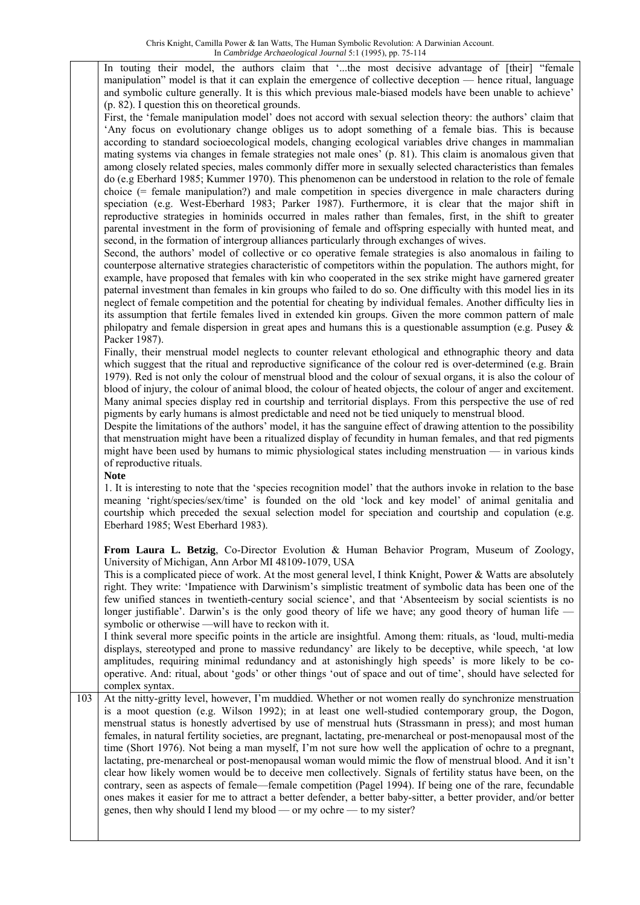In touting their model, the authors claim that '...the most decisive advantage of [their] "female manipulation" model is that it can explain the emergence of collective deception — hence ritual, language and symbolic culture generally. It is this which previous male-biased models have been unable to achieve' (p. 82). I question this on theoretical grounds.

First, the 'female manipulation model' does not accord with sexual selection theory: the authors' claim that 'Any focus on evolutionary change obliges us to adopt something of a female bias. This is because according to standard socioecological models, changing ecological variables drive changes in mammalian mating systems via changes in female strategies not male ones' (p. 81). This claim is anomalous given that among closely related species, males commonly differ more in sexually selected characteristics than females do (e.g Eberhard 1985; Kummer 1970). This phenomenon can be understood in relation to the role of female choice (= female manipulation?) and male competition in species divergence in male characters during speciation (e.g. West-Eberhard 1983; Parker 1987). Furthermore, it is clear that the major shift in reproductive strategies in hominids occurred in males rather than females, first, in the shift to greater parental investment in the form of provisioning of female and offspring especially with hunted meat, and second, in the formation of intergroup alliances particularly through exchanges of wives.

Second, the authors' model of collective or co operative female strategies is also anomalous in failing to counterpose alternative strategies characteristic of competitors within the population. The authors might, for example, have proposed that females with kin who cooperated in the sex strike might have garnered greater paternal investment than females in kin groups who failed to do so. One difficulty with this model lies in its neglect of female competition and the potential for cheating by individual females. Another difficulty lies in its assumption that fertile females lived in extended kin groups. Given the more common pattern of male philopatry and female dispersion in great apes and humans this is a questionable assumption (e.g. Pusey & Packer 1987).

Finally, their menstrual model neglects to counter relevant ethological and ethnographic theory and data which suggest that the ritual and reproductive significance of the colour red is over-determined (e.g. Brain 1979). Red is not only the colour of menstrual blood and the colour of sexual organs, it is also the colour of blood of injury, the colour of animal blood, the colour of heated objects, the colour of anger and excitement. Many animal species display red in courtship and territorial displays. From this perspective the use of red pigments by early humans is almost predictable and need not be tied uniquely to menstrual blood.

Despite the limitations of the authors' model, it has the sanguine effect of drawing attention to the possibility that menstruation might have been a ritualized display of fecundity in human females, and that red pigments might have been used by humans to mimic physiological states including menstruation — in various kinds of reproductive rituals.

**Note**

1. It is interesting to note that the 'species recognition model' that the authors invoke in relation to the base meaning 'right/species/sex/time' is founded on the old 'lock and key model' of animal genitalia and courtship which preceded the sexual selection model for speciation and courtship and copulation (e.g. Eberhard 1985; West Eberhard 1983).

**From Laura L. Betzig**, Co-Director Evolution & Human Behavior Program, Museum of Zoology, University of Michigan, Ann Arbor MI 48109-1079, USA

This is a complicated piece of work. At the most general level, I think Knight, Power & Watts are absolutely right. They write: 'Impatience with Darwinism's simplistic treatment of symbolic data has been one of the few unified stances in twentieth-century social science', and that 'Absenteeism by social scientists is no longer justifiable'. Darwin's is the only good theory of life we have; any good theory of human life — symbolic or otherwise —will have to reckon with it.

I think several more specific points in the article are insightful. Among them: rituals, as 'loud, multi-media displays, stereotyped and prone to massive redundancy' are likely to be deceptive, while speech, 'at low amplitudes, requiring minimal redundancy and at astonishingly high speeds' is more likely to be co-operative. And: ritual, about 'gods' or other things 'out of space and out of time', should have selected for complex syntax.

At the nitty-gritty level, however, I'm muddied. Whether or not women really do synchronize menstruation is a moot question (e.g. Wilson 1992); in at least one well-studied contemporary group, the Dogon, menstrual status is honestly advertised by use of menstrual huts (Strassmann in press); and most human females, in natural fertility societies, are pregnant, lactating, pre-menarcheal or post-menopausal most of the time (Short 1976). Not being a man myself, I'm not sure how well the application of ochre to a pregnant, lactating, pre-menarcheal or post-menopausal woman would mimic the flow of menstrual blood. And it isn't clear how likely women would be to deceive men collectively. Signals of fertility status have been, on the contrary, seen as aspects of female—female competition (Pagel 1994). If being one of the rare, fecundable ones makes it easier for me to attract a better defender, a better baby-sitter, a better provider, and/or better genes, then why should I lend my blood — or my ochre — to my sister?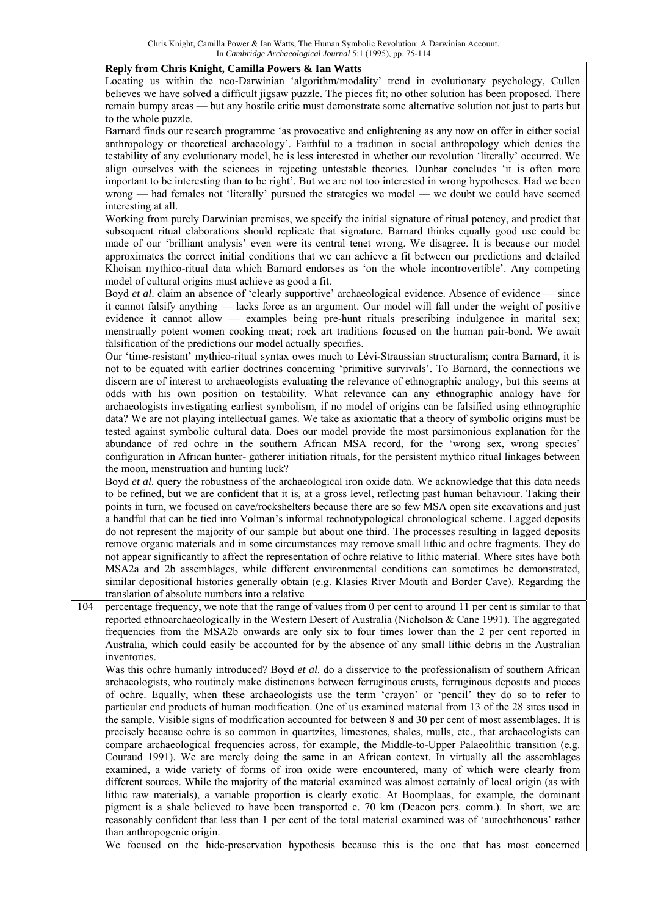**Reply from Chris Knight, Camilla Powers & Ian Watts**

Locating us within the neo-Darwinian 'algorithm/modality' trend in evolutionary psychology, Cullen believes we have solved a difficult jigsaw puzzle. The pieces fit; no other solution has been proposed. There remain bumpy areas — but any hostile critic must demonstrate some alternative solution not just to parts but to the whole puzzle.

Barnard finds our research programme 'as provocative and enlightening as any now on offer in either social anthropology or theoretical archaeology'. Faithful to a tradition in social anthropology which denies the testability of any evolutionary model, he is less interested in whether our revolution 'literally' occurred. We align ourselves with the sciences in rejecting untestable theories. Dunbar concludes 'it is often more important to be interesting than to be right'. But we are not too interested in wrong hypotheses. Had we been wrong — had females not 'literally' pursued the strategies we model — we doubt we could have seemed interesting at all.

Working from purely Darwinian premises, we specify the initial signature of ritual potency, and predict that subsequent ritual elaborations should replicate that signature. Barnard thinks equally good use could be made of our 'brilliant analysis' even were its central tenet wrong. We disagree. It is because our model approximates the correct initial conditions that we can achieve a fit between our predictions and detailed Khoisan mythico-ritual data which Barnard endorses as 'on the whole incontrovertible'. Any competing model of cultural origins must achieve as good a fit.

Boyd *et al*. claim an absence of 'clearly supportive' archaeological evidence. Absence of evidence — since it cannot falsify anything — lacks force as an argument. Our model will fall under the weight of positive evidence it cannot allow — examples being pre-hunt rituals prescribing indulgence in marital sex; menstrually potent women cooking meat; rock art traditions focused on the human pair-bond. We await falsification of the predictions our model actually specifies.

Our 'time-resistant' mythico-ritual syntax owes much to Lévi-Straussian structuralism; contra Barnard, it is not to be equated with earlier doctrines concerning 'primitive survivals'. To Barnard, the connections we discern are of interest to archaeologists evaluating the relevance of ethnographic analogy, but this seems at odds with his own position on testability. What relevance can any ethnographic analogy have for archaeologists investigating earliest symbolism, if no model of origins can be falsified using ethnographic data? We are not playing intellectual games. We take as axiomatic that a theory of symbolic origins must be tested against symbolic cultural data. Does our model provide the most parsimonious explanation for the abundance of red ochre in the southern African MSA record, for the 'wrong sex, wrong species' configuration in African hunter- gatherer initiation rituals, for the persistent mythico ritual linkages between the moon, menstruation and hunting luck?

Boyd *et al*. query the robustness of the archaeological iron oxide data. We acknowledge that this data needs to be refined, but we are confident that it is, at a gross level, reflecting past human behaviour. Taking their points in turn, we focused on cave/rockshelters because there are so few MSA open site excavations and just a handful that can be tied into Volman's informal technotypological chronological scheme. Lagged deposits do not represent the majority of our sample but about one third. The processes resulting in lagged deposits remove organic materials and in some circumstances may remove small lithic and ochre fragments. They do not appear significantly to affect the representation of ochre relative to lithic material. Where sites have both MSA2a and 2b assemblages, while different environmental conditions can sometimes be demonstrated, similar depositional histories generally obtain (e.g. Klasies River Mouth and Border Cave). Regarding the translation of absolute numbers into a relative percentage frequency, we note that the range of values from 0 per cent to around 11 per cent is similar to that reported ethnoarchaeologically in the Western Desert of Australia (Nicholson & Cane 1991). The aggregated frequencies from the MSA2b onwards are only six to four times lower than the 2 per cent reported in Australia, which could easily be accounted for by the absence of any small lithic debris in the Australian inventories.

Was this ochre humanly introduced? Boyd *et al.* do a disservice to the professionalism of southern African archaeologists, who routinely make distinctions between ferruginous crusts, ferruginous deposits and pieces of ochre. Equally, when these archaeologists use the term 'crayon' or 'pencil' they do so to refer to particular end products of human modification. One of us examined material from 13 of the 28 sites used in the sample. Visible signs of modification accounted for between 8 and 30 per cent of most assemblages. It is precisely because ochre is so common in quartzites, limestones, shales, mulls, etc., that archaeologists can compare archaeological frequencies across, for example, the Middle-to-Upper Palaeolithic transition (e.g. Couraud 1991). We are merely doing the same in an African context. In virtually all the assemblages examined, a wide variety of forms of iron oxide were encountered, many of which were clearly from different sources. While the majority of the material examined was almost certainly of local origin (as with lithic raw materials), a variable proportion is clearly exotic. At Boomplaas, for example, the dominant pigment is a shale believed to have been transported c. 70 km (Deacon pers. comm.). In short, we are reasonably confident that less than 1 per cent of the total material examined was of 'autochthonous' rather than anthropogenic origin.

We focused on the hide-preservation hypothesis because this is the one that has most concerned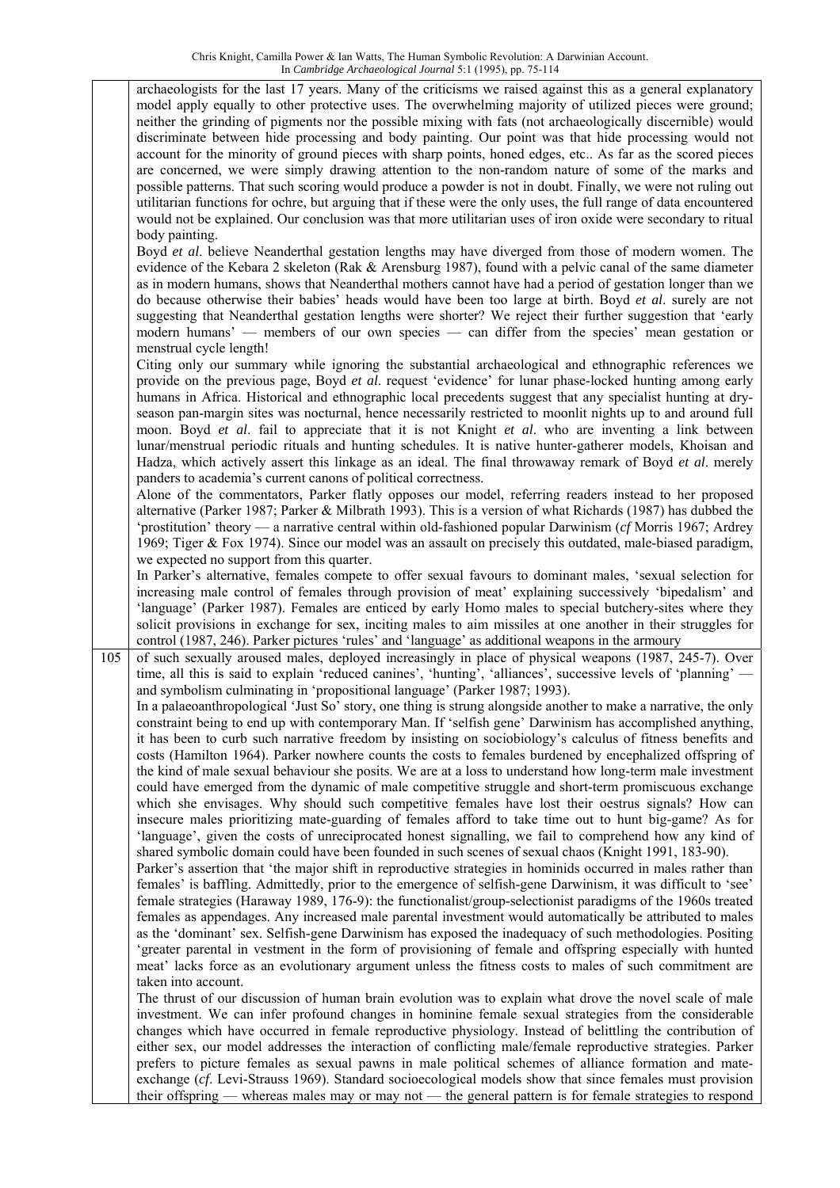archaeologists for the last 17 years. Many of the criticisms we raised against this as a general explanatory model apply equally to other protective uses. The overwhelming majority of utilized pieces were ground; neither the grinding of pigments nor the possible mixing with fats (not archaeologically discernible) would discriminate between hide processing and body painting. Our point was that hide processing would not account for the minority of ground pieces with sharp points, honed edges, etc.. As far as the scored pieces are concerned, we were simply drawing attention to the non-random nature of some of the marks and possible patterns. That such scoring would produce a powder is not in doubt. Finally, we were not ruling out utilitarian functions for ochre, but arguing that if these were the only uses, the full range of data encountered would not be explained. Our conclusion was that more utilitarian uses of iron oxide were secondary to ritual body painting.

Boyd *et al*. believe Neanderthal gestation lengths may have diverged from those of modern women. The evidence of the Kebara 2 skeleton (Rak & Arensburg 1987), found with a pelvic canal of the same diameter as in modern humans, shows that Neanderthal mothers cannot have had a period of gestation longer than we do because otherwise their babies' heads would have been too large at birth. Boyd *et al*. surely are not suggesting that Neanderthal gestation lengths were shorter? We reject their further suggestion that 'early modern humans' — members of our own species — can differ from the species' mean gestation or menstrual cycle length!

Citing only our summary while ignoring the substantial archaeological and ethnographic references we provide on the previous page, Boyd *et al*. request 'evidence' for lunar phase-locked hunting among early humans in Africa. Historical and ethnographic local precedents suggest that any specialist hunting at dry-season pan-margin sites was nocturnal, hence necessarily restricted to moonlit nights up to and around full moon. Boyd *et al*. fail to appreciate that it is not Knight *et al*. who are inventing a link between lunar/menstrual periodic rituals and hunting schedules. It is native hunter-gatherer models, Khoisan and Hadza, which actively assert this linkage as an ideal. The final throwaway remark of Boyd *et al*. merely panders to academia's current canons of political correctness.

Alone of the commentators, Parker flatly opposes our model, referring readers instead to her proposed alternative (Parker 1987; Parker & Milbrath 1993). This is a version of what Richards (1987) has dubbed the 'prostitution' theory — a narrative central within old-fashioned popular Darwinism (*cf* Morris 1967; Ardrey 1969; Tiger & Fox 1974). Since our model was an assault on precisely this outdated, male-biased paradigm, we expected no support from this quarter.

In Parker's alternative, females compete to offer sexual favours to dominant males, 'sexual selection for increasing male control of females through provision of meat' explaining successively 'bipedalism' and 'language' (Parker 1987). Females are enticed by early Homo males to special butchery-sites where they solicit provisions in exchange for sex, inciting males to aim missiles at one another in their struggles for control (1987, 246). Parker pictures 'rules' and 'language' as additional weapons in the armoury of such sexually aroused males, deployed increasingly in place of physical weapons (1987, 245-7). Over time, all this is said to explain 'reduced canines', 'hunting', 'alliances', successive levels of 'planning' — and symbolism culminating in 'propositional language' (Parker 1987; 1993).

In a palaeoanthropological 'Just So' story, one thing is strung alongside another to make a narrative, the only constraint being to end up with contemporary Man. If 'selfish gene' Darwinism has accomplished anything, it has been to curb such narrative freedom by insisting on sociobiology's calculus of fitness benefits and costs (Hamilton 1964). Parker nowhere counts the costs to females burdened by encephalized offspring of the kind of male sexual behaviour she posits. We are at a loss to understand how long-term male investment could have emerged from the dynamic of male competitive struggle and short-term promiscuous exchange which she envisages. Why should such competitive females have lost their oestrus signals? How can insecure males prioritizing mate-guarding of females afford to take time out to hunt big-game? As for 'language', given the costs of unreciprocated honest signalling, we fail to comprehend how any kind of shared symbolic domain could have been founded in such scenes of sexual chaos (Knight 1991, 183-90).

Parker's assertion that 'the major shift in reproductive strategies in hominids occurred in males rather than females' is baffling. Admittedly, prior to the emergence of selfish-gene Darwinism, it was difficult to 'see' female strategies (Haraway 1989, 176-9): the functionalist/group-selectionist paradigms of the 1960s treated females as appendages. Any increased male parental investment would automatically be attributed to males as the 'dominant' sex. Selfish-gene Darwinism has exposed the inadequacy of such methodologies. Positing 'greater parental in vestment in the form of provisioning of female and offspring especially with hunted meat' lacks force as an evolutionary argument unless the fitness costs to males of such commitment are taken into account.

The thrust of our discussion of human brain evolution was to explain what drove the novel scale of male investment. We can infer profound changes in hominine female sexual strategies from the considerable changes which have occurred in female reproductive physiology. Instead of belittling the contribution of either sex, our model addresses the interaction of conflicting male/female reproductive strategies. Parker prefers to picture females as sexual pawns in male political schemes of alliance formation and mate-exchange (*cf*. Levi-Strauss 1969). Standard socioecological models show that since females must provision their offspring — whereas males may or may not — the general pattern is for female strategies to respond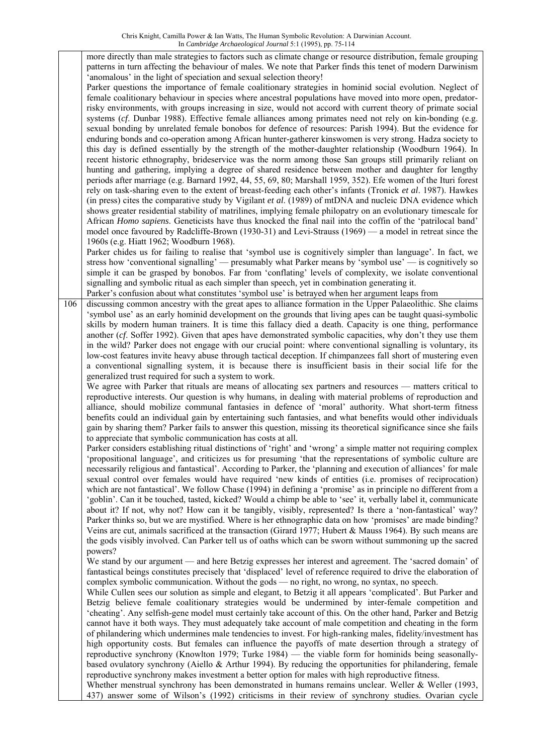more directly than male strategies to factors such as climate change or resource distribution, female grouping patterns in turn affecting the behaviour of males. We note that Parker finds this tenet of modern Darwinism 'anomalous' in the light of speciation and sexual selection theory!

Parker questions the importance of female coalitionary strategies in hominid social evolution. Neglect of female coalitionary behaviour in species where ancestral populations have moved into more open, predator-risky environments, with groups increasing in size, would not accord with current theory of primate social systems (*cf*. Dunbar 1988). Effective female alliances among primates need not rely on kin-bonding (e.g. sexual bonding by unrelated female bonobos for defence of resources: Parish 1994). But the evidence for enduring bonds and co-operation among African hunter-gatherer kinswomen is very strong. Hadza society to this day is defined essentially by the strength of the mother-daughter relationship (Woodburn 1964). In recent historic ethnography, brideservice was the norm among those San groups still primarily reliant on hunting and gathering, implying a degree of shared residence between mother and daughter for lengthy periods after marriage (e.g. Barnard 1992, 44, 55, 69, 80; Marshall 1959, 352). Efe women of the Ituri forest rely on task-sharing even to the extent of breast-feeding each other's infants (Tronick *et al*. 1987). Hawkes (in press) cites the comparative study by Vigilant *et al*. (1989) of mtDNA and nucleic DNA evidence which shows greater residential stability of matrilines, implying female philopatry on an evolutionary timescale for African *Homo sapiens*. Geneticists have thus knocked the final nail into the coffin of the 'patrilocal band' model once favoured by Radcliffe-Brown (1930-31) and Levi-Strauss (1969) — a model in retreat since the 1960s (e.g. Hiatt 1962; Woodburn 1968).

Parker chides us for failing to realise that 'symbol use is cognitively simpler than language'. In fact, we stress how 'conventional signalling' — presumably what Parker means by 'symbol use' — is cognitively so simple it can be grasped by bonobos. Far from 'conflating' levels of complexity, we isolate conventional signalling and symbolic ritual as each simpler than speech, yet in combination generating it.

Parker's confusion about what constitutes 'symbol use' is betrayed when her argument leaps from discussing common ancestry with the great apes to alliance formation in the Upper Palaeolithic. She claims 'symbol use' as an early hominid development on the grounds that living apes can be taught quasi-symbolic skills by modern human trainers. It is time this fallacy died a death. Capacity is one thing, performance another (*cf*. Soffer 1992). Given that apes have demonstrated symbolic capacities, why don't they use them in the wild? Parker does not engage with our crucial point: where conventional signalling is voluntary, its low-cost features invite heavy abuse through tactical deception. If chimpanzees fall short of mustering even a conventional signalling system, it is because there is insufficient basis in their social life for the generalized trust required for such a system to work.

We agree with Parker that rituals are means of allocating sex partners and resources — matters critical to reproductive interests. Our question is why humans, in dealing with material problems of reproduction and alliance, should mobilize communal fantasies in defence of 'moral' authority. What short-term fitness benefits could an individual gain by entertaining such fantasies, and what benefits would other individuals gain by sharing them? Parker fails to answer this question, missing its theoretical significance since she fails to appreciate that symbolic communication has costs at all.

Parker considers establishing ritual distinctions of 'right' and 'wrong' a simple matter not requiring complex 'propositional language', and criticizes us for presuming 'that the representations of symbolic culture are necessarily religious and fantastical'. According to Parker, the 'planning and execution of alliances' for male sexual control over females would have required 'new kinds of entities (i.e. promises of reciprocation) which are not fantastical'. We follow Chase (1994) in defining a 'promise' as in principle no different from a 'goblin'. Can it be touched, tasted, kicked? Would a chimp be able to 'see' it, verbally label it, communicate about it? If not, why not? How can it be tangibly, visibly, represented? Is there a 'non-fantastical' way? Parker thinks so, but we are mystified. Where is her ethnographic data on how 'promises' are made binding? Veins are cut, animals sacrificed at the transaction (Girard 1977; Hubert & Mauss 1964). By such means are the gods visibly involved. Can Parker tell us of oaths which can be sworn without summoning up the sacred powers?

We stand by our argument — and here Betzig expresses her interest and agreement. The 'sacred domain' of fantastical beings constitutes precisely that 'displaced' level of reference required to drive the elaboration of complex symbolic communication. Without the gods — no right, no wrong, no syntax, no speech.

While Cullen sees our solution as simple and elegant, to Betzig it all appears 'complicated'. But Parker and Betzig believe female coalitionary strategies would be undermined by inter-female competition and 'cheating'. Any selfish-gene model must certainly take account of this. On the other hand, Parker and Betzig cannot have it both ways. They must adequately take account of male competition and cheating in the form of philandering which undermines male tendencies to invest. For high-ranking males, fidelity/investment has high opportunity costs. But females can influence the payoffs of mate desertion through a strategy of reproductive synchrony (Knowlton 1979; Turke 1984) — the viable form for hominids being seasonally-based ovulatory synchrony (Aiello & Arthur 1994). By reducing the opportunities for philandering, female reproductive synchrony makes investment a better option for males with high reproductive fitness.

Whether menstrual synchrony has been demonstrated in humans remains unclear. Weller & Weller (1993, 437) answer some of Wilson's (1992) criticisms in their review of synchrony studies. Ovarian cycle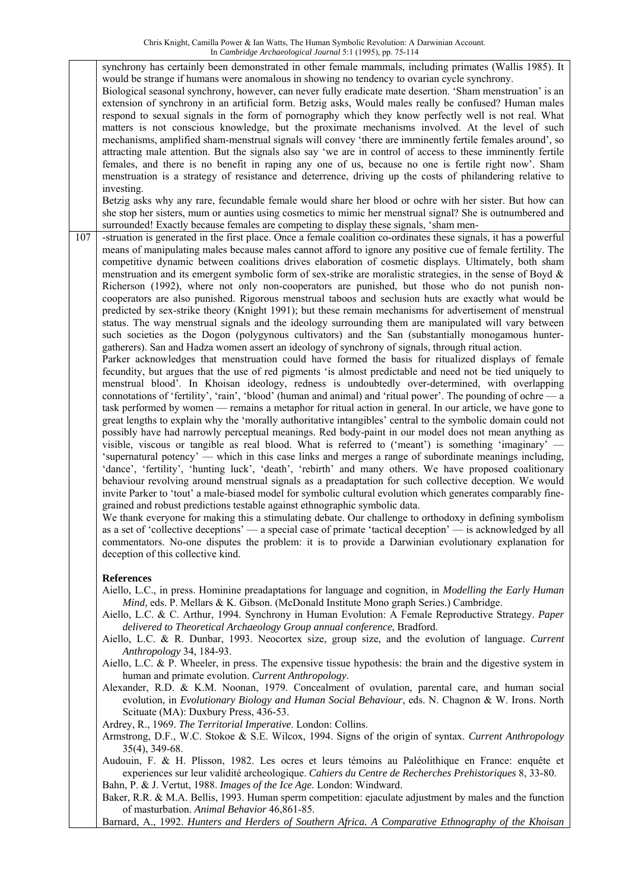synchrony has certainly been demonstrated in other female mammals, including primates (Wallis 1985). It would be strange if humans were anomalous in showing no tendency to ovarian cycle synchrony.

Biological seasonal synchrony, however, can never fully eradicate mate desertion. 'Sham menstruation' is an extension of synchrony in an artificial form. Betzig asks, Would males really be confused? Human males respond to sexual signals in the form of pornography which they know perfectly well is not real. What matters is not conscious knowledge, but the proximate mechanisms involved. At the level of such mechanisms, amplified sham-menstrual signals will convey 'there are imminently fertile females around', so attracting male attention. But the signals also say 'we are in control of access to these imminently fertile females, and there is no benefit in raping any one of us, because no one is fertile right now'. Sham menstruation is a strategy of resistance and deterrence, driving up the costs of philandering relative to investing.

Betzig asks why any rare, fecundable female would share her blood or ochre with her sister. But how can she stop her sisters, mum or aunties using cosmetics to mimic her menstrual signal? She is outnumbered and surrounded! Exactly because females are competing to display these signals, 'sham menstruation is generated in the first place. Once a female coalition co-ordinates these signals, it has a powerful means of manipulating males because males cannot afford to ignore any positive cue of female fertility. The competitive dynamic between coalitions drives elaboration of cosmetic displays. Ultimately, both sham menstruation and its emergent symbolic form of sex-strike are moralistic strategies, in the sense of Boyd & Richerson (1992), where not only non-cooperators are punished, but those who do not punish non-cooperators are also punished. Rigorous menstrual taboos and seclusion huts are exactly what would be predicted by sex-strike theory (Knight 1991); but these remain mechanisms for advertisement of menstrual status. The way menstrual signals and the ideology surrounding them are manipulated will vary between such societies as the Dogon (polygynous cultivators) and the San (substantially monogamous hunter-gatherers). San and Hadza women assert an ideology of synchrony of signals, through ritual action.

Parker acknowledges that menstruation could have formed the basis for ritualized displays of female fecundity, but argues that the use of red pigments 'is almost predictable and need not be tied uniquely to menstrual blood'. In Khoisan ideology, redness is undoubtedly over-determined, with overlapping connotations of 'fertility', 'rain', 'blood' (human and animal) and 'ritual power'. The pounding of ochre — a task performed by women — remains a metaphor for ritual action in general. In our article, we have gone to great lengths to explain why the 'morally authoritative intangibles' central to the symbolic domain could not possibly have had narrowly perceptual meanings. Red body-paint in our model does not mean anything as visible, viscous or tangible as real blood. What is referred to ('meant') is something 'imaginary' — 'supernatural potency' — which in this case links and merges a range of subordinate meanings including, 'dance', 'fertility', 'hunting luck', 'death', 'rebirth' and many others. We have proposed coalitionary behaviour revolving around menstrual signals as a preadaptation for such collective deception. We would invite Parker to 'tout' a male-biased model for symbolic cultural evolution which generates comparably fine-grained and robust predictions testable against ethnographic symbolic data.

We thank everyone for making this a stimulating debate. Our challenge to orthodoxy in defining symbolism as a set of 'collective deceptions' — a special case of primate 'tactical deception' — is acknowledged by all commentators. No-one disputes the problem: it is to provide a Darwinian evolutionary explanation for deception of this collective kind.

## References

Aiello, L.C., in press. Hominine preadaptations for language and cognition, in *Modelling the Early Human Mind*, eds. P. Mellars & K. Gibson. (McDonald Institute Mono graph Series.) Cambridge.

Aiello, L.C. & C. Arthur, 1994. Synchrony in Human Evolution: A Female Reproductive Strategy. *Paper delivered to Theoretical Archaeology Group annual conference*, Bradford.

Aiello, L.C. & R. Dunbar, 1993. Neocortex size, group size, and the evolution of language. *Current Anthropology* 34, 184-93.

Aiello, L.C. & P. Wheeler, in press. The expensive tissue hypothesis: the brain and the digestive system in human and primate evolution. *Current Anthropology*.

Alexander, R.D. & K.M. Noonan, 1979. Concealment of ovulation, parental care, and human social evolution, in *Evolutionary Biology and Human Social Behaviour*, eds. N. Chagnon & W. Irons. North Scituate (MA): Duxbury Press, 436-53.

Ardrey, R., 1969. *The Territorial Imperative*. London: Collins.

Armstrong, D.F., W.C. Stokoe & S.E. Wilcox, 1994. Signs of the origin of syntax. *Current Anthropology* 35(4), 349-68.

Audouin, F. & H. Plisson, 1982. Les ocres et leurs témoins au Paléolithique en France: enquête et experiences sur leur validité archeologique. *Cahiers du Centre de Recherches Prehistoriques* 8, 33-80.

Bahn, P. & J. Vertut, 1988. *Images of the Ice Age*. London: Windward.

Baker, R.R. & M.A. Bellis, 1993. Human sperm competition: ejaculate adjustment by males and the function of masturbation. *Animal Behavior* 46,861-85.

Barnard, A., 1992. *Hunters and Herders of Southern Africa. A Comparative Ethnography of the Khoisan*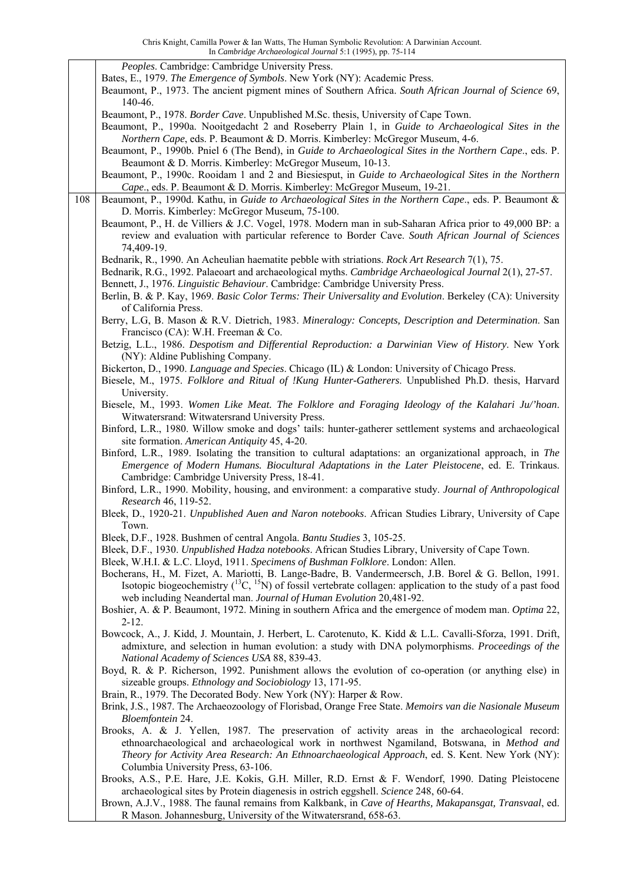*Peoples*. Cambridge: Cambridge University Press.

Bates, E., 1979. *The Emergence of Symbols*. New York (NY): Academic Press.

Beaumont, P., 1973. The ancient pigment mines of Southern Africa. *South African Journal of Science* 69, 140-46.

Beaumont, P., 1978. *Border Cave*. Unpublished M.Sc. thesis, University of Cape Town.

Beaumont, P., 1990a. Nooitgedacht 2 and Roseberry Plain 1, in *Guide to Archaeological Sites in the Northern Cape*, eds. P. Beaumont & D. Morris. Kimberley: McGregor Museum, 4-6.

Beaumont, P., 1990b. Pniel 6 (The Bend), in *Guide to Archaeological Sites in the Northern Cape*., eds. P. Beaumont & D. Morris. Kimberley: McGregor Museum, 10-13.

Beaumont, P., 1990c. Rooidam 1 and 2 and Biesiesput, in *Guide to Archaeological Sites in the Northern Cape*., eds. P. Beaumont & D. Morris. Kimberley: McGregor Museum, 19-21.

108

Beaumont, P., 1990d. Kathu, in *Guide to Archaeological Sites in the Northern Cape*., eds. P. Beaumont & D. Morris. Kimberley: McGregor Museum, 75-100.

Beaumont, P., H. de Villiers & J.C. Vogel, 1978. Modern man in sub-Saharan Africa prior to 49,000 BP: a review and evaluation with particular reference to Border Cave. *South African Journal of Sciences* 74,409-19.

Bednarik, R., 1990. An Acheulian haematite pebble with striations. *Rock Art Research* 7(1), 75.

Bednarik, R.G., 1992. Palaeoart and archaeological myths. *Cambridge Archaeological Journal* 2(1), 27-57.

Bennett, J., 1976. *Linguistic Behaviour*. Cambridge: Cambridge University Press.

Berlin, B. & P. Kay, 1969. *Basic Color Terms: Their Universality and Evolution*. Berkeley (CA): University of California Press.

Berry, L.G, B. Mason & R.V. Dietrich, 1983. *Mineralogy: Concepts, Description and Determination*. San Francisco (CA): W.H. Freeman & Co.

Betzig, L.L., 1986. *Despotism and Differential Reproduction: a Darwinian View of History*. New York (NY): Aldine Publishing Company.

Bickerton, D., 1990. *Language and Species*. Chicago (IL) & London: University of Chicago Press.

Biesele, M., 1975. *Folklore and Ritual of !Kung Hunter-Gatherers*. Unpublished Ph.D. thesis, Harvard University.

Biesele, M., 1993. *Women Like Meat. The Folklore and Foraging Ideology of the Kalahari Ju/'hoan*. Witwatersrand: Witwatersrand University Press.

Binford, L.R., 1980. Willow smoke and dogs' tails: hunter-gatherer settlement systems and archaeological site formation. *American Antiquity* 45, 4-20.

Binford, L.R., 1989. Isolating the transition to cultural adaptations: an organizational approach, in *The Emergence of Modern Humans. Biocultural Adaptations in the Later Pleistocene*, ed. E. Trinkaus. Cambridge: Cambridge University Press, 18-41.

Binford, L.R., 1990. Mobility, housing, and environment: a comparative study. *Journal of Anthropological Research* 46, 119-52.

Bleek, D., 1920-21. *Unpublished Auen and Naron notebooks*. African Studies Library, University of Cape Town.

Bleek, D.F., 1928. Bushmen of central Angola. *Bantu Studies* 3, 105-25.

Bleek, D.F., 1930. *Unpublished Hadza notebooks*. African Studies Library, University of Cape Town.

Bleek, W.H.I. & L.C. Lloyd, 1911. *Specimens of Bushman Folklore*. London: Allen.

Bocherans, H., M. Fizet, A. Mariotti, B. Lange-Badre, B. Vandermeersch, J.B. Borel & G. Bellon, 1991. Isotopic biogeochemistry ($^{13}C$, $^{15}N$) of fossil vertebrate collagen: application to the study of a past food web including Neandertal man. *Journal of Human Evolution* 20,481-92.

Boshier, A. & P. Beaumont, 1972. Mining in southern Africa and the emergence of modem man. *Optima* 22, 2-12.

Bowcock, A., J. Kidd, J. Mountain, J. Herbert, L. Carotenuto, K. Kidd & L.L. Cavalli-Sforza, 1991. Drift, admixture, and selection in human evolution: a study with DNA polymorphisms. *Proceedings of the National Academy of Sciences USA* 88, 839-43.

Boyd, R. & P. Richerson, 1992. Punishment allows the evolution of co-operation (or anything else) in sizeable groups. *Ethnology and Sociobiology* 13, 171-95.

Brain, R., 1979. The Decorated Body. New York (NY): Harper & Row.

Brink, J.S., 1987. The Archaeozoology of Florisbad, Orange Free State. *Memoirs van die Nasionale Museum Bloemfontein* 24.

Brooks, A. & J. Yellen, 1987. The preservation of activity areas in the archaeological record: ethnoarchaeological and archaeological work in northwest Ngamiland, Botswana, in *Method and Theory for Activity Area Research: An Ethnoarchaeological Approach*, ed. S. Kent. New York (NY): Columbia University Press, 63-106.

Brooks, A.S., P.E. Hare, J.E. Kokis, G.H. Miller, R.D. Ernst & F. Wendorf, 1990. Dating Pleistocene archaeological sites by Protein diagenesis in ostrich eggshell. *Science* 248, 60-64.

Brown, A.J.V., 1988. The faunal remains from Kalkbank, in *Cave of Hearths, Makapansgat, Transvaal*, ed. R Mason. Johannesburg, University of the Witwatersrand, 658-63.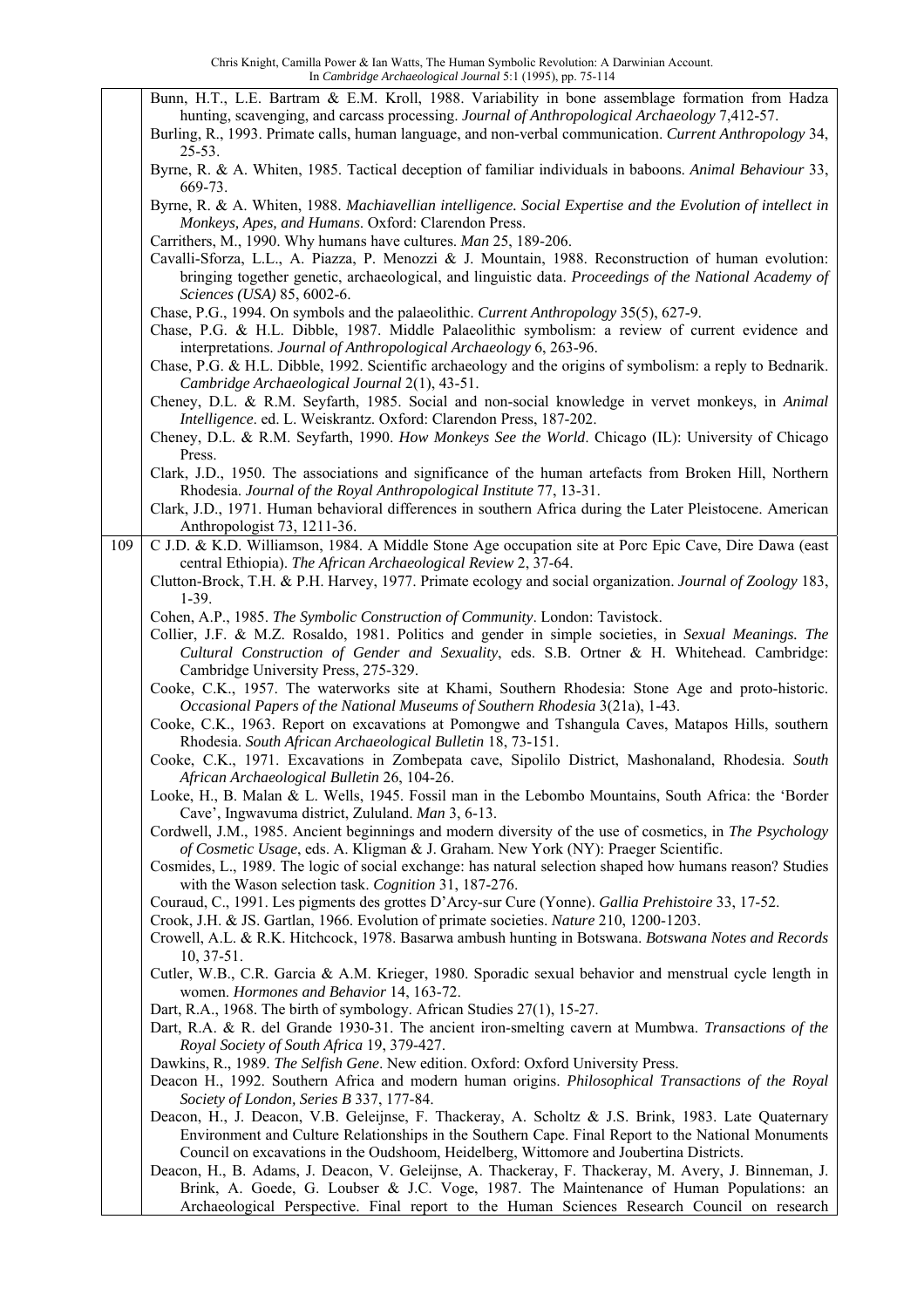Bunn, H.T., L.E. Bartram & E.M. Kroll, 1988. Variability in bone assemblage formation from Hadza hunting, scavenging, and carcass processing. *Journal of Anthropological Archaeology* 7,412-57.

Burling, R., 1993. Primate calls, human language, and non-verbal communication. *Current Anthropology* 34, 25-53.

Byrne, R. & A. Whiten, 1985. Tactical deception of familiar individuals in baboons. *Animal Behaviour* 33, 669-73.

Byrne, R. & A. Whiten, 1988. *Machiavellian intelligence. Social Expertise and the Evolution of intellect in Monkeys, Apes, and Humans*. Oxford: Clarendon Press.

Carrithers, M., 1990. Why humans have cultures. *Man* 25, 189-206.

Cavalli-Sforza, L.L., A. Piazza, P. Menozzi & J. Mountain, 1988. Reconstruction of human evolution: bringing together genetic, archaeological, and linguistic data. *Proceedings of the National Academy of Sciences (USA)* 85, 6002-6.

Chase, P.G., 1994. On symbols and the palaeolithic. *Current Anthropology* 35(5), 627-9.

Chase, P.G. & H.L. Dibble, 1987. Middle Palaeolithic symbolism: a review of current evidence and interpretations. *Journal of Anthropological Archaeology* 6, 263-96.

Chase, P.G. & H.L. Dibble, 1992. Scientific archaeology and the origins of symbolism: a reply to Bednarik. *Cambridge Archaeological Journal* 2(1), 43-51.

Cheney, D.L. & R.M. Seyfarth, 1985. Social and non-social knowledge in vervet monkeys, in *Animal Intelligence*. ed. L. Weiskrantz. Oxford: Clarendon Press, 187-202.

Cheney, D.L. & R.M. Seyfarth, 1990. *How Monkeys See the World*. Chicago (IL): University of Chicago Press.

Clark, J.D., 1950. The associations and significance of the human artefacts from Broken Hill, Northern Rhodesia. *Journal of the Royal Anthropological Institute* 77, 13-31.

Clark, J.D., 1971. Human behavioral differences in southern Africa during the Later Pleistocene. American Anthropologist 73, 1211-36.

C J.D. & K.D. Williamson, 1984. A Middle Stone Age occupation site at Porc Epic Cave, Dire Dawa (east central Ethiopia). *The African Archaeological Review* 2, 37-64.

Clutton-Brock, T.H. & P.H. Harvey, 1977. Primate ecology and social organization. *Journal of Zoology* 183, 1-39.

Cohen, A.P., 1985. *The Symbolic Construction of Community*. London: Tavistock.

Collier, J.F. & M.Z. Rosaldo, 1981. Politics and gender in simple societies, in *Sexual Meanings. The Cultural Construction of Gender and Sexuality*, eds. S.B. Ortner & H. Whitehead. Cambridge: Cambridge University Press, 275-329.

Cooke, C.K., 1957. The waterworks site at Khami, Southern Rhodesia: Stone Age and proto-historic. *Occasional Papers of the National Museums of Southern Rhodesia* 3(21a), 1-43.

Cooke, C.K., 1963. Report on excavations at Pomongwe and Tshangula Caves, Matapos Hills, southern Rhodesia. *South African Archaeological Bulletin* 18, 73-151.

Cooke, C.K., 1971. Excavations in Zombepata cave, Sipolilo District, Mashonaland, Rhodesia. *South African Archaeological Bulletin* 26, 104-26.

Looke, H., B. Malan & L. Wells, 1945. Fossil man in the Lebombo Mountains, South Africa: the 'Border Cave', Ingwavuma district, Zululand. *Man* 3, 6-13.

Cordwell, J.M., 1985. Ancient beginnings and modern diversity of the use of cosmetics, in *The Psychology of Cosmetic Usage*, eds. A. Kligman & J. Graham. New York (NY): Praeger Scientific.

Cosmides, L., 1989. The logic of social exchange: has natural selection shaped how humans reason? Studies with the Wason selection task. *Cognition* 31, 187-276.

Couraud, C., 1991. Les pigments des grottes D'Arcy-sur Cure (Yonne). *Gallia Prehistoire* 33, 17-52.

Crook, J.H. & JS. Gartlan, 1966. Evolution of primate societies. *Nature* 210, 1200-1203.

Crowell, A.L. & R.K. Hitchcock, 1978. Basarwa ambush hunting in Botswana. *Botswana Notes and Records* 10, 37-51.

Cutler, W.B., C.R. Garcia & A.M. Krieger, 1980. Sporadic sexual behavior and menstrual cycle length in women. *Hormones and Behavior* 14, 163-72.

Dart, R.A., 1968. The birth of symbology. African Studies 27(1), 15-27.

Dart, R.A. & R. del Grande 1930-31. The ancient iron-smelting cavern at Mumbwa. *Transactions of the Royal Society of South Africa* 19, 379-427.

Dawkins, R., 1989. *The Selfish Gene*. New edition. Oxford: Oxford University Press.

Deacon H., 1992. Southern Africa and modern human origins. *Philosophical Transactions of the Royal Society of London, Series B* 337, 177-84.

Deacon, H., J. Deacon, V.B. Geleijnse, F. Thackeray, A. Scholtz & J.S. Brink, 1983. Late Quaternary Environment and Culture Relationships in the Southern Cape. Final Report to the National Monuments Council on excavations in the Oudshoom, Heidelberg, Wittomore and Joubertina Districts.

Deacon, H., B. Adams, J. Deacon, V. Geleijnse, A. Thackeray, F. Thackeray, M. Avery, J. Binneman, J. Brink, A. Goede, G. Loubser & J.C. Voge, 1987. The Maintenance of Human Populations: an Archaeological Perspective. Final report to the Human Sciences Research Council on research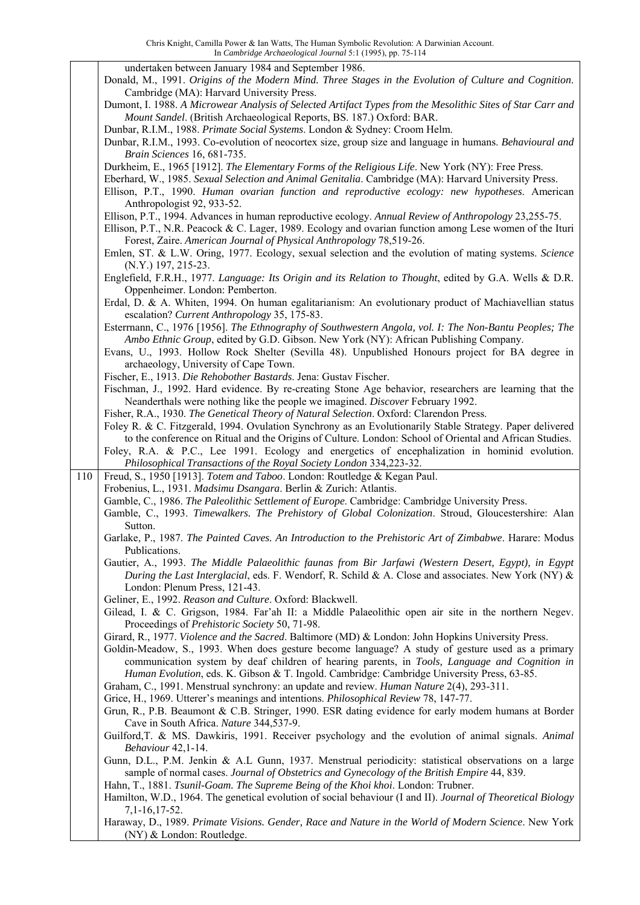undertaken between January 1984 and September 1986.

Donald, M., 1991. *Origins of the Modern Mind. Three Stages in the Evolution of Culture and Cognition*. Cambridge (MA): Harvard University Press.

Dumont, I. 1988. *A Microwear Analysis of Selected Artifact Types from the Mesolithic Sites of Star Carr and Mount Sandel*. (British Archaeological Reports, BS. 187.) Oxford: BAR.

Dunbar, R.I.M., 1988. *Primate Social Systems*. London & Sydney: Croom Helm.

Dunbar, R.I.M., 1993. Co-evolution of neocortex size, group size and language in humans. *Behavioural and Brain Sciences* 16, 681-735.

Durkheim, E., 1965 [1912]. *The Elementary Forms of the Religious Life*. New York (NY): Free Press.

Eberhard, W., 1985. *Sexual Selection and Animal Genitalia*. Cambridge (MA): Harvard University Press.

Ellison, P.T., 1990. *Human ovarian function and reproductive ecology: new hypotheses*. American Anthropologist 92, 933-52.

Ellison, P.T., 1994. Advances in human reproductive ecology. *Annual Review of Anthropology* 23,255-75.

Ellison, P.T., N.R. Peacock & C. Lager, 1989. Ecology and ovarian function among Lese women of the Ituri Forest, Zaire. *American Journal of Physical Anthropology* 78,519-26.

Emlen, ST. & L.W. Oring, 1977. Ecology, sexual selection and the evolution of mating systems. *Science* (N.Y.) 197, 215-23.

Englefield, F.R.H., 1977. *Language: Its Origin and its Relation to Thought*, edited by G.A. Wells & D.R. Oppenheimer. London: Pemberton.

Erdal, D. & A. Whiten, 1994. On human egalitarianism: An evolutionary product of Machiavellian status escalation? *Current Anthropology* 35, 175-83.

Esterrnann, C., 1976 [1956]. *The Ethnography of Southwestern Angola, vol. I: The Non-Bantu Peoples; The Ambo Ethnic Group*, edited by G.D. Gibson. New York (NY): African Publishing Company.

Evans, U., 1993. Hollow Rock Shelter (Sevilla 48). Unpublished Honours project for BA degree in archaeology, University of Cape Town.

Fischer, E., 1913. *Die Rehobother Bastards*. Jena: Gustav Fischer.

Fischman, J., 1992. Hard evidence. By re-creating Stone Age behavior, researchers are learning that the Neanderthals were nothing like the people we imagined. *Discover* February 1992.

Fisher, R.A., 1930. *The Genetical Theory of Natural Selection*. Oxford: Clarendon Press.

Foley R. & C. Fitzgerald, 1994. Ovulation Synchrony as an Evolutionarily Stable Strategy. Paper delivered to the conference on Ritual and the Origins of Culture. London: School of Oriental and African Studies.

Foley, R.A. & P.C., Lee 1991. Ecology and energetics of encephalization in hominid evolution. *Philosophical Transactions of the Royal Society London* 334,223-32.

Freud, S., 1950 [1913]. *Totem and Taboo*. London: Routledge & Kegan Paul.

Frobenius, L., 1931. *Madsimu Dsangara*. Berlin & Zurich: Atlantis.

Gamble, C., 1986. *The Paleolithic Settlement of Europe*. Cambridge: Cambridge University Press.

Gamble, C., 1993. *Timewalkers. The Prehistory of Global Colonization*. Stroud, Gloucestershire: Alan Sutton.

Garlake, P., 1987. *The Painted Caves. An Introduction to the Prehistoric Art of Zimbabwe*. Harare: Modus Publications.

Gautier, A., 1993. *The Middle Palaeolithic faunas from Bir Jarfawi (Western Desert, Egypt), in Egypt During the Last Interglacial*, eds. F. Wendorf, R. Schild & A. Close and associates. New York (NY) & London: Plenum Press, 121-43.

Geliner, E., 1992. *Reason and Culture*. Oxford: Blackwell.

Gilead, I. & C. Grigson, 1984. Far'ah II: a Middle Palaeolithic open air site in the northern Negev. Proceedings of *Prehistoric Society* 50, 71-98.

Girard, R., 1977. *Violence and the Sacred*. Baltimore (MD) & London: John Hopkins University Press.

Goldin-Meadow, S., 1993. When does gesture become language? A study of gesture used as a primary communication system by deaf children of hearing parents, in *Tools, Language and Cognition in Human Evolution*, eds. K. Gibson & T. Ingold. Cambridge: Cambridge University Press, 63-85.

Graham, C., 1991. Menstrual synchrony: an update and review. *Human Nature* 2(4), 293-311.

Grice, H., 1969. Utterer's meanings and intentions. *Philosophical Review* 78, 147-77.

Grun, R., P.B. Beaumont & C.B. Stringer, 1990. ESR dating evidence for early modem humans at Border Cave in South Africa. *Nature* 344,537-9.

Guilford,T. & MS. Dawkiris, 1991. Receiver psychology and the evolution of animal signals. *Animal Behaviour* 42,1-14.

Gunn, D.L., P.M. Jenkin & A.L Gunn, 1937. Menstrual periodicity: statistical observations on a large sample of normal cases. *Journal of Obstetrics and Gynecology of the British Empire* 44, 839.

Hahn, T., 1881. *Tsunil-Goam. The Supreme Being of the Khoi khoi*. London: Trubner.

Hamilton, W.D., 1964. The genetical evolution of social behaviour (I and II). *Journal of Theoretical Biology* 7,1-16,17-52.

Haraway, D., 1989. *Primate Visions. Gender, Race and Nature in the World of Modern Science*. New York (NY) & London: Routledge.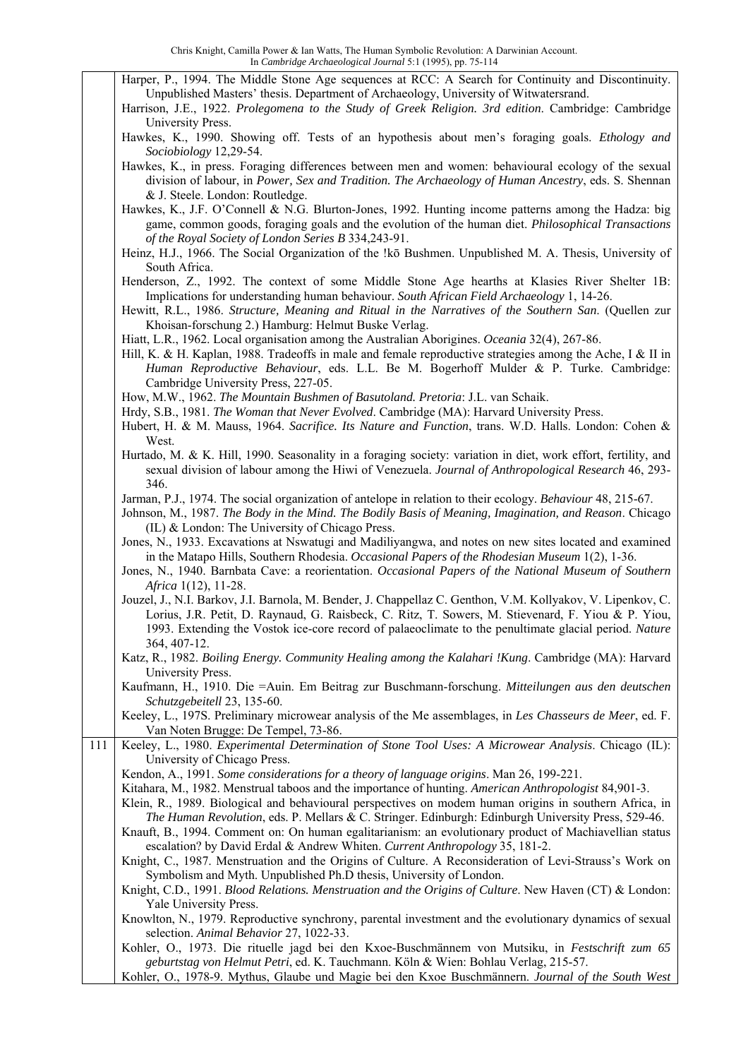Harper, P., 1994. The Middle Stone Age sequences at RCC: A Search for Continuity and Discontinuity. Unpublished Masters' thesis. Department of Archaeology, University of Witwatersrand.

Harrison, J.E., 1922. *Prolegomena to the Study of Greek Religion. 3rd edition*. Cambridge: Cambridge University Press.

Hawkes, K., 1990. Showing off. Tests of an hypothesis about men's foraging goals. *Ethology and Sociobiology* 12,29-54.

Hawkes, K., in press. Foraging differences between men and women: behavioural ecology of the sexual division of labour, in *Power, Sex and Tradition. The Archaeology of Human Ancestry*, eds. S. Shennan & J. Steele. London: Routledge.

Hawkes, K., J.F. O'Connell & N.G. Blurton-Jones, 1992. Hunting income patterns among the Hadza: big game, common goods, foraging goals and the evolution of the human diet. *Philosophical Transactions of the Royal Society of London Series B* 334,243-91.

Heinz, H.J., 1966. The Social Organization of the !kō Bushmen. Unpublished M. A. Thesis, University of South Africa.

Henderson, Z., 1992. The context of some Middle Stone Age hearths at Klasies River Shelter 1B: Implications for understanding human behaviour. *South African Field Archaeology* 1, 14-26.

Hewitt, R.L., 1986. *Structure, Meaning and Ritual in the Narratives of the Southern San*. (Quellen zur Khoisan-forschung 2.) Hamburg: Helmut Buske Verlag.

Hiatt, L.R., 1962. Local organisation among the Australian Aborigines. *Oceania* 32(4), 267-86.

Hill, K. & H. Kaplan, 1988. Tradeoffs in male and female reproductive strategies among the Ache, I & II in *Human Reproductive Behaviour*, eds. L.L. Be M. Bogerhoff Mulder & P. Turke. Cambridge: Cambridge University Press, 227-05.

How, M.W., 1962. *The Mountain Bushmen of Basutoland. Pretoria*: J.L. van Schaik.

Hrdy, S.B., 1981. *The Woman that Never Evolved*. Cambridge (MA): Harvard University Press.

Hubert, H. & M. Mauss, 1964. *Sacrifice. Its Nature and Function*, trans. W.D. Halls. London: Cohen & West.

Hurtado, M. & K. Hill, 1990. Seasonality in a foraging society: variation in diet, work effort, fertility, and sexual division of labour among the Hiwi of Venezuela. *Journal of Anthropological Research* 46, 293-346.

Jarman, P.J., 1974. The social organization of antelope in relation to their ecology. *Behaviour* 48, 215-67.

Johnson, M., 1987. *The Body in the Mind. The Bodily Basis of Meaning, Imagination, and Reason*. Chicago (IL) & London: The University of Chicago Press.

Jones, N., 1933. Excavations at Nswatugi and Madiliyangwa, and notes on new sites located and examined in the Matapo Hills, Southern Rhodesia. *Occasional Papers of the Rhodesian Museum* 1(2), 1-36.

Jones, N., 1940. Barnbata Cave: a reorientation. *Occasional Papers of the National Museum of Southern Africa* 1(12), 11-28.

Jouzel, J., N.I. Barkov, J.I. Barnola, M. Bender, J. Chappellaz C. Genthon, V.M. Kollyakov, V. Lipenkov, C. Lorius, J.R. Petit, D. Raynaud, G. Raisbeck, C. Ritz, T. Sowers, M. Stievenard, F. Yiou & P. Yiou, 1993. Extending the Vostok ice-core record of palaeoclimate to the penultimate glacial period. *Nature* 364, 407-12.

Katz, R., 1982. *Boiling Energy. Community Healing among the Kalahari !Kung*. Cambridge (MA): Harvard University Press.

Kaufmann, H., 1910. Die =Auin. Em Beitrag zur Buschmann-forschung. *Mitteilungen aus den deutschen Schutzgebeitell* 23, 135-60.

Keeley, L., 197S. Preliminary microwear analysis of the Me assemblages, in *Les Chasseurs de Meer*, ed. F. Van Noten Brugge: De Tempel, 73-86.

Keeley, L., 1980. *Experimental Determination of Stone Tool Uses: A Microwear Analysis*. Chicago (IL): University of Chicago Press.

Kendon, A., 1991. *Some considerations for a theory of language origins*. Man 26, 199-221.

Kitahara, M., 1982. Menstrual taboos and the importance of hunting. *American Anthropologist* 84,901-3.

Klein, R., 1989. Biological and behavioural perspectives on modem human origins in southern Africa, in *The Human Revolution*, eds. P. Mellars & C. Stringer. Edinburgh: Edinburgh University Press, 529-46.

Knauft, B., 1994. Comment on: On human egalitarianism: an evolutionary product of Machiavellian status escalation? by David Erdal & Andrew Whiten. *Current Anthropology* 35, 181-2.

Knight, C., 1987. Menstruation and the Origins of Culture. A Reconsideration of Levi-Strauss's Work on Symbolism and Myth. Unpublished Ph.D thesis, University of London.

Knight, C.D., 1991. *Blood Relations. Menstruation and the Origins of Culture*. New Haven (CT) & London: Yale University Press.

Knowlton, N., 1979. Reproductive synchrony, parental investment and the evolutionary dynamics of sexual selection. *Animal Behavior* 27, 1022-33.

Kohler, O., 1973. Die rituelle jagd bei den Kxoe-Buschmännem von Mutsiku, in *Festschrift zum 65 geburtstag von Helmut Petri*, ed. K. Tauchmann. Köln & Wien: Bohlau Verlag, 215-57.

Kohler, O., 1978-9. Mythus, Glaube und Magie bei den Kxoe Buschmännern. *Journal of the South West*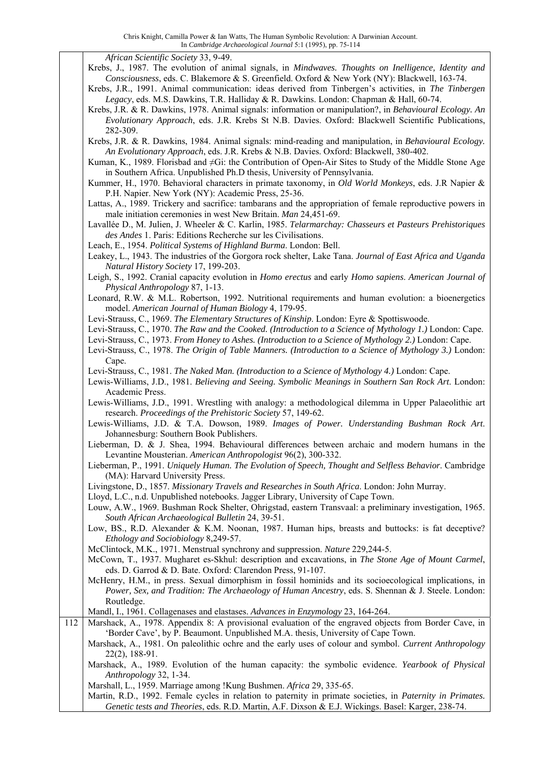African Scientific Society 33, 9-49.

Krebs, J., 1987. The evolution of animal signals, in *Mindwaves. Thoughts on Inelligence, Identity and Consciousness*, eds. C. Blakemore & S. Greenfield. Oxford & New York (NY): Blackwell, 163-74.

Krebs, J.R., 1991. Animal communication: ideas derived from Tinbergen's activities, in *The Tinbergen Legacy*, eds. M.S. Dawkins, T.R. Halliday & R. Dawkins. London: Chapman & Hall, 60-74.

Krebs, J.R. & R. Dawkins, 1978. Animal signals: information or manipulation?, in *Behavioural Ecology. An Evolutionary Approach*, eds. J.R. Krebs St N.B. Davies. Oxford: Blackwell Scientific Publications, 282-309.

Krebs, J.R. & R. Dawkins, 1984. Animal signals: mind-reading and manipulation, in *Behavioural Ecology. An Evolutionary Approach*, eds. J.R. Krebs & N.B. Davies. Oxford: Blackwell, 380-402.

Kuman, K., 1989. Florisbad and ≠Gi: the Contribution of Open-Air Sites to Study of the Middle Stone Age in Southern Africa. Unpublished Ph.D thesis, University of Pennsylvania.

Kummer, H., 1970. Behavioral characters in primate taxonomy, in *Old World Monkeys*, eds. J.R Napier & P.H. Napier. New York (NY): Academic Press, 25-36.

Lattas, A., 1989. Trickery and sacrifice: tambarans and the appropriation of female reproductive powers in male initiation ceremonies in west New Britain. *Man* 24,451-69.

Lavallée D., M. Julien, J. Wheeler & C. Karlin, 1985. *Telarmarchay: Chasseurs et Pasteurs Prehistoriques des Andes* 1. Paris: Editions Recherche sur les Civilisations.

Leach, E., 1954. *Political Systems of Highland Burma*. London: Bell.

Leakey, L., 1943. The industries of the Gorgora rock shelter, Lake Tana. *Journal of East Africa and Uganda Natural History Society* 17, 199-203.

Leigh, S., 1992. Cranial capacity evolution in *Homo erectus* and early *Homo sapiens*. *American Journal of Physical Anthropology* 87, 1-13.

Leonard, R.W. & M.L. Robertson, 1992. Nutritional requirements and human evolution: a bioenergetics model. *American Journal of Human Biology* 4, 179-95.

Levi-Strauss, C., 1969. *The Elementary Structures of Kinship*. London: Eyre & Spottiswoode.

Levi-Strauss, C., 1970. *The Raw and the Cooked. (Introduction to a Science of Mythology 1.)* London: Cape.

Levi-Strauss, C., 1973. *From Honey to Ashes. (Introduction to a Science of Mythology 2.)* London: Cape.

Levi-Strauss, C., 1978. *The Origin of Table Manners. (Introduction to a Science of Mythology 3.)* London: Cape.

Levi-Strauss, C., 1981. *The Naked Man. (Introduction to a Science of Mythology 4.)* London: Cape.

Lewis-Williams, J.D., 1981. *Believing and Seeing. Symbolic Meanings in Southern San Rock Art*. London: Academic Press.

Lewis-Williams, J.D., 1991. Wrestling with analogy: a methodological dilemma in Upper Palaeolithic art research. *Proceedings of the Prehistoric Society* 57, 149-62.

Lewis-Williams, J.D. & T.A. Dowson, 1989. *Images of Power. Understanding Bushman Rock Art*. Johannesburg: Southern Book Publishers.

Lieberman, D. & J. Shea, 1994. Behavioural differences between archaic and modern humans in the Levantine Mousterian. *American Anthropologist* 96(2), 300-332.

Lieberman, P., 1991. *Uniquely Human. The Evolution of Speech, Thought and Selfless Behavior*. Cambridge (MA): Harvard University Press.

Livingstone, D., 1857. *Missionary Travels and Researches in South Africa*. London: John Murray.

Lloyd, L.C., n.d. Unpublished notebooks. Jagger Library, University of Cape Town.

Louw, A.W., 1969. Bushman Rock Shelter, Ohrigstad, eastern Transvaal: a preliminary investigation, 1965. *South African Archaeological Bulletin* 24, 39-51.

Low, BS., R.D. Alexander & K.M. Noonan, 1987. Human hips, breasts and buttocks: is fat deceptive? *Ethology and Sociobiology* 8,249-57.

McClintock, M.K., 1971. Menstrual synchrony and suppression. *Nature* 229,244-5.

McCown, T., 1937. Mugharet es-Skhul: description and excavations, in *The Stone Age of Mount Carmel*, eds. D. Garrod & D. Bate. Oxford: Clarendon Press, 91-107.

McHenry, H.M., in press. Sexual dimorphism in fossil hominids and its socioecological implications, in *Power, Sex, and Tradition: The Archaeology of Human Ancestry*, eds. S. Shennan & J. Steele. London: Routledge.

Mandl, I., 1961. Collagenases and elastases. *Advances in Enzymology* 23, 164-264.

Marshack, A., 1978. Appendix 8: A provisional evaluation of the engraved objects from Border Cave, in 'Border Cave', by P. Beaumont. Unpublished M.A. thesis, University of Cape Town.

Marshack, A., 1981. On paleolithic ochre and the early uses of colour and symbol. *Current Anthropology* 22(2), 188-91.

Marshack, A., 1989. Evolution of the human capacity: the symbolic evidence. *Yearbook of Physical Anthropology* 32, 1-34.

Marshall, L., 1959. Marriage among !Kung Bushmen. *Africa* 29, 335-65.

Martin, R.D., 1992. Female cycles in relation to paternity in primate societies, in *Paternity in Primates. Genetic tests and Theories*, eds. R.D. Martin, A.F. Dixson & E.J. Wickings. Basel: Karger, 238-74.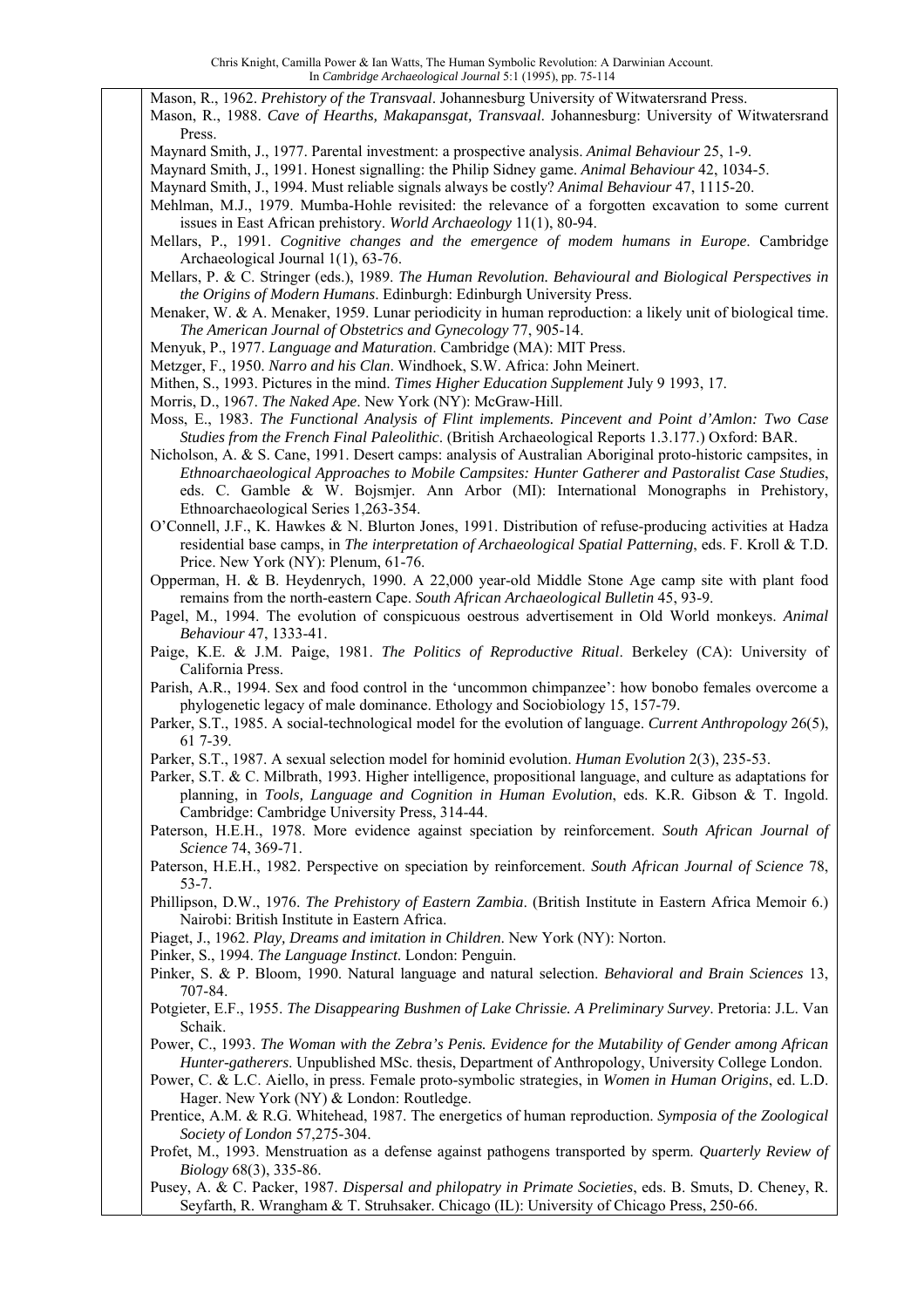Mason, R., 1962. *Prehistory of the Transvaal*. Johannesburg University of Witwatersrand Press.

Mason, R., 1988. *Cave of Hearths, Makapansgat, Transvaal*. Johannesburg: University of Witwatersrand Press.

Maynard Smith, J., 1977. Parental investment: a prospective analysis. *Animal Behaviour* 25, 1-9.

Maynard Smith, J., 1991. Honest signalling: the Philip Sidney game. *Animal Behaviour* 42, 1034-5.

Maynard Smith, J., 1994. Must reliable signals always be costly? *Animal Behaviour* 47, 1115-20.

Mehlman, M.J., 1979. Mumba-Hohle revisited: the relevance of a forgotten excavation to some current issues in East African prehistory. *World Archaeology* 11(1), 80-94.

Mellars, P., 1991. *Cognitive changes and the emergence of modem humans in Europe*. Cambridge Archaeological Journal 1(1), 63-76.

Mellars, P. & C. Stringer (eds.), 1989. *The Human Revolution. Behavioural and Biological Perspectives in the Origins of Modern Humans*. Edinburgh: Edinburgh University Press.

Menaker, W. & A. Menaker, 1959. Lunar periodicity in human reproduction: a likely unit of biological time. *The American Journal of Obstetrics and Gynecology* 77, 905-14.

Menyuk, P., 1977. *Language and Maturation*. Cambridge (MA): MIT Press.

Metzger, F., 1950. *Narro and his Clan*. Windhoek, S.W. Africa: John Meinert.

Mithen, S., 1993. Pictures in the mind. *Times Higher Education Supplement* July 9 1993, 17.

Morris, D., 1967. *The Naked Ape*. New York (NY): McGraw-Hill.

Moss, E., 1983. *The Functional Analysis of Flint implements. Pincevent and Point d'Amlon: Two Case Studies from the French Final Paleolithic*. (British Archaeological Reports 1.3.177.) Oxford: BAR.

Nicholson, A. & S. Cane, 1991. Desert camps: analysis of Australian Aboriginal proto-historic campsites, in *Ethnoarchaeological Approaches to Mobile Campsites: Hunter Gatherer and Pastoralist Case Studies*, eds. C. Gamble & W. Bojsmjer. Ann Arbor (MI): International Monographs in Prehistory, Ethnoarchaeological Series 1,263-354.

O'Connell, J.F., K. Hawkes & N. Blurton Jones, 1991. Distribution of refuse-producing activities at Hadza residential base camps, in *The interpretation of Archaeological Spatial Patterning*, eds. F. Kroll & T.D. Price. New York (NY): Plenum, 61-76.

Opperman, H. & B. Heydenrych, 1990. A 22,000 year-old Middle Stone Age camp site with plant food remains from the north-eastern Cape. *South African Archaeological Bulletin* 45, 93-9.

Pagel, M., 1994. The evolution of conspicuous oestrous advertisement in Old World monkeys. *Animal Behaviour* 47, 1333-41.

Paige, K.E. & J.M. Paige, 1981. *The Politics of Reproductive Ritual*. Berkeley (CA): University of California Press.

Parish, A.R., 1994. Sex and food control in the 'uncommon chimpanzee': how bonobo females overcome a phylogenetic legacy of male dominance. Ethology and Sociobiology 15, 157-79.

Parker, S.T., 1985. A social-technological model for the evolution of language. *Current Anthropology* 26(5), 61 7-39.

Parker, S.T., 1987. A sexual selection model for hominid evolution. *Human Evolution* 2(3), 235-53.

Parker, S.T. & C. Milbrath, 1993. Higher intelligence, propositional language, and culture as adaptations for planning, in *Tools, Language and Cognition in Human Evolution*, eds. K.R. Gibson & T. Ingold. Cambridge: Cambridge University Press, 314-44.

Paterson, H.E.H., 1978. More evidence against speciation by reinforcement. *South African Journal of Science* 74, 369-71.

Paterson, H.E.H., 1982. Perspective on speciation by reinforcement. *South African Journal of Science* 78, 53-7.

Phillipson, D.W., 1976. *The Prehistory of Eastern Zambia*. (British Institute in Eastern Africa Memoir 6.) Nairobi: British Institute in Eastern Africa.

Piaget, J., 1962. *Play, Dreams and imitation in Children*. New York (NY): Norton.

Pinker, S., 1994. *The Language Instinct*. London: Penguin.

Pinker, S. & P. Bloom, 1990. Natural language and natural selection. *Behavioral and Brain Sciences* 13, 707-84.

Potgieter, E.F., 1955. *The Disappearing Bushmen of Lake Chrissie. A Preliminary Survey*. Pretoria: J.L. Van Schaik.

Power, C., 1993. *The Woman with the Zebra's Penis. Evidence for the Mutability of Gender among African Hunter-gatherers*. Unpublished MSc. thesis, Department of Anthropology, University College London.

Power, C. & L.C. Aiello, in press. Female proto-symbolic strategies, in *Women in Human Origins*, ed. L.D. Hager. New York (NY) & London: Routledge.

Prentice, A.M. & R.G. Whitehead, 1987. The energetics of human reproduction. *Symposia of the Zoological Society of London* 57,275-304.

Profet, M., 1993. Menstruation as a defense against pathogens transported by sperm. *Quarterly Review of Biology* 68(3), 335-86.

Pusey, A. & C. Packer, 1987. *Dispersal and philopatry in Primate Societies*, eds. B. Smuts, D. Cheney, R. Seyfarth, R. Wrangham & T. Struhsaker. Chicago (IL): University of Chicago Press, 250-66.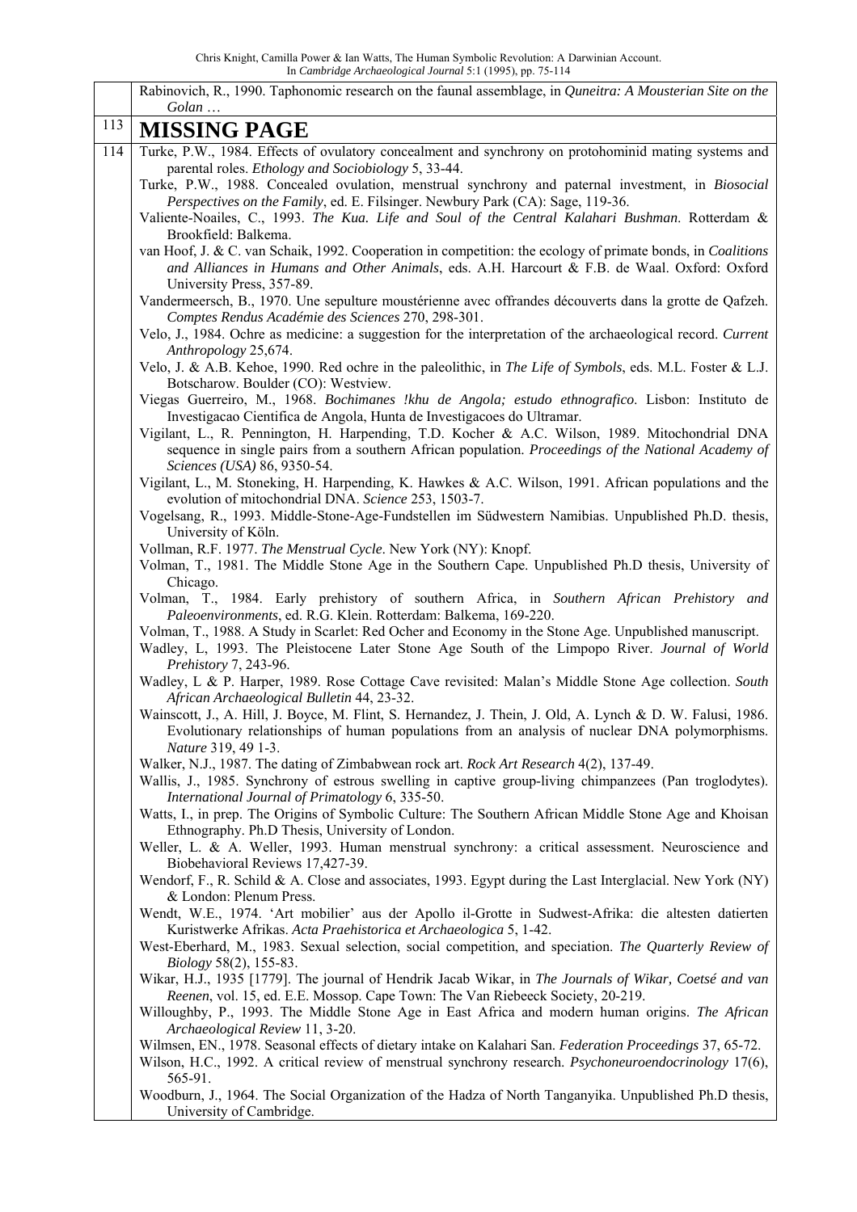| | |
|---|---|
| | Rabinovich, R., 1990. Taphonomic research on the faunal assemblage, in *Quneitra: A Mousterian Site on the Golan* … |
| 113 | **MISSING PAGE** |
| 114 | Turke, P.W., 1984. Effects of ovulatory concealment and synchrony on protohominid mating systems and parental roles. *Ethology and Sociobiology* 5, 33-44.<br>Turke, P.W., 1988. Concealed ovulation, menstrual synchrony and paternal investment, in *Biosocial Perspectives on the Family*, ed. E. Filsinger. Newbury Park (CA): Sage, 119-36.<br>Valiente-Noailes, C., 1993. *The Kua. Life and Soul of the Central Kalahari Bushman*. Rotterdam & Brookfield: Balkema.<br>van Hoof, J. & C. van Schaik, 1992. Cooperation in competition: the ecology of primate bonds, in *Coalitions and Alliances in Humans and Other Animals*, eds. A.H. Harcourt & F.B. de Waal. Oxford: Oxford University Press, 357-89.<br>Vandermeersch, B., 1970. Une sepulture moustérienne avec offrandes découverts dans la grotte de Qafzeh. *Comptes Rendus Académie des Sciences* 270, 298-301.<br>Velo, J., 1984. Ochre as medicine: a suggestion for the interpretation of the archaeological record. *Current Anthropology* 25,674.<br>Velo, J. & A.B. Kehoe, 1990. Red ochre in the paleolithic, in *The Life of Symbols*, eds. M.L. Foster & L.J. Botscharow. Boulder (CO): Westview.<br>Viegas Guerreiro, M., 1968. *Bochimanes !khu de Angola; estudo ethnografico*. Lisbon: Instituto de Investigacao Cientifica de Angola, Hunta de Investigacoes do Ultramar.<br>Vigilant, L., R. Pennington, H. Harpending, T.D. Kocher & A.C. Wilson, 1989. Mitochondrial DNA sequence in single pairs from a southern African population. *Proceedings of the National Academy of Sciences (USA)* 86, 9350-54.<br>Vigilant, L., M. Stoneking, H. Harpending, K. Hawkes & A.C. Wilson, 1991. African populations and the evolution of mitochondrial DNA. *Science* 253, 1503-7.<br>Vogelsang, R., 1993. Middle-Stone-Age-Fundstellen im Südwestern Namibias. Unpublished Ph.D. thesis, University of Köln.<br>Vollman, R.F. 1977. *The Menstrual Cycle*. New York (NY): Knopf.<br>Volman, T., 1981. The Middle Stone Age in the Southern Cape. Unpublished Ph.D thesis, University of Chicago.<br>Volman, T., 1984. Early prehistory of southern Africa, in *Southern African Prehistory and Paleoenvironments*, ed. R.G. Klein. Rotterdam: Balkema, 169-220.<br>Volman, T., 1988. A Study in Scarlet: Red Ocher and Economy in the Stone Age. Unpublished manuscript.<br>Wadley, L, 1993. The Pleistocene Later Stone Age South of the Limpopo River. *Journal of World Prehistory* 7, 243-96.<br>Wadley, L & P. Harper, 1989. Rose Cottage Cave revisited: Malan's Middle Stone Age collection. *South African Archaeological Bulletin* 44, 23-32.<br>Wainscott, J., A. Hill, J. Boyce, M. Flint, S. Hernandez, J. Thein, J. Old, A. Lynch & D. W. Falusi, 1986. Evolutionary relationships of human populations from an analysis of nuclear DNA polymorphisms. *Nature* 319, 49 1-3.<br>Walker, N.J., 1987. The dating of Zimbabwean rock art. *Rock Art Research* 4(2), 137-49.<br>Wallis, J., 1985. Synchrony of estrous swelling in captive group-living chimpanzees (Pan troglodytes). *International Journal of Primatology* 6, 335-50.<br>Watts, I., in prep. The Origins of Symbolic Culture: The Southern African Middle Stone Age and Khoisan Ethnography. Ph.D Thesis, University of London.<br>Weller, L. & A. Weller, 1993. Human menstrual synchrony: a critical assessment. Neuroscience and Biobehavioral Reviews 17,427-39.<br>Wendorf, F., R. Schild & A. Close and associates, 1993. Egypt during the Last Interglacial. New York (NY) & London: Plenum Press.<br>Wendt, W.E., 1974. 'Art mobilier' aus der Apollo il-Grotte in Sudwest-Afrika: die altesten datierten Kuristwerke Afrikas. *Acta Praehistorica et Archaeologica* 5, 1-42.<br>West-Eberhard, M., 1983. Sexual selection, social competition, and speciation. *The Quarterly Review of Biology* 58(2), 155-83.<br>Wikar, H.J., 1935 [1779]. The journal of Hendrik Jacab Wikar, in *The Journals of Wikar, Coetsé and van Reenen*, vol. 15, ed. E.E. Mossop. Cape Town: The Van Riebeeck Society, 20-219.<br>Willoughby, P., 1993. The Middle Stone Age in East Africa and modern human origins. *The African Archaeological Review* 11, 3-20.<br>Wilmsen, EN., 1978. Seasonal effects of dietary intake on Kalahari San. *Federation Proceedings* 37, 65-72.<br>Wilson, H.C., 1992. A critical review of menstrual synchrony research. *Psychoneuroendocrinology* 17(6), 565-91.<br>Woodburn, J., 1964. The Social Organization of the Hadza of North Tanganyika. Unpublished Ph.D thesis, University of Cambridge. |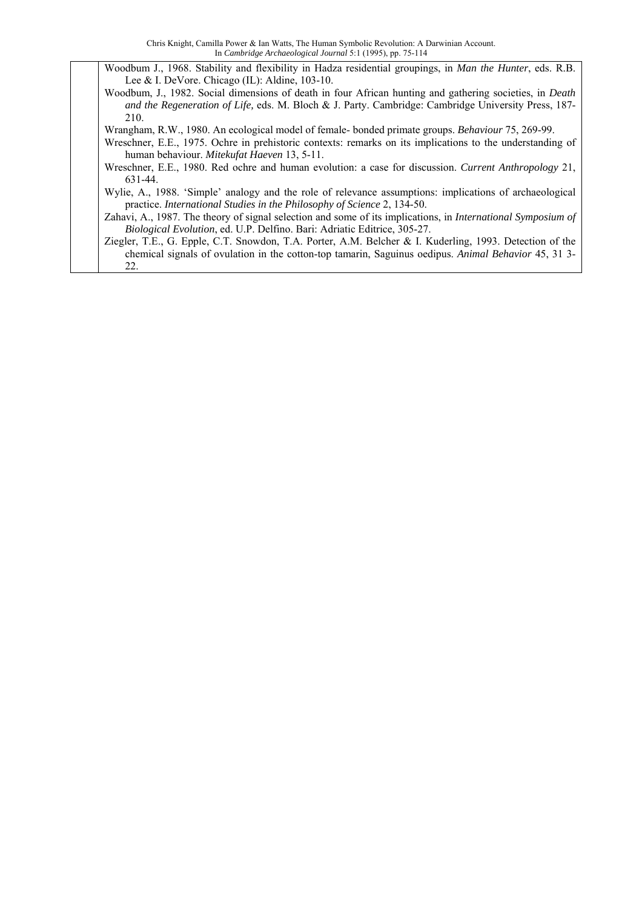Woodbum J., 1968. Stability and flexibility in Hadza residential groupings, in *Man the Hunter*, eds. R.B. Lee & I. DeVore. Chicago (IL): Aldine, 103-10.

Woodbum, J., 1982. Social dimensions of death in four African hunting and gathering societies, in *Death and the Regeneration of Life,* eds. M. Bloch & J. Party. Cambridge: Cambridge University Press, 187-210.

Wrangham, R.W., 1980. An ecological model of female- bonded primate groups. *Behaviour* 75, 269-99.

Wreschner, E.E., 1975. Ochre in prehistoric contexts: remarks on its implications to the understanding of human behaviour. *Mitekufat Haeven* 13, 5-11.

Wreschner, E.E., 1980. Red ochre and human evolution: a case for discussion. *Current Anthropology* 21, 631-44.

Wylie, A., 1988. 'Simple' analogy and the role of relevance assumptions: implications of archaeological practice. *International Studies in the Philosophy of Science* 2, 134-50.

Zahavi, A., 1987. The theory of signal selection and some of its implications, in *International Symposium of Biological Evolution*, ed. U.P. Delfino. Bari: Adriatic Editrice, 305-27.

Ziegler, T.E., G. Epple, C.T. Snowdon, T.A. Porter, A.M. Belcher & I. Kuderling, 1993. Detection of the chemical signals of ovulation in the cotton-top tamarin, Saguinus oedipus. *Animal Behavior* 45, 31 3-22.